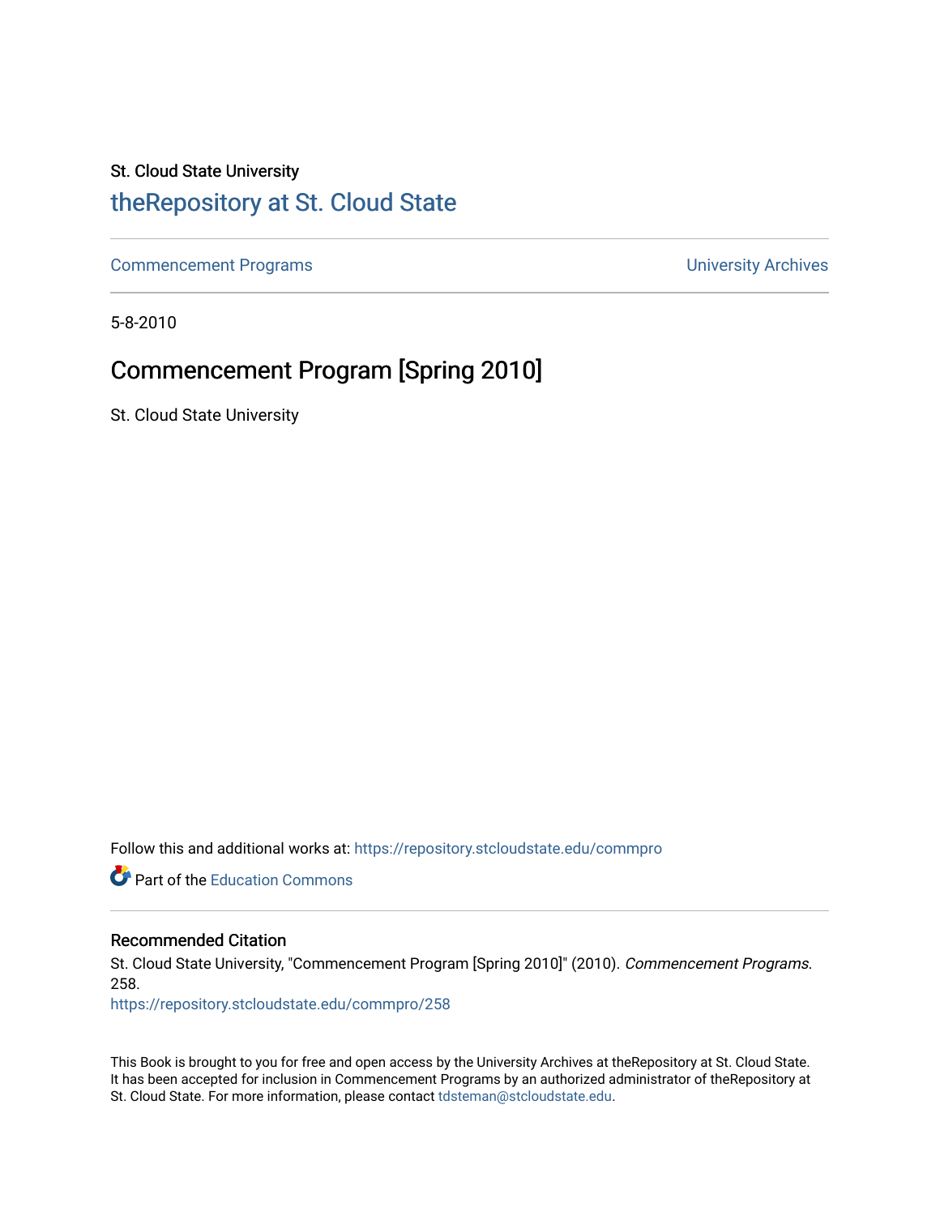St. Cloud State University

# theRepository at St. Cloud State

Commencement Programs | University Archives

5-8-2010

## Commencement Program [Spring 2010]

St. Cloud State University

Follow this and additional works at: https://repository.stcloudstate.edu/commpro

Part of the Education Commons

### Recommended Citation

St. Cloud State University, "Commencement Program [Spring 2010]" (2010). *Commencement Programs*. 258.
https://repository.stcloudstate.edu/commpro/258

This Book is brought to you for free and open access by the University Archives at theRepository at St. Cloud State. It has been accepted for inclusion in Commencement Programs by an authorized administrator of theRepository at St. Cloud State. For more information, please contact tdsteman@stcloudstate.edu.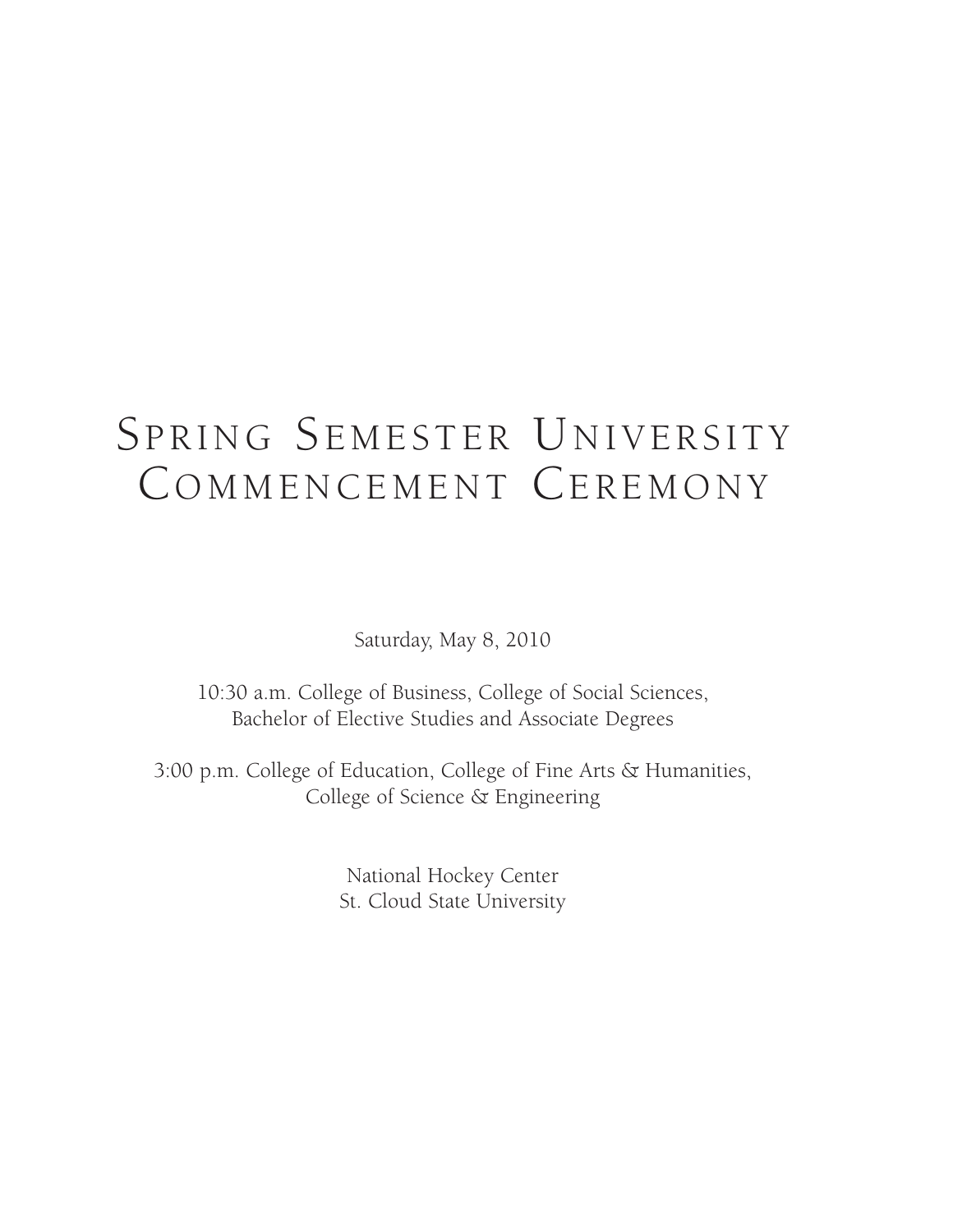# Spring Semester University Commencement Ceremony

Saturday, May 8, 2010

10:30 a.m. College of Business, College of Social Sciences,
Bachelor of Elective Studies and Associate Degrees

3:00 p.m. College of Education, College of Fine Arts & Humanities,
College of Science & Engineering

National Hockey Center
St. Cloud State University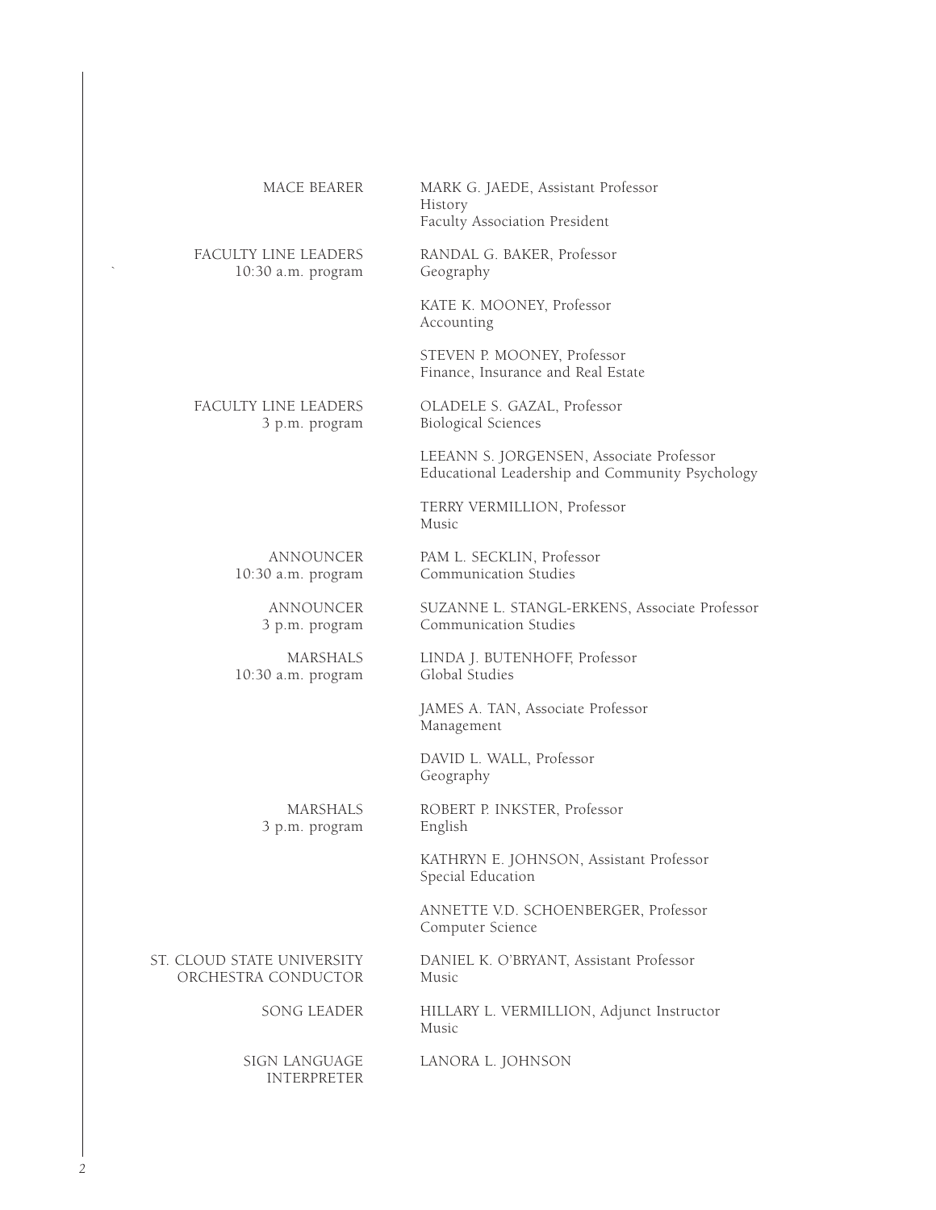| | |
|---|---|
| MACE BEARER | MARK G. JAEDE, Assistant Professor<br>History<br>Faculty Association President |
| FACULTY LINE LEADERS<br>10:30 a.m. program | RANDAL G. BAKER, Professor<br>Geography |
| | KATE K. MOONEY, Professor<br>Accounting |
| | STEVEN P. MOONEY, Professor<br>Finance, Insurance and Real Estate |
| FACULTY LINE LEADERS<br>3 p.m. program | OLADELE S. GAZAL, Professor<br>Biological Sciences |
| | LEEANN S. JORGENSEN, Associate Professor<br>Educational Leadership and Community Psychology |
| | TERRY VERMILLION, Professor<br>Music |
| ANNOUNCER<br>10:30 a.m. program | PAM L. SECKLIN, Professor<br>Communication Studies |
| ANNOUNCER<br>3 p.m. program | SUZANNE L. STANGL-ERKENS, Associate Professor<br>Communication Studies |
| MARSHALS<br>10:30 a.m. program | LINDA J. BUTENHOFF, Professor<br>Global Studies |
| | JAMES A. TAN, Associate Professor<br>Management |
| | DAVID L. WALL, Professor<br>Geography |
| MARSHALS<br>3 p.m. program | ROBERT P. INKSTER, Professor<br>English |
| | KATHRYN E. JOHNSON, Assistant Professor<br>Special Education |
| | ANNETTE V.D. SCHOENBERGER, Professor<br>Computer Science |
| ST. CLOUD STATE UNIVERSITY<br>ORCHESTRA CONDUCTOR | DANIEL K. O'BRYANT, Assistant Professor<br>Music |
| SONG LEADER | HILLARY L. VERMILLION, Adjunct Instructor<br>Music |
| SIGN LANGUAGE<br>INTERPRETER | LANORA L. JOHNSON |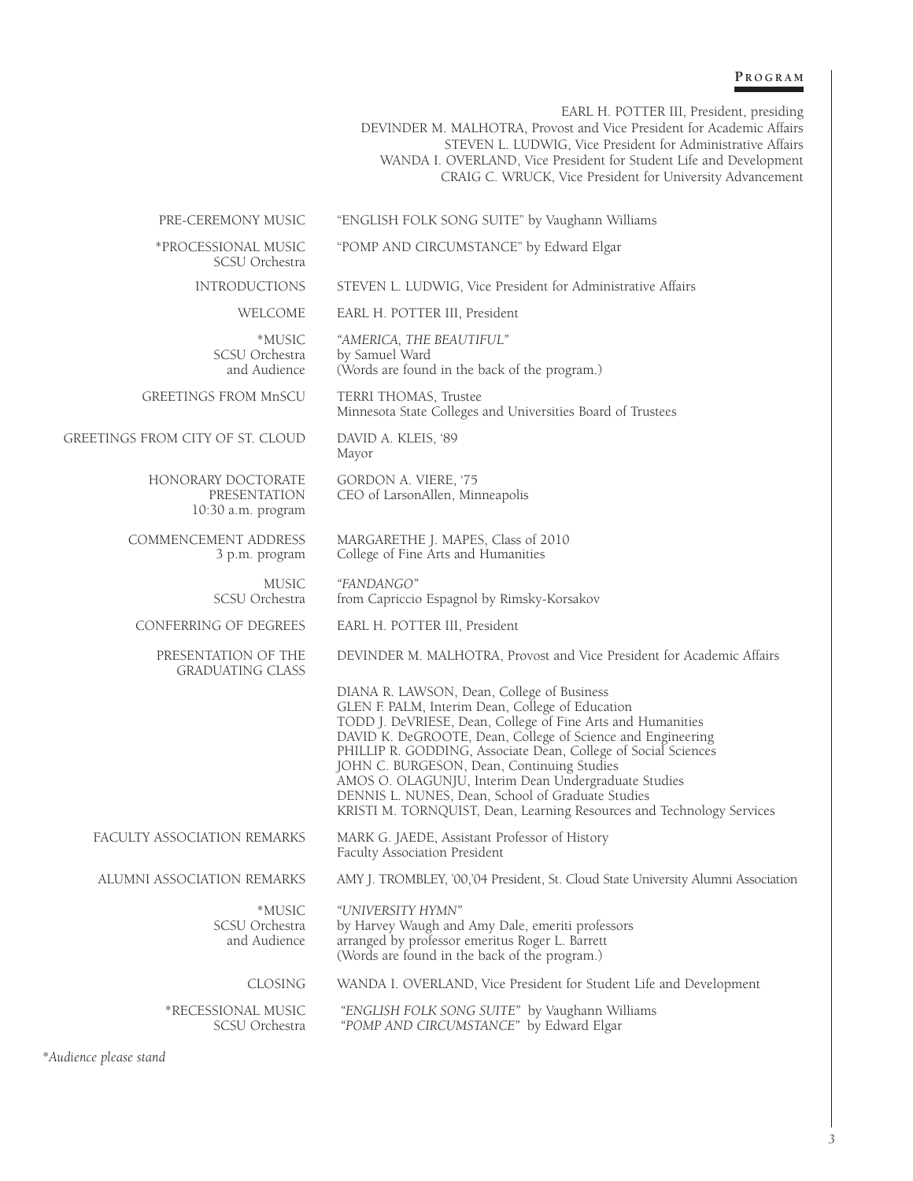## Program

EARL H. POTTER III, President, presiding
DEVINDER M. MALHOTRA, Provost and Vice President for Academic Affairs
STEVEN L. LUDWIG, Vice President for Administrative Affairs
WANDA I. OVERLAND, Vice President for Student Life and Development
CRAIG C. WRUCK, Vice President for University Advancement

| | |
|---|---|
| PRE-CEREMONY MUSIC | "ENGLISH FOLK SONG SUITE" by Vaughann Williams |
| *PROCESSIONAL MUSIC<br>SCSU Orchestra | "POMP AND CIRCUMSTANCE" by Edward Elgar |
| INTRODUCTIONS | STEVEN L. LUDWIG, Vice President for Administrative Affairs |
| WELCOME | EARL H. POTTER III, President |
| *MUSIC<br>SCSU Orchestra<br>and Audience | *"AMERICA, THE BEAUTIFUL"*<br>by Samuel Ward<br>(Words are found in the back of the program.) |
| GREETINGS FROM MnSCU | TERRI THOMAS, Trustee<br>Minnesota State Colleges and Universities Board of Trustees |
| GREETINGS FROM CITY OF ST. CLOUD | DAVID A. KLEIS, '89<br>Mayor |
| HONORARY DOCTORATE<br>PRESENTATION<br>10:30 a.m. program | GORDON A. VIERE, '75<br>CEO of LarsonAllen, Minneapolis |
| COMMENCEMENT ADDRESS<br>3 p.m. program | MARGARETHE J. MAPES, Class of 2010<br>College of Fine Arts and Humanities |
| MUSIC<br>SCSU Orchestra | *"FANDANGO"*<br>from Capriccio Espagnol by Rimsky-Korsakov |
| CONFERRING OF DEGREES | EARL H. POTTER III, President |
| PRESENTATION OF THE<br>GRADUATING CLASS | DEVINDER M. MALHOTRA, Provost and Vice President for Academic Affairs<br><br>DIANA R. LAWSON, Dean, College of Business<br>GLEN F. PALM, Interim Dean, College of Education<br>TODD J. DeVRIESE, Dean, College of Fine Arts and Humanities<br>DAVID K. DeGROOTE, Dean, College of Science and Engineering<br>PHILLIP R. GODDING, Associate Dean, College of Social Sciences<br>JOHN C. BURGESON, Dean, Continuing Studies<br>AMOS O. OLAGUNJU, Interim Dean Undergraduate Studies<br>DENNIS L. NUNES, Dean, School of Graduate Studies<br>KRISTI M. TORNQUIST, Dean, Learning Resources and Technology Services |
| FACULTY ASSOCIATION REMARKS | MARK G. JAEDE, Assistant Professor of History<br>Faculty Association President |
| ALUMNI ASSOCIATION REMARKS | AMY J. TROMBLEY, '00,'04 President, St. Cloud State University Alumni Association |
| *MUSIC<br>SCSU Orchestra<br>and Audience | *"UNIVERSITY HYMN"*<br>by Harvey Waugh and Amy Dale, emeriti professors<br>arranged by professor emeritus Roger L. Barrett<br>(Words are found in the back of the program.) |
| CLOSING | WANDA I. OVERLAND, Vice President for Student Life and Development |
| *RECESSIONAL MUSIC<br>SCSU Orchestra | *"ENGLISH FOLK SONG SUITE"* by Vaughann Williams<br>*"POMP AND CIRCUMSTANCE"* by Edward Elgar |

*\*Audience please stand*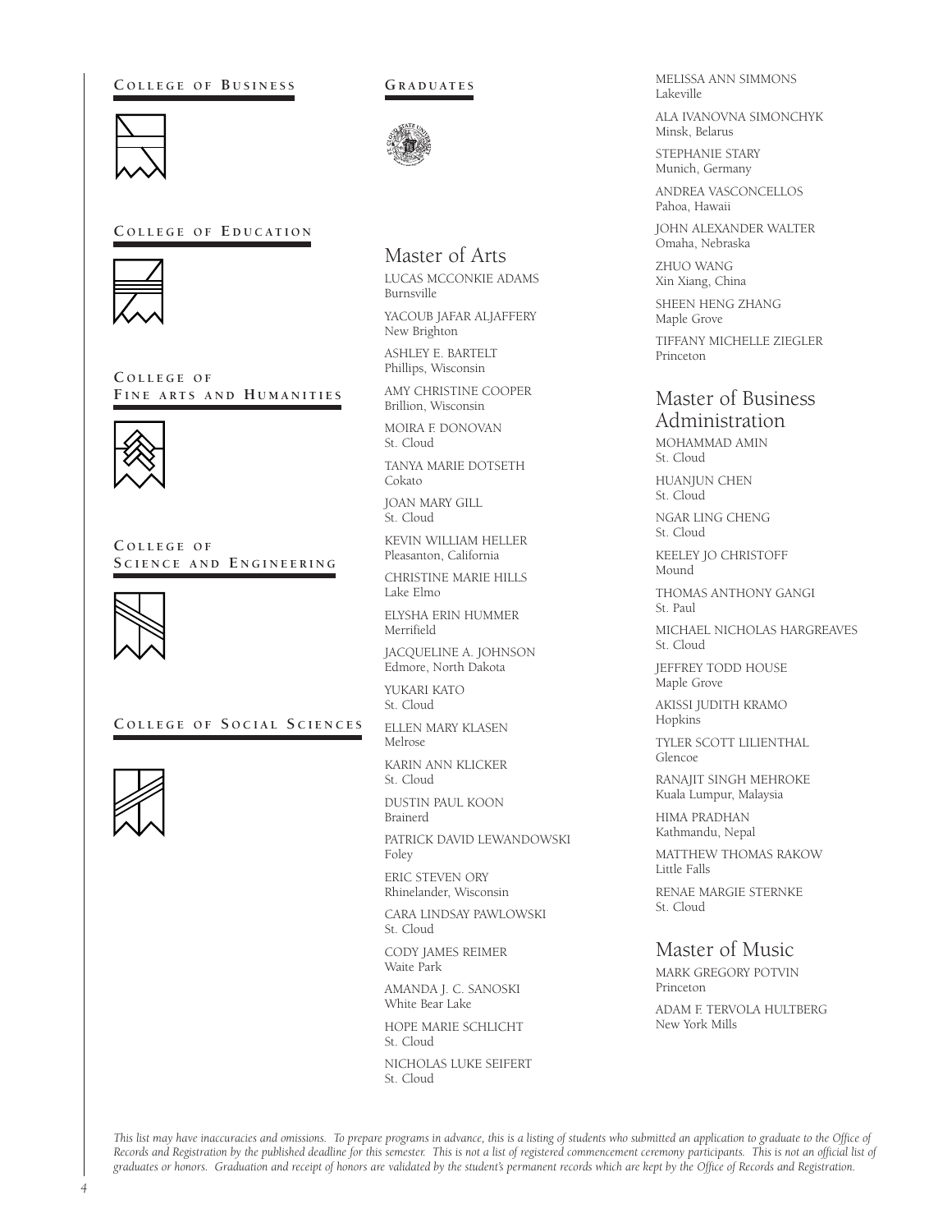College of Business

College of Education

College of Fine Arts and Humanities

College of Science and Engineering

College of Social Sciences

## Graduates

## Master of Arts

LUCAS MCCONKIE ADAMS
Burnsville

YACOUB JAFAR ALJAFFERY
New Brighton

ASHLEY E. BARTELT
Phillips, Wisconsin

AMY CHRISTINE COOPER
Brillion, Wisconsin

MOIRA F. DONOVAN
St. Cloud

TANYA MARIE DOTSETH
Cokato

JOAN MARY GILL
St. Cloud

KEVIN WILLIAM HELLER
Pleasanton, California

CHRISTINE MARIE HILLS
Lake Elmo

ELYSHA ERIN HUMMER
Merrifield

JACQUELINE A. JOHNSON
Edmore, North Dakota

YUKARI KATO
St. Cloud

ELLEN MARY KLASEN
Melrose

KARIN ANN KLICKER
St. Cloud

DUSTIN PAUL KOON
Brainerd

PATRICK DAVID LEWANDOWSKI
Foley

ERIC STEVEN ORY
Rhinelander, Wisconsin

CARA LINDSAY PAWLOWSKI
St. Cloud

CODY JAMES REIMER
Waite Park

AMANDA J. C. SANOSKI
White Bear Lake

HOPE MARIE SCHLICHT
St. Cloud

NICHOLAS LUKE SEIFERT
St. Cloud

MELISSA ANN SIMMONS
Lakeville

ALA IVANOVNA SIMONCHYK
Minsk, Belarus

STEPHANIE STARY
Munich, Germany

ANDREA VASCONCELLOS
Pahoa, Hawaii

JOHN ALEXANDER WALTER
Omaha, Nebraska

ZHUO WANG
Xin Xiang, China

SHEEN HENG ZHANG
Maple Grove

TIFFANY MICHELLE ZIEGLER
Princeton

## Master of Business Administration

MOHAMMAD AMIN
St. Cloud

HUANJUN CHEN
St. Cloud

NGAR LING CHENG
St. Cloud

KEELEY JO CHRISTOFF
Mound

THOMAS ANTHONY GANGI
St. Paul

MICHAEL NICHOLAS HARGREAVES
St. Cloud

JEFFREY TODD HOUSE
Maple Grove

AKISSI JUDITH KRAMO
Hopkins

TYLER SCOTT LILIENTHAL
Glencoe

RANAJIT SINGH MEHROKE
Kuala Lumpur, Malaysia

HIMA PRADHAN
Kathmandu, Nepal

MATTHEW THOMAS RAKOW
Little Falls

RENAE MARGIE STERNKE
St. Cloud

## Master of Music

MARK GREGORY POTVIN
Princeton

ADAM F. TERVOLA HULTBERG
New York Mills

*This list may have inaccuracies and omissions. To prepare programs in advance, this is a listing of students who submitted an application to graduate to the Office of Records and Registration by the published deadline for this semester. This is not a list of registered commencement ceremony participants. This is not an official list of graduates or honors. Graduation and receipt of honors are validated by the student's permanent records which are kept by the Office of Records and Registration.*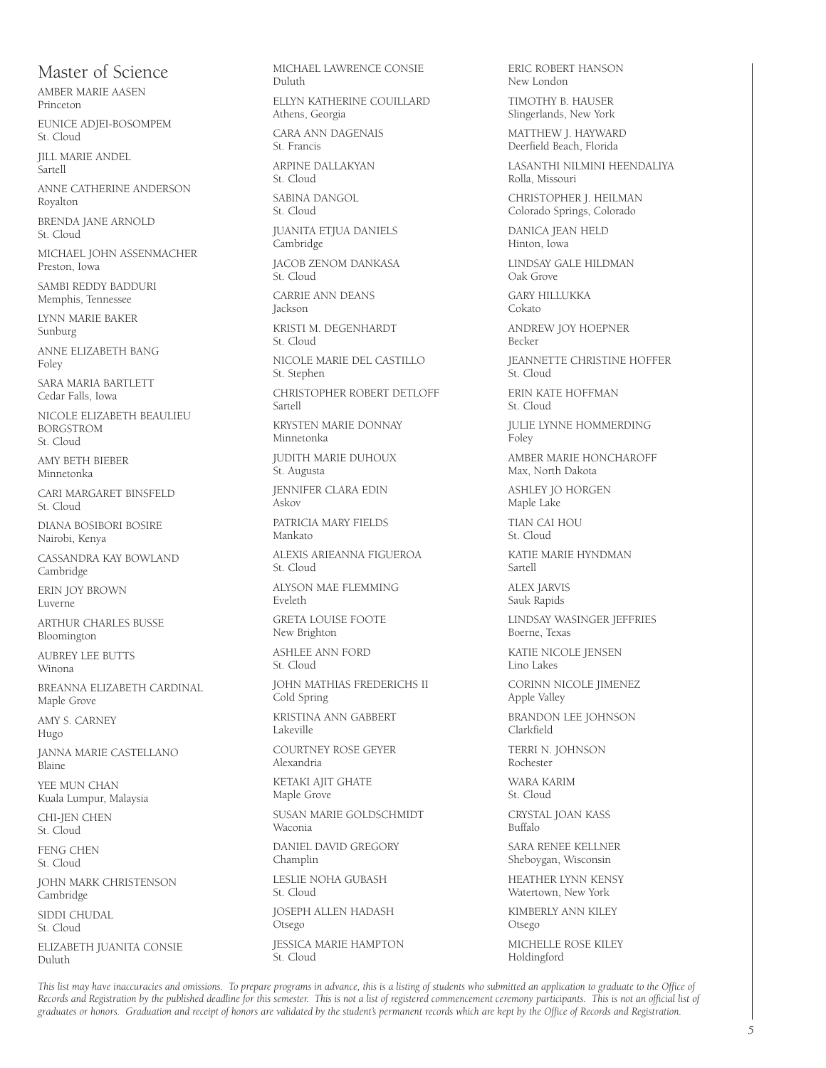## Master of Science

AMBER MARIE AASEN
Princeton

EUNICE ADJEI-BOSOMPEM
St. Cloud

JILL MARIE ANDEL
Sartell

ANNE CATHERINE ANDERSON
Royalton

BRENDA JANE ARNOLD
St. Cloud

MICHAEL JOHN ASSENMACHER
Preston, Iowa

SAMBI REDDY BADDURI
Memphis, Tennessee

LYNN MARIE BAKER
Sunburg

ANNE ELIZABETH BANG
Foley

SARA MARIA BARTLETT
Cedar Falls, Iowa

NICOLE ELIZABETH BEAULIEU BORGSTROM
St. Cloud

AMY BETH BIEBER
Minnetonka

CARI MARGARET BINSFELD
St. Cloud

DIANA BOSIBORI BOSIRE
Nairobi, Kenya

CASSANDRA KAY BOWLAND
Cambridge

ERIN JOY BROWN
Luverne

ARTHUR CHARLES BUSSE
Bloomington

AUBREY LEE BUTTS
Winona

BREANNA ELIZABETH CARDINAL
Maple Grove

AMY S. CARNEY
Hugo

JANNA MARIE CASTELLANO
Blaine

YEE MUN CHAN
Kuala Lumpur, Malaysia

CHI-JEN CHEN
St. Cloud

FENG CHEN
St. Cloud

JOHN MARK CHRISTENSON
Cambridge

SIDDI CHUDAL
St. Cloud

ELIZABETH JUANITA CONSIE
Duluth

MICHAEL LAWRENCE CONSIE
Duluth

ELLYN KATHERINE COUILLARD
Athens, Georgia

CARA ANN DAGENAIS
St. Francis

ARPINE DALLAKYAN
St. Cloud

SABINA DANGOL
St. Cloud

JUANITA ETJUA DANIELS
Cambridge

JACOB ZENOM DANKASA
St. Cloud

CARRIE ANN DEANS
Jackson

KRISTI M. DEGENHARDT
St. Cloud

NICOLE MARIE DEL CASTILLO
St. Stephen

CHRISTOPHER ROBERT DETLOFF
Sartell

KRYSTEN MARIE DONNAY
Minnetonka

JUDITH MARIE DUHOUX
St. Augusta

JENNIFER CLARA EDIN
Askov

PATRICIA MARY FIELDS
Mankato

ALEXIS ARIEANNA FIGUEROA
St. Cloud

ALYSON MAE FLEMMING
Eveleth

GRETA LOUISE FOOTE
New Brighton

ASHLEE ANN FORD
St. Cloud

JOHN MATHIAS FREDERICHS II
Cold Spring

KRISTINA ANN GABBERT
Lakeville

COURTNEY ROSE GEYER
Alexandria

KETAKI AJIT GHATE
Maple Grove

SUSAN MARIE GOLDSCHMIDT
Waconia

DANIEL DAVID GREGORY
Champlin

LESLIE NOHA GUBASH
St. Cloud

JOSEPH ALLEN HADASH
Otsego

JESSICA MARIE HAMPTON
St. Cloud

ERIC ROBERT HANSON
New London

TIMOTHY B. HAUSER
Slingerlands, New York

MATTHEW J. HAYWARD
Deerfield Beach, Florida

LASANTHI NILMINI HEENDALIYA
Rolla, Missouri

CHRISTOPHER J. HEILMAN
Colorado Springs, Colorado

DANICA JEAN HELD
Hinton, Iowa

LINDSAY GALE HILDMAN
Oak Grove

GARY HILLUKKA
Cokato

ANDREW JOY HOEPNER
Becker

JEANNETTE CHRISTINE HOFFER
St. Cloud

ERIN KATE HOFFMAN
St. Cloud

JULIE LYNNE HOMMERDING
Foley

AMBER MARIE HONCHAROFF
Max, North Dakota

ASHLEY JO HORGEN
Maple Lake

TIAN CAI HOU
St. Cloud

KATIE MARIE HYNDMAN
Sartell

ALEX JARVIS
Sauk Rapids

LINDSAY WASINGER JEFFRIES
Boerne, Texas

KATIE NICOLE JENSEN
Lino Lakes

CORINN NICOLE JIMENEZ
Apple Valley

BRANDON LEE JOHNSON
Clarkfield

TERRI N. JOHNSON
Rochester

WARA KARIM
St. Cloud

CRYSTAL JOAN KASS
Buffalo

SARA RENEE KELLNER
Sheboygan, Wisconsin

HEATHER LYNN KENSY
Watertown, New York

KIMBERLY ANN KILEY
Otsego

MICHELLE ROSE KILEY
Holdingford

*This list may have inaccuracies and omissions. To prepare programs in advance, this is a listing of students who submitted an application to graduate to the Office of Records and Registration by the published deadline for this semester. This is not a list of registered commencement ceremony participants. This is not an official list of graduates or honors. Graduation and receipt of honors are validated by the student's permanent records which are kept by the Office of Records and Registration.*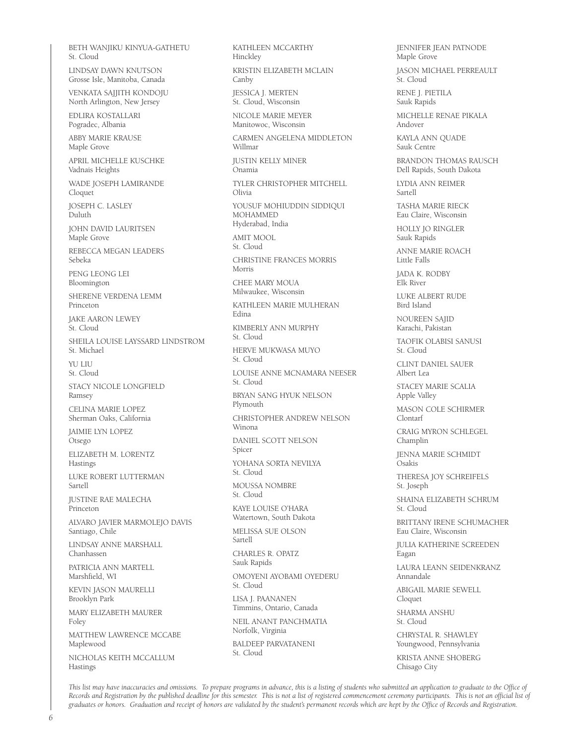BETH WANJIKU KINYUA-GATHETU
St. Cloud

LINDSAY DAWN KNUTSON
Grosse Isle, Manitoba, Canada

VENKATA SAJJITH KONDOJU
North Arlington, New Jersey

EDLIRA KOSTALLARI
Pogradec, Albania

ABBY MARIE KRAUSE
Maple Grove

APRIL MICHELLE KUSCHKE
Vadnais Heights

WADE JOSEPH LAMIRANDE
Cloquet

JOSEPH C. LASLEY
Duluth

JOHN DAVID LAURITSEN
Maple Grove

REBECCA MEGAN LEADERS
Sebeka

PENG LEONG LEI
Bloomington

SHERENE VERDENA LEMM
Princeton

JAKE AARON LEWEY
St. Cloud

SHEILA LOUISE LAYSSARD LINDSTROM
St. Michael

YU LIU
St. Cloud

STACY NICOLE LONGFIELD
Ramsey

CELINA MARIE LOPEZ
Sherman Oaks, California

JAIMIE LYN LOPEZ
Otsego

ELIZABETH M. LORENTZ
Hastings

LUKE ROBERT LUTTERMAN
Sartell

JUSTINE RAE MALECHA
Princeton

ALVARO JAVIER MARMOLEJO DAVIS
Santiago, Chile

LINDSAY ANNE MARSHALL
Chanhassen

PATRICIA ANN MARTELL
Marshfield, WI

KEVIN JASON MAURELLI
Brooklyn Park

MARY ELIZABETH MAURER
Foley

MATTHEW LAWRENCE MCCABE
Maplewood

NICHOLAS KEITH MCCALLUM
Hastings

KATHLEEN MCCARTHY
Hinckley

KRISTIN ELIZABETH MCLAIN
Canby

JESSICA J. MERTEN
St. Cloud, Wisconsin

NICOLE MARIE MEYER
Manitowoc, Wisconsin

CARMEN ANGELENA MIDDLETON
Willmar

JUSTIN KELLY MINER
Onamia

TYLER CHRISTOPHER MITCHELL
Olivia

YOUSUF MOHIUDDIN SIDDIQUI MOHAMMED
Hyderabad, India

AMIT MOOL
St. Cloud

CHRISTINE FRANCES MORRIS
Morris

CHEE MARY MOUA
Milwaukee, Wisconsin

KATHLEEN MARIE MULHERAN
Edina

KIMBERLY ANN MURPHY
St. Cloud

HERVE MUKWASA MUYO
St. Cloud

LOUISE ANNE MCNAMARA NEESER
St. Cloud

BRYAN SANG HYUK NELSON
Plymouth

CHRISTOPHER ANDREW NELSON
Winona

DANIEL SCOTT NELSON
Spicer

YOHANA SORTA NEVILYA
St. Cloud

MOUSSA NOMBRE
St. Cloud

KAYE LOUISE O'HARA
Watertown, South Dakota

MELISSA SUE OLSON
Sartell

CHARLES R. OPATZ
Sauk Rapids

OMOYENI AYOBAMI OYEDERU
St. Cloud

LISA J. PAANANEN
Timmins, Ontario, Canada

NEIL ANANT PANCHMATIA
Norfolk, Virginia

BALDEEP PARVATANENI
St. Cloud

JENNIFER JEAN PATNODE
Maple Grove

JASON MICHAEL PERREAULT
St. Cloud

RENE J. PIETILA
Sauk Rapids

MICHELLE RENAE PIKALA
Andover

KAYLA ANN QUADE
Sauk Centre

BRANDON THOMAS RAUSCH
Dell Rapids, South Dakota

LYDIA ANN REIMER
Sartell

TASHA MARIE RIECK
Eau Claire, Wisconsin

HOLLY JO RINGLER
Sauk Rapids

ANNE MARIE ROACH
Little Falls

JADA K. RODBY
Elk River

LUKE ALBERT RUDE
Bird Island

NOUREEN SAJID
Karachi, Pakistan

TAOFIK OLABISI SANUSI
St. Cloud

CLINT DANIEL SAUER
Albert Lea

STACEY MARIE SCALIA
Apple Valley

MASON COLE SCHIRMER
Clontarf

CRAIG MYRON SCHLEGEL
Champlin

JENNA MARIE SCHMIDT
Osakis

THERESA JOY SCHREIFELS
St. Joseph

SHAINA ELIZABETH SCHRUM
St. Cloud

BRITTANY IRENE SCHUMACHER
Eau Claire, Wisconsin

JULIA KATHERINE SCREEDEN
Eagan

LAURA LEANN SEIDENKRANZ
Annandale

ABIGAIL MARIE SEWELL
Cloquet

SHARMA ANSHU
St. Cloud

CHRYSTAL R. SHAWLEY
Youngwood, Pennsylvania

KRISTA ANNE SHOBERG
Chisago City

*This list may have inaccuracies and omissions. To prepare programs in advance, this is a listing of students who submitted an application to graduate to the Office of Records and Registration by the published deadline for this semester. This is not a list of registered commencement ceremony participants. This is not an official list of graduates or honors. Graduation and receipt of honors are validated by the student's permanent records which are kept by the Office of Records and Registration.*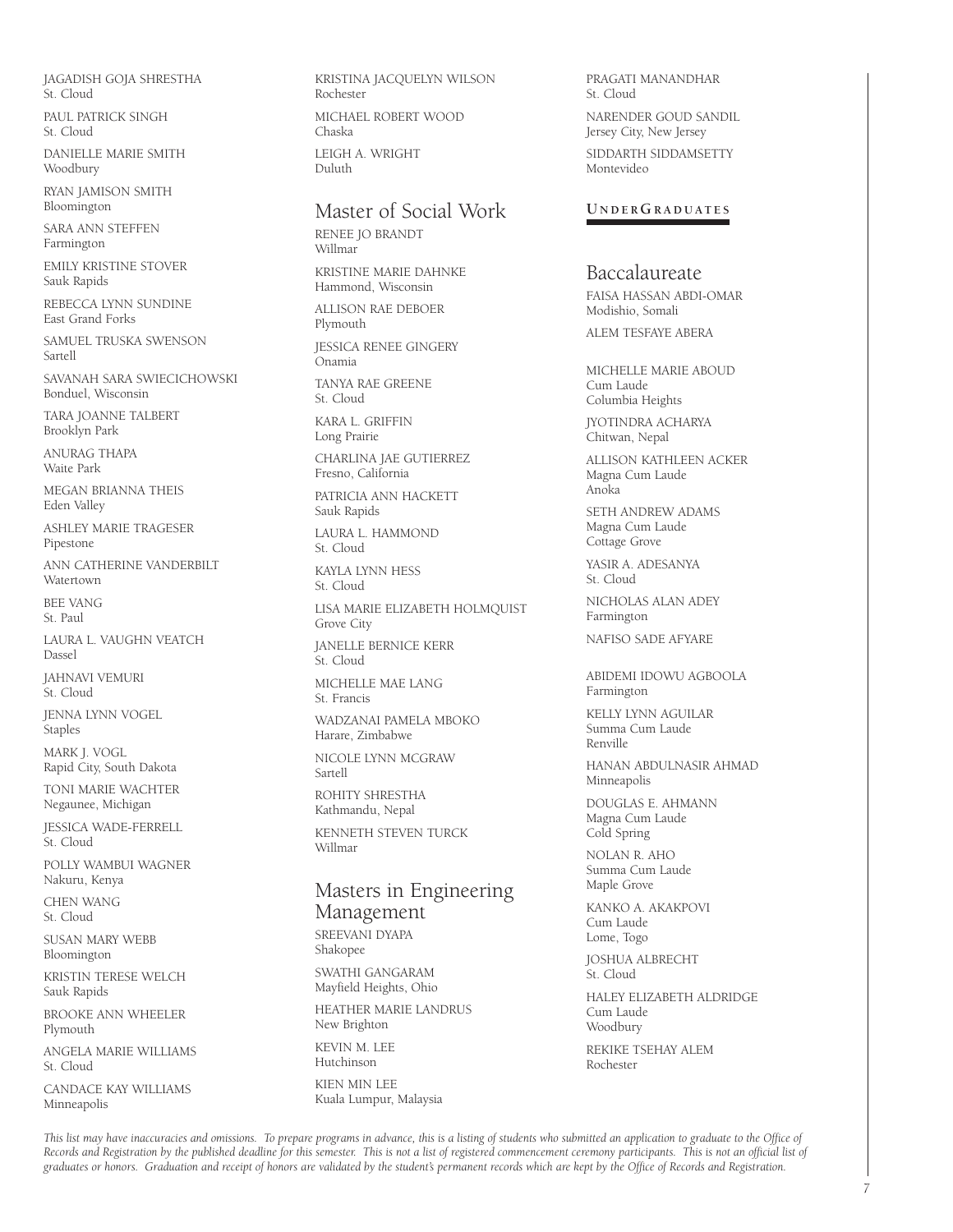JAGADISH GOJA SHRESTHA
St. Cloud

PAUL PATRICK SINGH
St. Cloud

DANIELLE MARIE SMITH
Woodbury

RYAN JAMISON SMITH
Bloomington

SARA ANN STEFFEN
Farmington

EMILY KRISTINE STOVER
Sauk Rapids

REBECCA LYNN SUNDINE
East Grand Forks

SAMUEL TRUSKA SWENSON
Sartell

SAVANAH SARA SWIECICHOWSKI
Bonduel, Wisconsin

TARA JOANNE TALBERT
Brooklyn Park

ANURAG THAPA
Waite Park

MEGAN BRIANNA THEIS
Eden Valley

ASHLEY MARIE TRAGESER
Pipestone

ANN CATHERINE VANDERBILT
Watertown

BEE VANG
St. Paul

LAURA L. VAUGHN VEATCH
Dassel

JAHNAVI VEMURI
St. Cloud

JENNA LYNN VOGEL
Staples

MARK J. VOGL
Rapid City, South Dakota

TONI MARIE WACHTER
Negaunee, Michigan

JESSICA WADE-FERRELL
St. Cloud

POLLY WAMBUI WAGNER
Nakuru, Kenya

CHEN WANG
St. Cloud

SUSAN MARY WEBB
Bloomington

KRISTIN TERESE WELCH
Sauk Rapids

BROOKE ANN WHEELER
Plymouth

ANGELA MARIE WILLIAMS
St. Cloud

CANDACE KAY WILLIAMS
Minneapolis

KRISTINA JACQUELYN WILSON
Rochester

MICHAEL ROBERT WOOD
Chaska

LEIGH A. WRIGHT
Duluth

## Master of Social Work

RENEE JO BRANDT
Willmar

KRISTINE MARIE DAHNKE
Hammond, Wisconsin

ALLISON RAE DEBOER
Plymouth

JESSICA RENEE GINGERY
Onamia

TANYA RAE GREENE
St. Cloud

KARA L. GRIFFIN
Long Prairie

CHARLINA JAE GUTIERREZ
Fresno, California

PATRICIA ANN HACKETT
Sauk Rapids

LAURA L. HAMMOND
St. Cloud

KAYLA LYNN HESS
St. Cloud

LISA MARIE ELIZABETH HOLMQUIST
Grove City

JANELLE BERNICE KERR
St. Cloud

MICHELLE MAE LANG
St. Francis

WADZANAI PAMELA MBOKO
Harare, Zimbabwe

NICOLE LYNN MCGRAW
Sartell

ROHITY SHRESTHA
Kathmandu, Nepal

KENNETH STEVEN TURCK
Willmar

## Masters in Engineering Management

SREEVANI DYAPA
Shakopee

SWATHI GANGARAM
Mayfield Heights, Ohio

HEATHER MARIE LANDRUS
New Brighton

KEVIN M. LEE
Hutchinson

KIEN MIN LEE
Kuala Lumpur, Malaysia

PRAGATI MANANDHAR
St. Cloud

NARENDER GOUD SANDIL
Jersey City, New Jersey

SIDDARTH SIDDAMSETTY
Montevideo

# UNDERGRADUATES

## Baccalaureate

FAISA HASSAN ABDI-OMAR
Modishio, Somali

ALEM TESFAYE ABERA

MICHELLE MARIE ABOUD
Cum Laude
Columbia Heights

JYOTINDRA ACHARYA
Chitwan, Nepal

ALLISON KATHLEEN ACKER
Magna Cum Laude
Anoka

SETH ANDREW ADAMS
Magna Cum Laude
Cottage Grove

YASIR A. ADESANYA
St. Cloud

NICHOLAS ALAN ADEY
Farmington

NAFISO SADE AFYARE

ABIDEMI IDOWU AGBOOLA
Farmington

KELLY LYNN AGUILAR
Summa Cum Laude
Renville

HANAN ABDULNASIR AHMAD
Minneapolis

DOUGLAS E. AHMANN
Magna Cum Laude
Cold Spring

NOLAN R. AHO
Summa Cum Laude
Maple Grove

KANKO A. AKAKPOVI
Cum Laude
Lome, Togo

JOSHUA ALBRECHT
St. Cloud

HALEY ELIZABETH ALDRIDGE
Cum Laude
Woodbury

REKIKE TSEHAY ALEM
Rochester

*This list may have inaccuracies and omissions. To prepare programs in advance, this is a listing of students who submitted an application to graduate to the Office of Records and Registration by the published deadline for this semester. This is not a list of registered commencement ceremony participants. This is not an official list of graduates or honors. Graduation and receipt of honors are validated by the student's permanent records which are kept by the Office of Records and Registration.*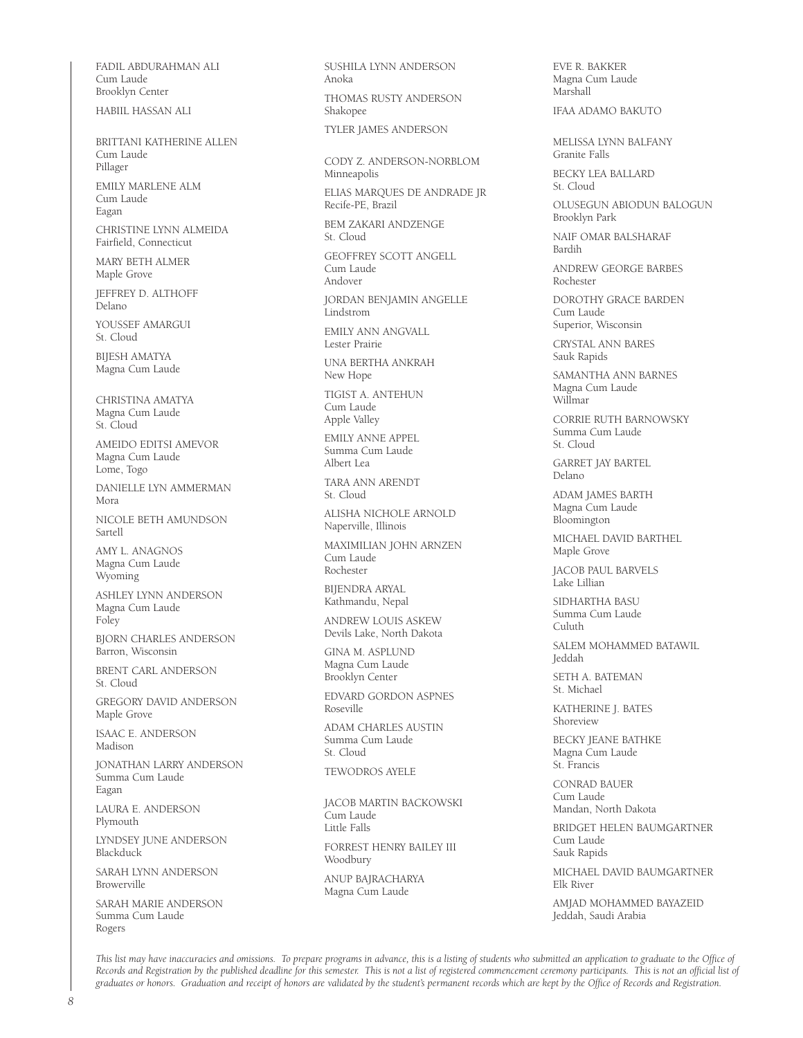FADIL ABDURAHMAN ALI
Cum Laude
Brooklyn Center

HABIIL HASSAN ALI

BRITTANI KATHERINE ALLEN
Cum Laude
Pillager

EMILY MARLENE ALM
Cum Laude
Eagan

CHRISTINE LYNN ALMEIDA
Fairfield, Connecticut

MARY BETH ALMER
Maple Grove

JEFFREY D. ALTHOFF
Delano

YOUSSEF AMARGUI
St. Cloud

BIJESH AMATYA
Magna Cum Laude

CHRISTINA AMATYA
Magna Cum Laude
St. Cloud

AMEIDO EDITSI AMEVOR
Magna Cum Laude
Lome, Togo

DANIELLE LYN AMMERMAN
Mora

NICOLE BETH AMUNDSON
Sartell

AMY L. ANAGNOS
Magna Cum Laude
Wyoming

ASHLEY LYNN ANDERSON
Magna Cum Laude
Foley

BJORN CHARLES ANDERSON
Barron, Wisconsin

BRENT CARL ANDERSON
St. Cloud

GREGORY DAVID ANDERSON
Maple Grove

ISAAC E. ANDERSON
Madison

JONATHAN LARRY ANDERSON
Summa Cum Laude
Eagan

LAURA E. ANDERSON
Plymouth

LYNDSEY JUNE ANDERSON
Blackduck

SARAH LYNN ANDERSON
Browerville

SARAH MARIE ANDERSON
Summa Cum Laude
Rogers

SUSHILA LYNN ANDERSON
Anoka

THOMAS RUSTY ANDERSON
Shakopee

TYLER JAMES ANDERSON

CODY Z. ANDERSON-NORBLOM
Minneapolis

ELIAS MARQUES DE ANDRADE JR
Recife-PE, Brazil

BEM ZAKARI ANDZENGE
St. Cloud

GEOFFREY SCOTT ANGELL
Cum Laude
Andover

JORDAN BENJAMIN ANGELLE
Lindstrom

EMILY ANN ANGVALL
Lester Prairie

UNA BERTHA ANKRAH
New Hope

TIGIST A. ANTEHUN
Cum Laude
Apple Valley

EMILY ANNE APPEL
Summa Cum Laude
Albert Lea

TARA ANN ARENDT
St. Cloud

ALISHA NICHOLE ARNOLD
Naperville, Illinois

MAXIMILIAN JOHN ARNZEN
Cum Laude
Rochester

BIJENDRA ARYAL
Kathmandu, Nepal

ANDREW LOUIS ASKEW
Devils Lake, North Dakota

GINA M. ASPLUND
Magna Cum Laude
Brooklyn Center

EDVARD GORDON ASPNES
Roseville

ADAM CHARLES AUSTIN
Summa Cum Laude
St. Cloud

TEWODROS AYELE

JACOB MARTIN BACKOWSKI
Cum Laude
Little Falls

FORREST HENRY BAILEY III
Woodbury

ANUP BAJRACHARYA
Magna Cum Laude

EVE R. BAKKER
Magna Cum Laude
Marshall

IFAA ADAMO BAKUTO

MELISSA LYNN BALFANY
Granite Falls

BECKY LEA BALLARD
St. Cloud

OLUSEGUN ABIODUN BALOGUN
Brooklyn Park

NAIF OMAR BALSHARAF
Bardih

ANDREW GEORGE BARBES
Rochester

DOROTHY GRACE BARDEN
Cum Laude
Superior, Wisconsin

CRYSTAL ANN BARES
Sauk Rapids

SAMANTHA ANN BARNES
Magna Cum Laude
Willmar

CORRIE RUTH BARNOWSKY
Summa Cum Laude
St. Cloud

GARRET JAY BARTEL
Delano

ADAM JAMES BARTH
Magna Cum Laude
Bloomington

MICHAEL DAVID BARTHEL
Maple Grove

JACOB PAUL BARVELS
Lake Lillian

SIDHARTHA BASU
Summa Cum Laude
Culuth

SALEM MOHAMMED BATAWIL
Jeddah

SETH A. BATEMAN
St. Michael

KATHERINE J. BATES
Shoreview

BECKY JEANE BATHKE
Magna Cum Laude
St. Francis

CONRAD BAUER
Cum Laude
Mandan, North Dakota

BRIDGET HELEN BAUMGARTNER
Cum Laude
Sauk Rapids

MICHAEL DAVID BAUMGARTNER
Elk River

AMJAD MOHAMMED BAYAZEID
Jeddah, Saudi Arabia

*This list may have inaccuracies and omissions. To prepare programs in advance, this is a listing of students who submitted an application to graduate to the Office of Records and Registration by the published deadline for this semester. This is not a list of registered commencement ceremony participants. This is not an official list of graduates or honors. Graduation and receipt of honors are validated by the student's permanent records which are kept by the Office of Records and Registration.*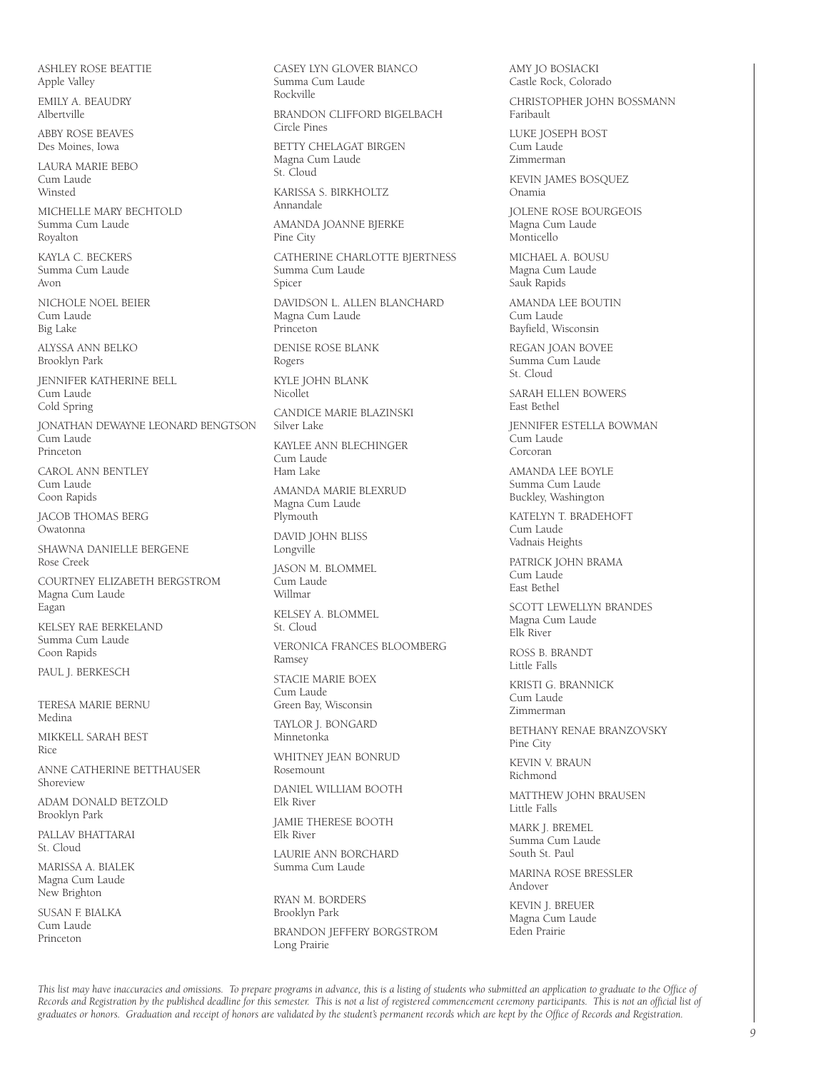ASHLEY ROSE BEATTIE
Apple Valley

EMILY A. BEAUDRY
Albertville

ABBY ROSE BEAVES
Des Moines, Iowa

LAURA MARIE BEBO
Cum Laude
Winsted

MICHELLE MARY BECHTOLD
Summa Cum Laude
Royalton

KAYLA C. BECKERS
Summa Cum Laude
Avon

NICHOLE NOEL BEIER
Cum Laude
Big Lake

ALYSSA ANN BELKO
Brooklyn Park

JENNIFER KATHERINE BELL
Cum Laude
Cold Spring

JONATHAN DEWAYNE LEONARD BENGTSON
Cum Laude
Princeton

CAROL ANN BENTLEY
Cum Laude
Coon Rapids

JACOB THOMAS BERG
Owatonna

SHAWNA DANIELLE BERGENE
Rose Creek

COURTNEY ELIZABETH BERGSTROM
Magna Cum Laude
Eagan

KELSEY RAE BERKELAND
Summa Cum Laude
Coon Rapids

PAUL J. BERKESCH

TERESA MARIE BERNU
Medina

MIKKELL SARAH BEST
Rice

ANNE CATHERINE BETTHAUSER
Shoreview

ADAM DONALD BETZOLD
Brooklyn Park

PALLAV BHATTARAI
St. Cloud

MARISSA A. BIALEK
Magna Cum Laude
New Brighton

SUSAN F. BIALKA
Cum Laude
Princeton

CASEY LYN GLOVER BIANCO
Summa Cum Laude
Rockville

BRANDON CLIFFORD BIGELBACH
Circle Pines

BETTY CHELAGAT BIRGEN
Magna Cum Laude
St. Cloud

KARISSA S. BIRKHOLTZ
Annandale

AMANDA JOANNE BJERKE
Pine City

CATHERINE CHARLOTTE BJERTNESS
Summa Cum Laude
Spicer

DAVIDSON L. ALLEN BLANCHARD
Magna Cum Laude
Princeton

DENISE ROSE BLANK
Rogers

KYLE JOHN BLANK
Nicollet

CANDICE MARIE BLAZINSKI
Silver Lake

KAYLEE ANN BLECHINGER
Cum Laude
Ham Lake

AMANDA MARIE BLEXRUD
Magna Cum Laude
Plymouth

DAVID JOHN BLISS
Longville

JASON M. BLOMMEL
Cum Laude
Willmar

KELSEY A. BLOMMEL
St. Cloud

VERONICA FRANCES BLOOMBERG
Ramsey

STACIE MARIE BOEX
Cum Laude
Green Bay, Wisconsin

TAYLOR J. BONGARD
Minnetonka

WHITNEY JEAN BONRUD
Rosemount

DANIEL WILLIAM BOOTH
Elk River

JAMIE THERESE BOOTH
Elk River

LAURIE ANN BORCHARD
Summa Cum Laude

RYAN M. BORDERS
Brooklyn Park

BRANDON JEFFERY BORGSTROM
Long Prairie

AMY JO BOSIACKI
Castle Rock, Colorado

CHRISTOPHER JOHN BOSSMANN
Faribault

LUKE JOSEPH BOST
Cum Laude
Zimmerman

KEVIN JAMES BOSQUEZ
Onamia

JOLENE ROSE BOURGEOIS
Magna Cum Laude
Monticello

MICHAEL A. BOUSU
Magna Cum Laude
Sauk Rapids

AMANDA LEE BOUTIN
Cum Laude
Bayfield, Wisconsin

REGAN JOAN BOVEE
Summa Cum Laude
St. Cloud

SARAH ELLEN BOWERS
East Bethel

JENNIFER ESTELLA BOWMAN
Cum Laude
Corcoran

AMANDA LEE BOYLE
Summa Cum Laude
Buckley, Washington

KATELYN T. BRADEHOFT
Cum Laude
Vadnais Heights

PATRICK JOHN BRAMA
Cum Laude
East Bethel

SCOTT LEWELLYN BRANDES
Magna Cum Laude
Elk River

ROSS B. BRANDT
Little Falls

KRISTI G. BRANNICK
Cum Laude
Zimmerman

BETHANY RENAE BRANZOVSKY
Pine City

KEVIN V. BRAUN
Richmond

MATTHEW JOHN BRAUSEN
Little Falls

MARK J. BREMEL
Summa Cum Laude
South St. Paul

MARINA ROSE BRESSLER
Andover

KEVIN J. BREUER
Magna Cum Laude
Eden Prairie

*This list may have inaccuracies and omissions. To prepare programs in advance, this is a listing of students who submitted an application to graduate to the Office of Records and Registration by the published deadline for this semester. This is not a list of registered commencement ceremony participants. This is not an official list of graduates or honors. Graduation and receipt of honors are validated by the student's permanent records which are kept by the Office of Records and Registration.*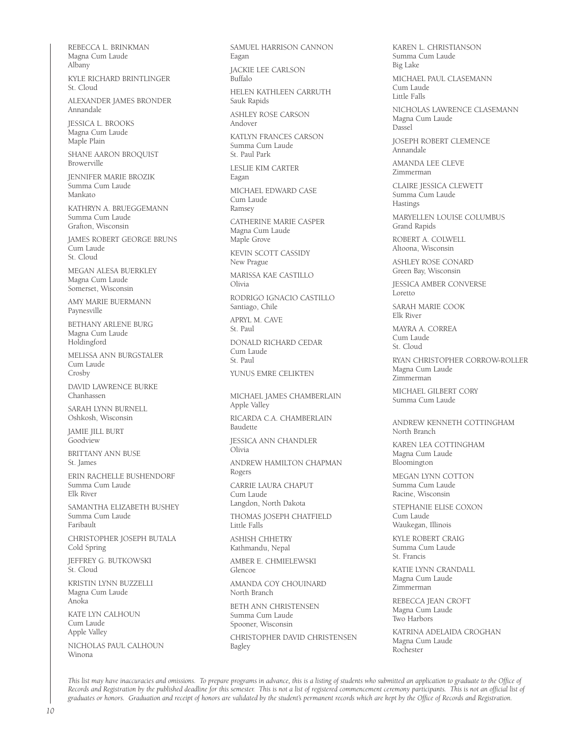REBECCA L. BRINKMAN
Magna Cum Laude
Albany

KYLE RICHARD BRINTLINGER
St. Cloud

ALEXANDER JAMES BRONDER
Annandale

JESSICA L. BROOKS
Magna Cum Laude
Maple Plain

SHANE AARON BROQUIST
Browerville

JENNIFER MARIE BROZIK
Summa Cum Laude
Mankato

KATHRYN A. BRUEGGEMANN
Summa Cum Laude
Grafton, Wisconsin

JAMES ROBERT GEORGE BRUNS
Cum Laude
St. Cloud

MEGAN ALESA BUERKLEY
Magna Cum Laude
Somerset, Wisconsin

AMY MARIE BUERMANN
Paynesville

BETHANY ARLENE BURG
Magna Cum Laude
Holdingford

MELISSA ANN BURGSTALER
Cum Laude
Crosby

DAVID LAWRENCE BURKE
Chanhassen

SARAH LYNN BURNELL
Oshkosh, Wisconsin

JAMIE JILL BURT
Goodview

BRITTANY ANN BUSE
St. James

ERIN RACHELLE BUSHENDORF
Summa Cum Laude
Elk River

SAMANTHA ELIZABETH BUSHEY
Summa Cum Laude
Faribault

CHRISTOPHER JOSEPH BUTALA
Cold Spring

JEFFREY G. BUTKOWSKI
St. Cloud

KRISTIN LYNN BUZZELLI
Magna Cum Laude
Anoka

KATE LYN CALHOUN
Cum Laude
Apple Valley

NICHOLAS PAUL CALHOUN
Winona

SAMUEL HARRISON CANNON
Eagan

JACKIE LEE CARLSON
Buffalo

HELEN KATHLEEN CARRUTH
Sauk Rapids

ASHLEY ROSE CARSON
Andover

KATLYN FRANCES CARSON
Summa Cum Laude
St. Paul Park

LESLIE KIM CARTER
Eagan

MICHAEL EDWARD CASE
Cum Laude
Ramsey

CATHERINE MARIE CASPER
Magna Cum Laude
Maple Grove

KEVIN SCOTT CASSIDY
New Prague

MARISSA KAE CASTILLO
Olivia

RODRIGO IGNACIO CASTILLO
Santiago, Chile

APRYL M. CAVE
St. Paul

DONALD RICHARD CEDAR
Cum Laude
St. Paul

YUNUS EMRE CELIKTEN

MICHAEL JAMES CHAMBERLAIN
Apple Valley

RICARDA C.A. CHAMBERLAIN
Baudette

JESSICA ANN CHANDLER
Olivia

ANDREW HAMILTON CHAPMAN
Rogers

CARRIE LAURA CHAPUT
Cum Laude
Langdon, North Dakota

THOMAS JOSEPH CHATFIELD
Little Falls

ASHISH CHHETRY
Kathmandu, Nepal

AMBER E. CHMIELEWSKI
Glencoe

AMANDA COY CHOUINARD
North Branch

BETH ANN CHRISTENSEN
Summa Cum Laude
Spooner, Wisconsin

CHRISTOPHER DAVID CHRISTENSEN
Bagley

KAREN L. CHRISTIANSON
Summa Cum Laude
Big Lake

MICHAEL PAUL CLASEMANN
Cum Laude
Little Falls

NICHOLAS LAWRENCE CLASEMANN
Magna Cum Laude
Dassel

JOSEPH ROBERT CLEMENCE
Annandale

AMANDA LEE CLEVE
Zimmerman

CLAIRE JESSICA CLEWETT
Summa Cum Laude
Hastings

MARYELLEN LOUISE COLUMBUS
Grand Rapids

ROBERT A. COLWELL
Altoona, Wisconsin

ASHLEY ROSE CONARD
Green Bay, Wisconsin

JESSICA AMBER CONVERSE
Loretto

SARAH MARIE COOK
Elk River

MAYRA A. CORREA
Cum Laude
St. Cloud

RYAN CHRISTOPHER CORROW-ROLLER
Magna Cum Laude
Zimmerman

MICHAEL GILBERT CORY
Summa Cum Laude

ANDREW KENNETH COTTINGHAM
North Branch

KAREN LEA COTTINGHAM
Magna Cum Laude
Bloomington

MEGAN LYNN COTTON
Summa Cum Laude
Racine, Wisconsin

STEPHANIE ELISE COXON
Cum Laude
Waukegan, Illinois

KYLE ROBERT CRAIG
Summa Cum Laude
St. Francis

KATIE LYNN CRANDALL
Magna Cum Laude
Zimmerman

REBECCA JEAN CROFT
Magna Cum Laude
Two Harbors

KATRINA ADELAIDA CROGHAN
Magna Cum Laude
Rochester

*This list may have inaccuracies and omissions. To prepare programs in advance, this is a listing of students who submitted an application to graduate to the Office of Records and Registration by the published deadline for this semester. This is not a list of registered commencement ceremony participants. This is not an official list of graduates or honors. Graduation and receipt of honors are validated by the student's permanent records which are kept by the Office of Records and Registration.*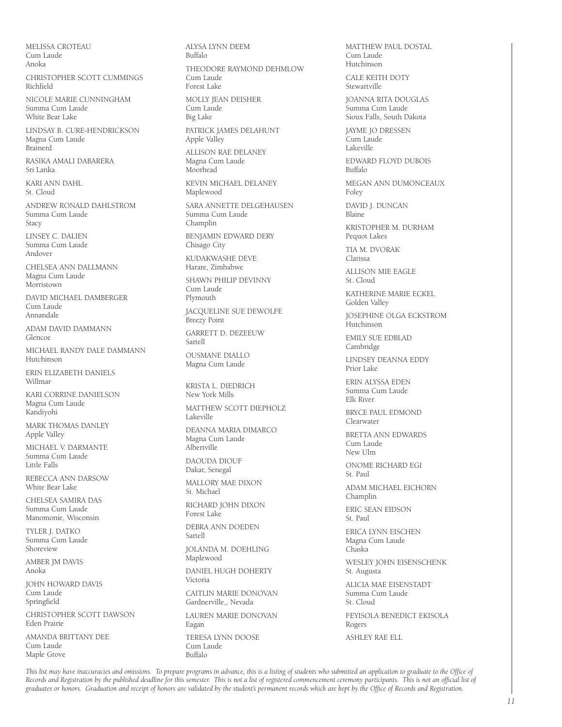MELISSA CROTEAU
Cum Laude
Anoka

CHRISTOPHER SCOTT CUMMINGS
Richfield

NICOLE MARIE CUNNINGHAM
Summa Cum Laude
White Bear Lake

LINDSAY B. CURE-HENDRICKSON
Magna Cum Laude
Brainerd

RASIKA AMALI DABARERA
Sri Lanka

KARI ANN DAHL
St. Cloud

ANDREW RONALD DAHLSTROM
Summa Cum Laude
Stacy

LINSEY C. DALIEN
Summa Cum Laude
Andover

CHELSEA ANN DALLMANN
Magna Cum Laude
Morristown

DAVID MICHAEL DAMBERGER
Cum Laude
Annandale

ADAM DAVID DAMMANN
Glencoe

MICHAEL RANDY DALE DAMMANN
Hutchinson

ERIN ELIZABETH DANIELS
Willmar

KARI CORRINE DANIELSON
Magna Cum Laude
Kandiyohi

MARK THOMAS DANLEY
Apple Valley

MICHAEL V. DARMANTE
Summa Cum Laude
Little Falls

REBECCA ANN DARSOW
White Bear Lake

CHELSEA SAMIRA DAS
Summa Cum Laude
Manomonie, Wisconsin

TYLER J. DATKO
Summa Cum Laude
Shoreview

AMBER JM DAVIS
Anoka

JOHN HOWARD DAVIS
Cum Laude
Springfield

CHRISTOPHER SCOTT DAWSON
Eden Prairie

AMANDA BRITTANY DEE
Cum Laude
Maple Grove

ALYSA LYNN DEEM
Buffalo

THEODORE RAYMOND DEHMLOW
Cum Laude
Forest Lake

MOLLY JEAN DEISHER
Cum Laude
Big Lake

PATRICK JAMES DELAHUNT
Apple Valley

ALLISON RAE DELANEY
Magna Cum Laude
Moorhead

KEVIN MICHAEL DELANEY
Maplewood

SARA ANNETTE DELGEHAUSEN
Summa Cum Laude
Champlin

BENJAMIN EDWARD DERY
Chisago City

KUDAKWASHE DEVE
Harare, Zimbabwe

SHAWN PHILIP DEVINNY
Cum Laude
Plymouth

JACQUELINE SUE DEWOLFE
Breezy Point

GARRETT D. DEZEEUW
Sartell

OUSMANE DIALLO
Magna Cum Laude

KRISTA L. DIEDRICH
New York Mills

MATTHEW SCOTT DIEPHOLZ
Lakeville

DEANNA MARIA DIMARCO
Magna Cum Laude
Albertville

DAOUDA DIOUF
Dakar, Senegal

MALLORY MAE DIXON
St. Michael

RICHARD JOHN DIXON
Forest Lake

DEBRA ANN DOEDEN
Sartell

JOLANDA M. DOEHLING
Maplewood

DANIEL HUGH DOHERTY
Victoria

CAITLIN MARIE DONOVAN
Gardnerville,, Nevada

LAUREN MARIE DONOVAN
Eagan

TERESA LYNN DOOSE
Cum Laude
Buffalo

MATTHEW PAUL DOSTAL
Cum Laude
Hutchinson

CALE KEITH DOTY
Stewartville

JOANNA RITA DOUGLAS
Summa Cum Laude
Sioux Falls, South Dakota

JAYME JO DRESSEN
Cum Laude
Lakeville

EDWARD FLOYD DUBOIS
Buffalo

MEGAN ANN DUMONCEAUX
Foley

DAVID J. DUNCAN
Blaine

KRISTOPHER M. DURHAM
Pequot Lakes

TIA M. DVORAK
Clarissa

ALLISON MIE EAGLE
St. Cloud

KATHERINE MARIE ECKEL
Golden Valley

JOSEPHINE OLGA ECKSTROM
Hutchinson

EMILY SUE EDBLAD
Cambridge

LINDSEY DEANNA EDDY
Prior Lake

ERIN ALYSSA EDEN
Summa Cum Laude
Elk River

BRYCE PAUL EDMOND
Clearwater

BRETTA ANN EDWARDS
Cum Laude
New Ulm

ONOME RICHARD EGI
St. Paul

ADAM MICHAEL EICHORN
Champlin

ERIC SEAN EIDSON
St. Paul

ERICA LYNN EISCHEN
Magna Cum Laude
Chaska

WESLEY JOHN EISENSCHENK
St. Augusta

ALICIA MAE EISENSTADT
Summa Cum Laude
St. Cloud

FEYISOLA BENEDICT EKISOLA
Rogers

ASHLEY RAE ELL

*This list may have inaccuracies and omissions. To prepare programs in advance, this is a listing of students who submitted an application to graduate to the Office of Records and Registration by the published deadline for this semester. This is not a list of registered commencement ceremony participants. This is not an official list of graduates or honors. Graduation and receipt of honors are validated by the student's permanent records which are kept by the Office of Records and Registration.*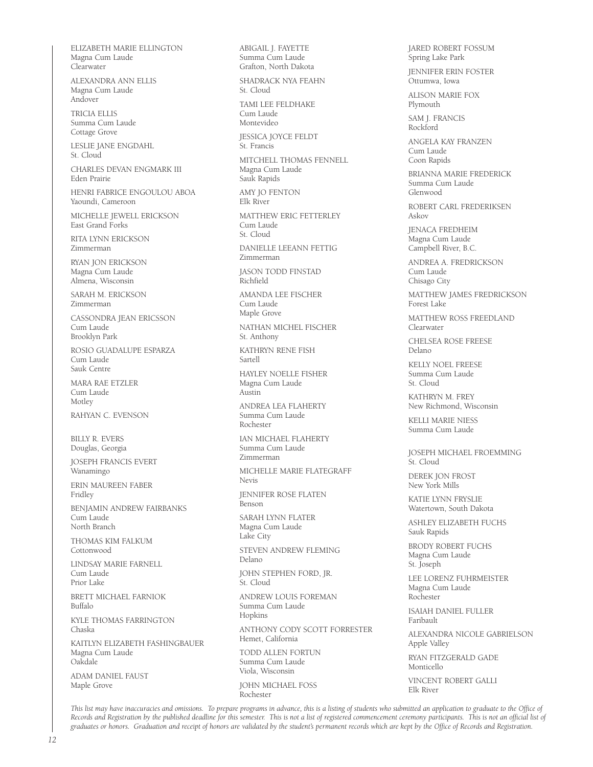ELIZABETH MARIE ELLINGTON
Magna Cum Laude
Clearwater

ALEXANDRA ANN ELLIS
Magna Cum Laude
Andover

TRICIA ELLIS
Summa Cum Laude
Cottage Grove

LESLIE JANE ENGDAHL
St. Cloud

CHARLES DEVAN ENGMARK III
Eden Prairie

HENRI FABRICE ENGOULOU ABOA
Yaoundi, Cameroon

MICHELLE JEWELL ERICKSON
East Grand Forks

RITA LYNN ERICKSON
Zimmerman

RYAN JON ERICKSON
Magna Cum Laude
Almena, Wisconsin

SARAH M. ERICKSON
Zimmerman

CASSONDRA JEAN ERICSSON
Cum Laude
Brooklyn Park

ROSIO GUADALUPE ESPARZA
Cum Laude
Sauk Centre

MARA RAE ETZLER
Cum Laude
Motley

RAHYAN C. EVENSON

BILLY R. EVERS
Douglas, Georgia

JOSEPH FRANCIS EVERT
Wanamingo

ERIN MAUREEN FABER
Fridley

BENJAMIN ANDREW FAIRBANKS
Cum Laude
North Branch

THOMAS KIM FALKUM
Cottonwood

LINDSAY MARIE FARNELL
Cum Laude
Prior Lake

BRETT MICHAEL FARNIOK
Buffalo

KYLE THOMAS FARRINGTON
Chaska

KAITLYN ELIZABETH FASHINGBAUER
Magna Cum Laude
Oakdale

ADAM DANIEL FAUST
Maple Grove

ABIGAIL J. FAYETTE
Summa Cum Laude
Grafton, North Dakota

SHADRACK NYA FEAHN
St. Cloud

TAMI LEE FELDHAKE
Cum Laude
Montevideo

JESSICA JOYCE FELDT
St. Francis

MITCHELL THOMAS FENNELL
Magna Cum Laude
Sauk Rapids

AMY JO FENTON
Elk River

MATTHEW ERIC FETTERLEY
Cum Laude
St. Cloud

DANIELLE LEEANN FETTIG
Zimmerman

JASON TODD FINSTAD
Richfield

AMANDA LEE FISCHER
Cum Laude
Maple Grove

NATHAN MICHEL FISCHER
St. Anthony

KATHRYN RENE FISH
Sartell

HAYLEY NOELLE FISHER
Magna Cum Laude
Austin

ANDREA LEA FLAHERTY
Summa Cum Laude
Rochester

IAN MICHAEL FLAHERTY
Summa Cum Laude
Zimmerman

MICHELLE MARIE FLATEGRAFF
Nevis

JENNIFER ROSE FLATEN
Benson

SARAH LYNN FLATER
Magna Cum Laude
Lake City

STEVEN ANDREW FLEMING
Delano

JOHN STEPHEN FORD, JR.
St. Cloud

ANDREW LOUIS FOREMAN
Summa Cum Laude
Hopkins

ANTHONY CODY SCOTT FORRESTER
Hemet, California

TODD ALLEN FORTUN
Summa Cum Laude
Viola, Wisconsin

JOHN MICHAEL FOSS
Rochester

JARED ROBERT FOSSUM
Spring Lake Park

JENNIFER ERIN FOSTER
Ottumwa, Iowa

ALISON MARIE FOX
Plymouth

SAM J. FRANCIS
Rockford

ANGELA KAY FRANZEN
Cum Laude
Coon Rapids

BRIANNA MARIE FREDERICK
Summa Cum Laude
Glenwood

ROBERT CARL FREDERIKSEN
Askov

JENACA FREDHEIM
Magna Cum Laude
Campbell River, B.C.

ANDREA A. FREDRICKSON
Cum Laude
Chisago City

MATTHEW JAMES FREDRICKSON
Forest Lake

MATTHEW ROSS FREEDLAND
Clearwater

CHELSEA ROSE FREESE
Delano

KELLY NOEL FREESE
Summa Cum Laude
St. Cloud

KATHRYN M. FREY
New Richmond, Wisconsin

KELLI MARIE NIESS
Summa Cum Laude

JOSEPH MICHAEL FROEMMING
St. Cloud

DEREK JON FROST
New York Mills

KATIE LYNN FRYSLIE
Watertown, South Dakota

ASHLEY ELIZABETH FUCHS
Sauk Rapids

BRODY ROBERT FUCHS
Magna Cum Laude
St. Joseph

LEE LORENZ FUHRMEISTER
Magna Cum Laude
Rochester

ISAIAH DANIEL FULLER
Faribault

ALEXANDRA NICOLE GABRIELSON
Apple Valley

RYAN FITZGERALD GADE
Monticello

VINCENT ROBERT GALLI
Elk River

*This list may have inaccuracies and omissions. To prepare programs in advance, this is a listing of students who submitted an application to graduate to the Office of Records and Registration by the published deadline for this semester. This is not a list of registered commencement ceremony participants. This is not an official list of graduates or honors. Graduation and receipt of honors are validated by the student's permanent records which are kept by the Office of Records and Registration.*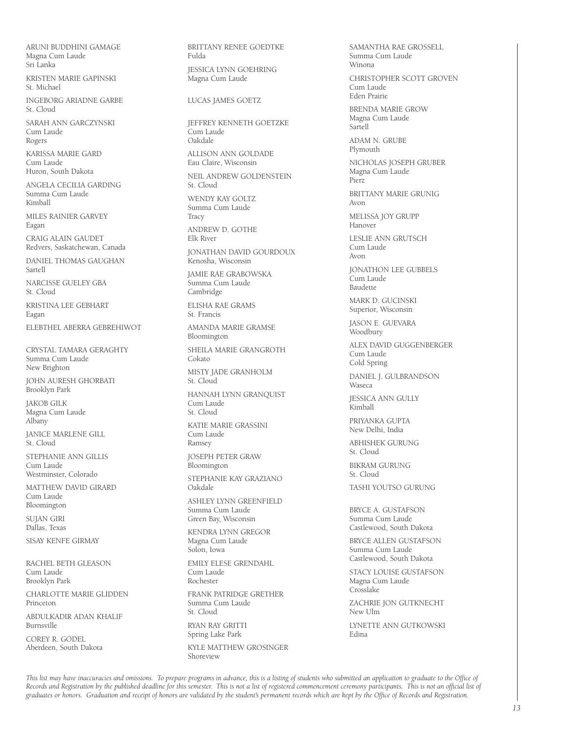ARUNI BUDDHINI GAMAGE
Magna Cum Laude
Sri Lanka

KRISTEN MARIE GAPINSKI
St. Michael

INGEBORG ARIADNE GARBE
St. Cloud

SARAH ANN GARCZYNSKI
Cum Laude
Rogers

KARISSA MARIE GARD
Cum Laude
Huron, South Dakota

ANGELA CECILIA GARDING
Summa Cum Laude
Kimball

MILES RAINIER GARVEY
Eagan

CRAIG ALAIN GAUDET
Redvers, Saskatchewan, Canada

DANIEL THOMAS GAUGHAN
Sartell

NARCISSE GUELEY GBA
St. Cloud

KRISTINA LEE GEBHART
Eagan

ELEBTHEL ABERRA GEBREHIWOT

CRYSTAL TAMARA GERAGHTY
Summa Cum Laude
New Brighton

JOHN AURESH GHORBATI
Brooklyn Park

JAKOB GILK
Magna Cum Laude
Albany

JANICE MARLENE GILL
St. Cloud

STEPHANIE ANN GILLIS
Cum Laude
Westminster, Colorado

MATTHEW DAVID GIRARD
Cum Laude
Bloomington

SUJAN GIRI
Dallas, Texas

SISAY KENFE GIRMAY

RACHEL BETH GLEASON
Cum Laude
Brooklyn Park

CHARLOTTE MARIE GLIDDEN
Princeton

ABDULKADIR ADAN KHALIF
Burnsville

COREY R. GODEL
Aberdeen, South Dakota

BRITTANY RENEE GOEDTKE
Fulda

JESSICA LYNN GOEHRING
Magna Cum Laude

LUCAS JAMES GOETZ

JEFFREY KENNETH GOETZKE
Cum Laude
Oakdale

ALLISON ANN GOLDADE
Eau Claire, Wisconsin

NEIL ANDREW GOLDENSTEIN
St. Cloud

WENDY KAY GOLTZ
Summa Cum Laude
Tracy

ANDREW D. GOTHE
Elk River

JONATHAN DAVID GOURDOUX
Kenosha, Wisconsin

JAMIE RAE GRABOWSKA
Summa Cum Laude
Cambridge

ELISHA RAE GRAMS
St. Francis

AMANDA MARIE GRAMSE
Bloomington

SHEILA MARIE GRANGROTH
Cokato

MISTY JADE GRANHOLM
St. Cloud

HANNAH LYNN GRANQUIST
Cum Laude
St. Cloud

KATIE MARIE GRASSINI
Cum Laude
Ramsey

JOSEPH PETER GRAW
Bloomington

STEPHANIE KAY GRAZIANO
Oakdale

ASHLEY LYNN GREENFIELD
Summa Cum Laude
Green Bay, Wisconsin

KENDRA LYNN GREGOR
Magna Cum Laude
Solon, Iowa

EMILY ELESE GRENDAHL
Cum Laude
Rochester

FRANK PATRIDGE GRETHER
Summa Cum Laude
St. Cloud

RYAN RAY GRITTI
Spring Lake Park

KYLE MATTHEW GROSINGER
Shoreview

SAMANTHA RAE GROSSELL
Summa Cum Laude
Winona

CHRISTOPHER SCOTT GROVEN
Cum Laude
Eden Prairie

BRENDA MARIE GROW
Magna Cum Laude
Sartell

ADAM N. GRUBE
Plymouth

NICHOLAS JOSEPH GRUBER
Magna Cum Laude
Pierz

BRITTANY MARIE GRUNIG
Avon

MELISSA JOY GRUPP
Hanover

LESLIE ANN GRUTSCH
Cum Laude
Avon

JONATHON LEE GUBBELS
Cum Laude
Baudette

MARK D. GUCINSKI
Superior, Wisconsin

JASON E. GUEVARA
Woodbury

ALEX DAVID GUGGENBERGER
Cum Laude
Cold Spring

DANIEL J. GULBRANDSON
Waseca

JESSICA ANN GULLY
Kimball

PRIYANKA GUPTA
New Delhi, India

ABHISHEK GURUNG
St. Cloud

BIKRAM GURUNG
St. Cloud

TASHI YOUTSO GURUNG

BRYCE A. GUSTAFSON
Summa Cum Laude
Castlewood, South Dakota

BRYCE ALLEN GUSTAFSON
Summa Cum Laude
Castlewood, South Dakota

STACY LOUISE GUSTAFSON
Magna Cum Laude
Crosslake

ZACHRIE JON GUTKNECHT
New Ulm

LYNETTE ANN GUTKOWSKI
Edina

*This list may have inaccuracies and omissions. To prepare programs in advance, this is a listing of students who submitted an application to graduate to the Office of Records and Registration by the published deadline for this semester. This is not a list of registered commencement ceremony participants. This is not an official list of graduates or honors. Graduation and receipt of honors are validated by the student's permanent records which are kept by the Office of Records and Registration.*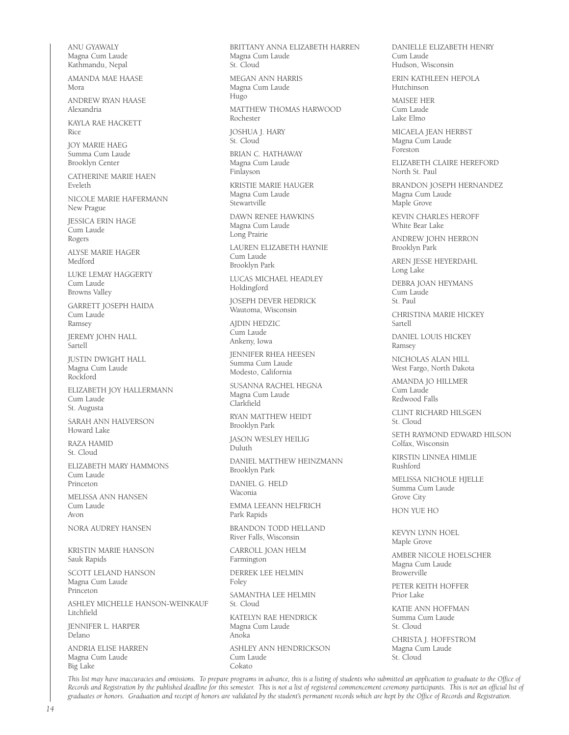ANU GYAWALY
Magna Cum Laude
Kathmandu, Nepal

AMANDA MAE HAASE
Mora

ANDREW RYAN HAASE
Alexandria

KAYLA RAE HACKETT
Rice

JOY MARIE HAEG
Summa Cum Laude
Brooklyn Center

CATHERINE MARIE HAEN
Eveleth

NICOLE MARIE HAFERMANN
New Prague

JESSICA ERIN HAGE
Cum Laude
Rogers

ALYSE MARIE HAGER
Medford

LUKE LEMAY HAGGERTY
Cum Laude
Browns Valley

GARRETT JOSEPH HAIDA
Cum Laude
Ramsey

JEREMY JOHN HALL
Sartell

JUSTIN DWIGHT HALL
Magna Cum Laude
Rockford

ELIZABETH JOY HALLERMANN
Cum Laude
St. Augusta

SARAH ANN HALVERSON
Howard Lake

RAZA HAMID
St. Cloud

ELIZABETH MARY HAMMONS
Cum Laude
Princeton

MELISSA ANN HANSEN
Cum Laude
Avon

NORA AUDREY HANSEN

KRISTIN MARIE HANSON
Sauk Rapids

SCOTT LELAND HANSON
Magna Cum Laude
Princeton

ASHLEY MICHELLE HANSON-WEINKAUF
Litchfield

JENNIFER L. HARPER
Delano

ANDRIA ELISE HARREN
Magna Cum Laude
Big Lake

BRITTANY ANNA ELIZABETH HARREN
Magna Cum Laude
St. Cloud

MEGAN ANN HARRIS
Magna Cum Laude
Hugo

MATTHEW THOMAS HARWOOD
Rochester

JOSHUA J. HARY
St. Cloud

BRIAN C. HATHAWAY
Magna Cum Laude
Finlayson

KRISTIE MARIE HAUGER
Magna Cum Laude
Stewartville

DAWN RENEE HAWKINS
Magna Cum Laude
Long Prairie

LAUREN ELIZABETH HAYNIE
Cum Laude
Brooklyn Park

LUCAS MICHAEL HEADLEY
Holdingford

JOSEPH DEVER HEDRICK
Wautoma, Wisconsin

AJDIN HEDZIC
Cum Laude
Ankeny, Iowa

JENNIFER RHEA HEESEN
Summa Cum Laude
Modesto, California

SUSANNA RACHEL HEGNA
Magna Cum Laude
Clarkfield

RYAN MATTHEW HEIDT
Brooklyn Park

JASON WESLEY HEILIG
Duluth

DANIEL MATTHEW HEINZMANN
Brooklyn Park

DANIEL G. HELD
Waconia

EMMA LEEANN HELFRICH
Park Rapids

BRANDON TODD HELLAND
River Falls, Wisconsin

CARROLL JOAN HELM
Farmington

DERREK LEE HELMIN
Foley

SAMANTHA LEE HELMIN
St. Cloud

KATELYN RAE HENDRICK
Magna Cum Laude
Anoka

ASHLEY ANN HENDRICKSON
Cum Laude
Cokato

DANIELLE ELIZABETH HENRY
Cum Laude
Hudson, Wisconsin

ERIN KATHLEEN HEPOLA
Hutchinson

MAISEE HER
Cum Laude
Lake Elmo

MICAELA JEAN HERBST
Magna Cum Laude
Foreston

ELIZABETH CLAIRE HEREFORD
North St. Paul

BRANDON JOSEPH HERNANDEZ
Magna Cum Laude
Maple Grove

KEVIN CHARLES HEROFF
White Bear Lake

ANDREW JOHN HERRON
Brooklyn Park

AREN JESSE HEYERDAHL
Long Lake

DEBRA JOAN HEYMANS
Cum Laude
St. Paul

CHRISTINA MARIE HICKEY
Sartell

DANIEL LOUIS HICKEY
Ramsey

NICHOLAS ALAN HILL
West Fargo, North Dakota

AMANDA JO HILLMER
Cum Laude
Redwood Falls

CLINT RICHARD HILSGEN
St. Cloud

SETH RAYMOND EDWARD HILSON
Colfax, Wisconsin

KIRSTIN LINNEA HIMLIE
Rushford

MELISSA NICHOLE HJELLE
Summa Cum Laude
Grove City

HON YUE HO

KEVYN LYNN HOEL
Maple Grove

AMBER NICOLE HOELSCHER
Magna Cum Laude
Browerville

PETER KEITH HOFFER
Prior Lake

KATIE ANN HOFFMAN
Summa Cum Laude
St. Cloud

CHRISTA J. HOFFSTROM
Magna Cum Laude
St. Cloud

*This list may have inaccuracies and omissions. To prepare programs in advance, this is a listing of students who submitted an application to graduate to the Office of Records and Registration by the published deadline for this semester. This is not a list of registered commencement ceremony participants. This is not an official list of graduates or honors. Graduation and receipt of honors are validated by the student's permanent records which are kept by the Office of Records and Registration.*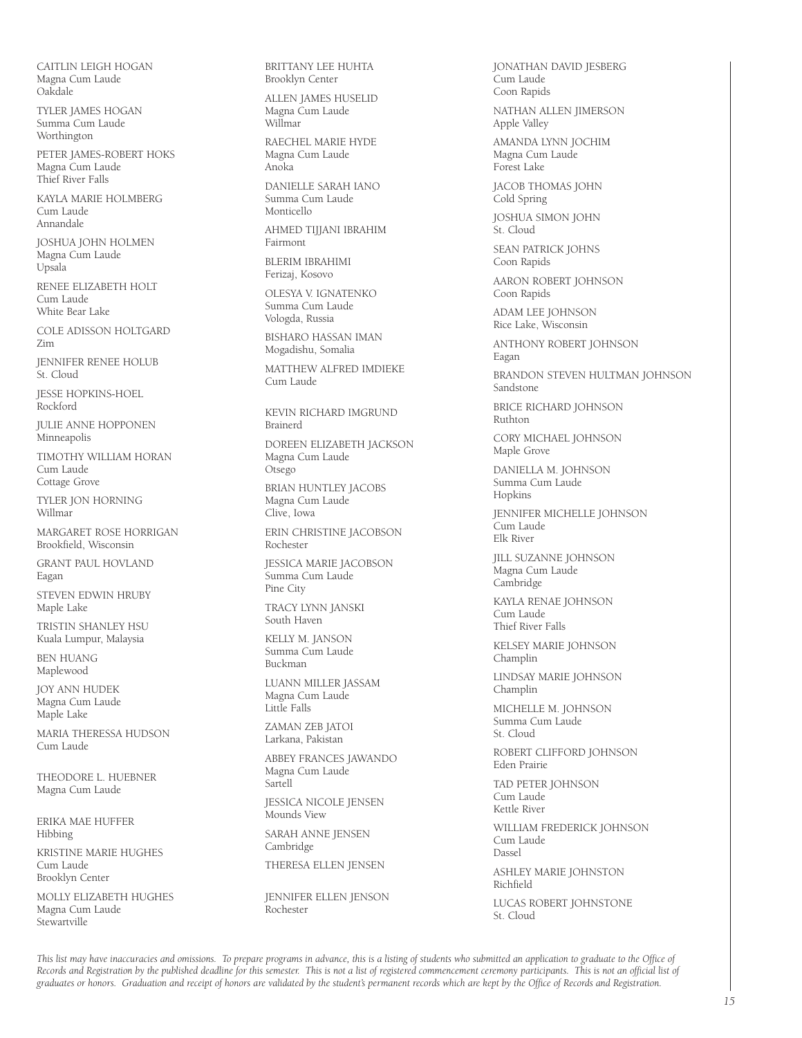CAITLIN LEIGH HOGAN
Magna Cum Laude
Oakdale

TYLER JAMES HOGAN
Summa Cum Laude
Worthington

PETER JAMES-ROBERT HOKS
Magna Cum Laude
Thief River Falls

KAYLA MARIE HOLMBERG
Cum Laude
Annandale

JOSHUA JOHN HOLMEN
Magna Cum Laude
Upsala

RENEE ELIZABETH HOLT
Cum Laude
White Bear Lake

COLE ADISSON HOLTGARD
Zim

JENNIFER RENEE HOLUB
St. Cloud

JESSE HOPKINS-HOEL
Rockford

JULIE ANNE HOPPONEN
Minneapolis

TIMOTHY WILLIAM HORAN
Cum Laude
Cottage Grove

TYLER JON HORNING
Willmar

MARGARET ROSE HORRIGAN
Brookfield, Wisconsin

GRANT PAUL HOVLAND
Eagan

STEVEN EDWIN HRUBY
Maple Lake

TRISTIN SHANLEY HSU
Kuala Lumpur, Malaysia

BEN HUANG
Maplewood

JOY ANN HUDEK
Magna Cum Laude
Maple Lake

MARIA THERESSA HUDSON
Cum Laude

THEODORE L. HUEBNER
Magna Cum Laude

ERIKA MAE HUFFER
Hibbing

KRISTINE MARIE HUGHES
Cum Laude
Brooklyn Center

MOLLY ELIZABETH HUGHES
Magna Cum Laude
Stewartville

BRITTANY LEE HUHTA
Brooklyn Center

ALLEN JAMES HUSELID
Magna Cum Laude
Willmar

RAECHEL MARIE HYDE
Magna Cum Laude
Anoka

DANIELLE SARAH IANO
Summa Cum Laude
Monticello

AHMED TIJJANI IBRAHIM
Fairmont

BLERIM IBRAHIMI
Ferizaj, Kosovo

OLESYA V. IGNATENKO
Summa Cum Laude
Vologda, Russia

BISHARO HASSAN IMAN
Mogadishu, Somalia

MATTHEW ALFRED IMDIEKE
Cum Laude

KEVIN RICHARD IMGRUND
Brainerd

DOREEN ELIZABETH JACKSON
Magna Cum Laude
Otsego

BRIAN HUNTLEY JACOBS
Magna Cum Laude
Clive, Iowa

ERIN CHRISTINE JACOBSON
Rochester

JESSICA MARIE JACOBSON
Summa Cum Laude
Pine City

TRACY LYNN JANSKI
South Haven

KELLY M. JANSON
Summa Cum Laude
Buckman

LUANN MILLER JASSAM
Magna Cum Laude
Little Falls

ZAMAN ZEB JATOI
Larkana, Pakistan

ABBEY FRANCES JAWANDO
Magna Cum Laude
Sartell

JESSICA NICOLE JENSEN
Mounds View

SARAH ANNE JENSEN
Cambridge

THERESA ELLEN JENSEN

JENNIFER ELLEN JENSON
Rochester

JONATHAN DAVID JESBERG
Cum Laude
Coon Rapids

NATHAN ALLEN JIMERSON
Apple Valley

AMANDA LYNN JOCHIM
Magna Cum Laude
Forest Lake

JACOB THOMAS JOHN
Cold Spring

JOSHUA SIMON JOHN
St. Cloud

SEAN PATRICK JOHNS
Coon Rapids

AARON ROBERT JOHNSON
Coon Rapids

ADAM LEE JOHNSON
Rice Lake, Wisconsin

ANTHONY ROBERT JOHNSON
Eagan

BRANDON STEVEN HULTMAN JOHNSON
Sandstone

BRICE RICHARD JOHNSON
Ruthton

CORY MICHAEL JOHNSON
Maple Grove

DANIELLA M. JOHNSON
Summa Cum Laude
Hopkins

JENNIFER MICHELLE JOHNSON
Cum Laude
Elk River

JILL SUZANNE JOHNSON
Magna Cum Laude
Cambridge

KAYLA RENAE JOHNSON
Cum Laude
Thief River Falls

KELSEY MARIE JOHNSON
Champlin

LINDSAY MARIE JOHNSON
Champlin

MICHELLE M. JOHNSON
Summa Cum Laude
St. Cloud

ROBERT CLIFFORD JOHNSON
Eden Prairie

TAD PETER JOHNSON
Cum Laude
Kettle River

WILLIAM FREDERICK JOHNSON
Cum Laude
Dassel

ASHLEY MARIE JOHNSTON
Richfield

LUCAS ROBERT JOHNSTONE
St. Cloud

*This list may have inaccuracies and omissions. To prepare programs in advance, this is a listing of students who submitted an application to graduate to the Office of Records and Registration by the published deadline for this semester. This is not a list of registered commencement ceremony participants. This is not an official list of graduates or honors. Graduation and receipt of honors are validated by the student's permanent records which are kept by the Office of Records and Registration.*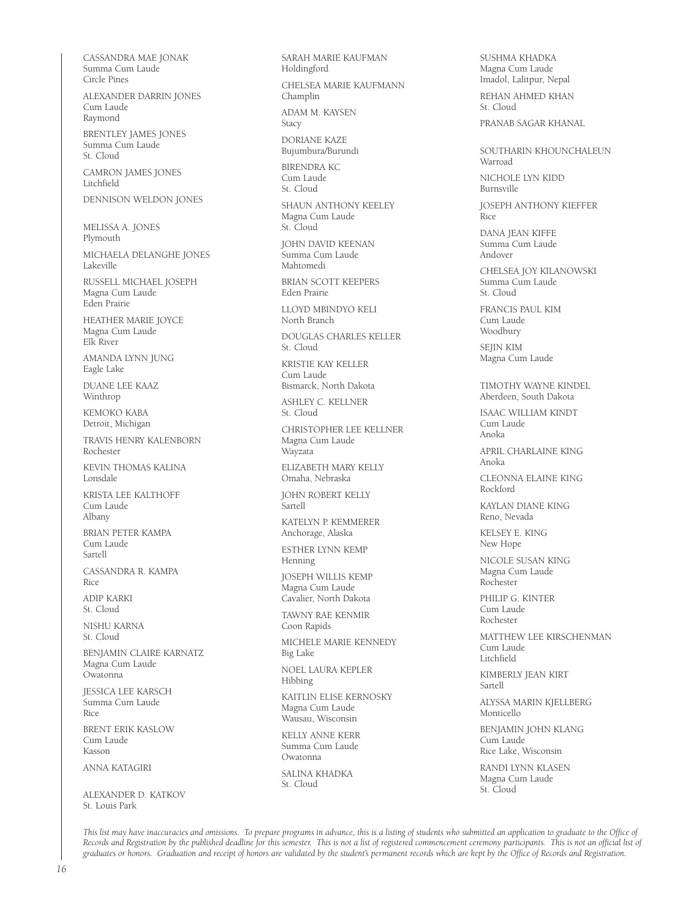CASSANDRA MAE JONAK
Summa Cum Laude
Circle Pines

ALEXANDER DARRIN JONES
Cum Laude
Raymond

BRENTLEY JAMES JONES
Summa Cum Laude
St. Cloud

CAMRON JAMES JONES
Litchfield

DENNISON WELDON JONES

MELISSA A. JONES
Plymouth

MICHAELA DELANGHE JONES
Lakeville

RUSSELL MICHAEL JOSEPH
Magna Cum Laude
Eden Prairie

HEATHER MARIE JOYCE
Magna Cum Laude
Elk River

AMANDA LYNN JUNG
Eagle Lake

DUANE LEE KAAZ
Winthrop

KEMOKO KABA
Detroit, Michigan

TRAVIS HENRY KALENBORN
Rochester

KEVIN THOMAS KALINA
Lonsdale

KRISTA LEE KALTHOFF
Cum Laude
Albany

BRIAN PETER KAMPA
Cum Laude
Sartell

CASSANDRA R. KAMPA
Rice

ADIP KARKI
St. Cloud

NISHU KARNA
St. Cloud

BENJAMIN CLAIRE KARNATZ
Magna Cum Laude
Owatonna

JESSICA LEE KARSCH
Summa Cum Laude
Rice

BRENT ERIK KASLOW
Cum Laude
Kasson

ANNA KATAGIRI

ALEXANDER D. KATKOV
St. Louis Park

SARAH MARIE KAUFMAN
Holdingford

CHELSEA MARIE KAUFMANN
Champlin

ADAM M. KAYSEN
Stacy

DORIANE KAZE
Bujumbura/Burundi

BIRENDRA KC
Cum Laude
St. Cloud

SHAUN ANTHONY KEELEY
Magna Cum Laude
St. Cloud

JOHN DAVID KEENAN
Summa Cum Laude
Mahtomedi

BRIAN SCOTT KEEPERS
Eden Prairie

LLOYD MBINDYO KELI
North Branch

DOUGLAS CHARLES KELLER
St. Cloud

KRISTIE KAY KELLER
Cum Laude
Bismarck, North Dakota

ASHLEY C. KELLNER
St. Cloud

CHRISTOPHER LEE KELLNER
Magna Cum Laude
Wayzata

ELIZABETH MARY KELLY
Omaha, Nebraska

JOHN ROBERT KELLY
Sartell

KATELYN P. KEMMERER
Anchorage, Alaska

ESTHER LYNN KEMP
Henning

JOSEPH WILLIS KEMP
Magna Cum Laude
Cavalier, North Dakota

TAWNY RAE KENMIR
Coon Rapids

MICHELE MARIE KENNEDY
Big Lake

NOEL LAURA KEPLER
Hibbing

KAITLIN ELISE KERNOSKY
Magna Cum Laude
Wausau, Wisconsin

KELLY ANNE KERR
Summa Cum Laude
Owatonna

SALINA KHADKA
St. Cloud

SUSHMA KHADKA
Magna Cum Laude
Imadol, Lalitpur, Nepal

REHAN AHMED KHAN
St. Cloud

PRANAB SAGAR KHANAL

SOUTHARIN KHOUNCHALEUN
Warroad

NICHOLE LYN KIDD
Burnsville

JOSEPH ANTHONY KIEFFER
Rice

DANA JEAN KIFFE
Summa Cum Laude
Andover

CHELSEA JOY KILANOWSKI
Summa Cum Laude
St. Cloud

FRANCIS PAUL KIM
Cum Laude
Woodbury

SEJIN KIM
Magna Cum Laude

TIMOTHY WAYNE KINDEL
Aberdeen, South Dakota

ISAAC WILLIAM KINDT
Cum Laude
Anoka

APRIL CHARLAINE KING
Anoka

CLEONNA ELAINE KING
Rockford

KAYLAN DIANE KING
Reno, Nevada

KELSEY E. KING
New Hope

NICOLE SUSAN KING
Magna Cum Laude
Rochester

PHILIP G. KINTER
Cum Laude
Rochester

MATTHEW LEE KIRSCHENMAN
Cum Laude
Litchfield

KIMBERLY JEAN KIRT
Sartell

ALYSSA MARIN KJELLBERG
Monticello

BENJAMIN JOHN KLANG
Cum Laude
Rice Lake, Wisconsin

RANDI LYNN KLASEN
Magna Cum Laude
St. Cloud

*This list may have inaccuracies and omissions. To prepare programs in advance, this is a listing of students who submitted an application to graduate to the Office of Records and Registration by the published deadline for this semester. This is not a list of registered commencement ceremony participants. This is not an official list of graduates or honors. Graduation and receipt of honors are validated by the student's permanent records which are kept by the Office of Records and Registration.*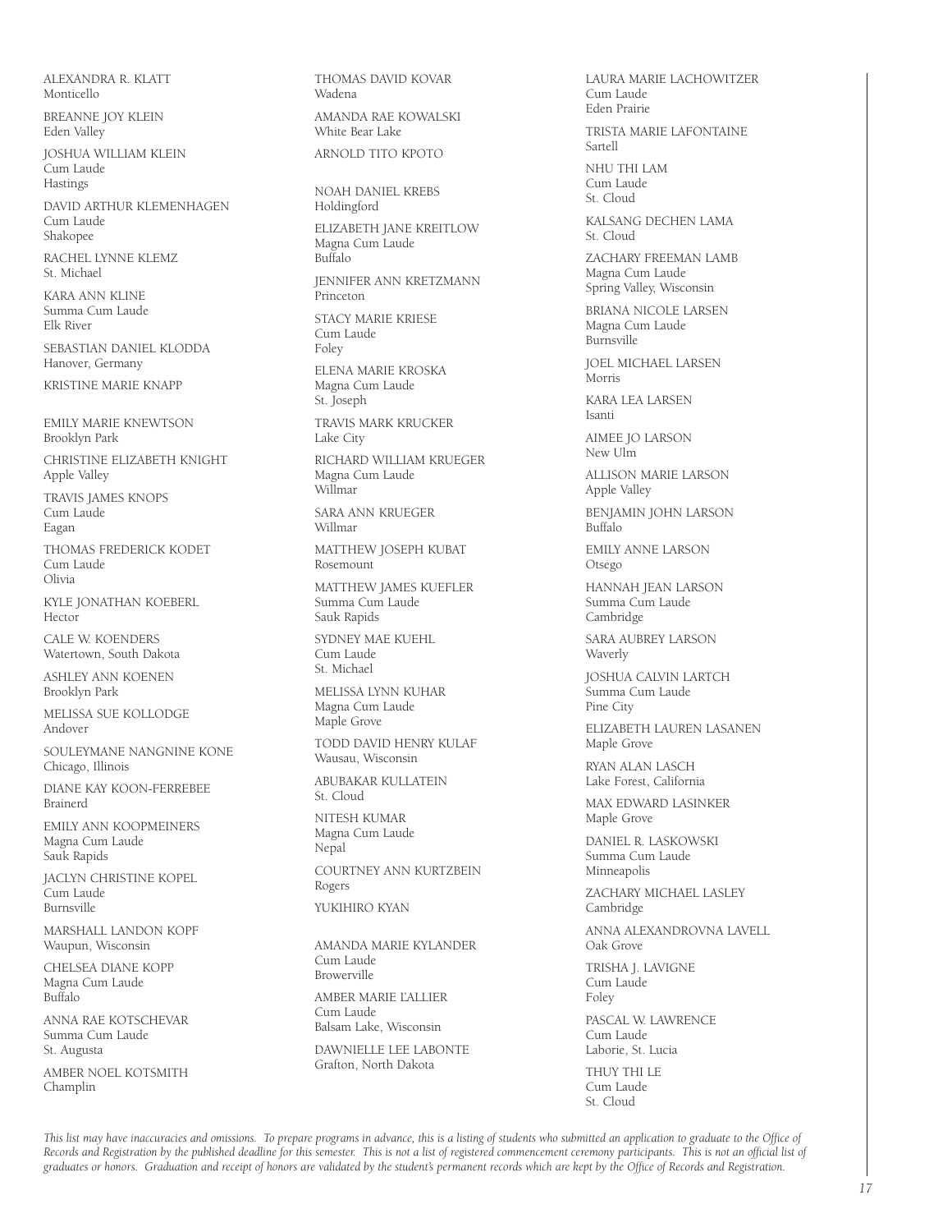ALEXANDRA R. KLATT
Monticello

BREANNE JOY KLEIN
Eden Valley

JOSHUA WILLIAM KLEIN
Cum Laude
Hastings

DAVID ARTHUR KLEMENHAGEN
Cum Laude
Shakopee

RACHEL LYNNE KLEMZ
St. Michael

KARA ANN KLINE
Summa Cum Laude
Elk River

SEBASTIAN DANIEL KLODDA
Hanover, Germany

KRISTINE MARIE KNAPP

EMILY MARIE KNEWTSON
Brooklyn Park

CHRISTINE ELIZABETH KNIGHT
Apple Valley

TRAVIS JAMES KNOPS
Cum Laude
Eagan

THOMAS FREDERICK KODET
Cum Laude
Olivia

KYLE JONATHAN KOEBERL
Hector

CALE W. KOENDERS
Watertown, South Dakota

ASHLEY ANN KOENEN
Brooklyn Park

MELISSA SUE KOLLODGE
Andover

SOULEYMANE NANGNINE KONE
Chicago, Illinois

DIANE KAY KOON-FERREBEE
Brainerd

EMILY ANN KOOPMEINERS
Magna Cum Laude
Sauk Rapids

JACLYN CHRISTINE KOPEL
Cum Laude
Burnsville

MARSHALL LANDON KOPF
Waupun, Wisconsin

CHELSEA DIANE KOPP
Magna Cum Laude
Buffalo

ANNA RAE KOTSCHEVAR
Summa Cum Laude
St. Augusta

AMBER NOEL KOTSMITH
Champlin

THOMAS DAVID KOVAR
Wadena

AMANDA RAE KOWALSKI
White Bear Lake

ARNOLD TITO KPOTO

NOAH DANIEL KREBS
Holdingford

ELIZABETH JANE KREITLOW
Magna Cum Laude
Buffalo

JENNIFER ANN KRETZMANN
Princeton

STACY MARIE KRIESE
Cum Laude
Foley

ELENA MARIE KROSKA
Magna Cum Laude
St. Joseph

TRAVIS MARK KRUCKER
Lake City

RICHARD WILLIAM KRUEGER
Magna Cum Laude
Willmar

SARA ANN KRUEGER
Willmar

MATTHEW JOSEPH KUBAT
Rosemount

MATTHEW JAMES KUEFLER
Summa Cum Laude
Sauk Rapids

SYDNEY MAE KUEHL
Cum Laude
St. Michael

MELISSA LYNN KUHAR
Magna Cum Laude
Maple Grove

TODD DAVID HENRY KULAF
Wausau, Wisconsin

ABUBAKAR KULLATEIN
St. Cloud

NITESH KUMAR
Magna Cum Laude
Nepal

COURTNEY ANN KURTZBEIN
Rogers

YUKIHIRO KYAN

AMANDA MARIE KYLANDER
Cum Laude
Browerville

AMBER MARIE L'ALLIER
Cum Laude
Balsam Lake, Wisconsin

DAWNIELLE LEE LABONTE
Grafton, North Dakota

LAURA MARIE LACHOWITZER
Cum Laude
Eden Prairie

TRISTA MARIE LAFONTAINE
Sartell

NHU THI LAM
Cum Laude
St. Cloud

KALSANG DECHEN LAMA
St. Cloud

ZACHARY FREEMAN LAMB
Magna Cum Laude
Spring Valley, Wisconsin

BRIANA NICOLE LARSEN
Magna Cum Laude
Burnsville

JOEL MICHAEL LARSEN
Morris

KARA LEA LARSEN
Isanti

AIMEE JO LARSON
New Ulm

ALLISON MARIE LARSON
Apple Valley

BENJAMIN JOHN LARSON
Buffalo

EMILY ANNE LARSON
Otsego

HANNAH JEAN LARSON
Summa Cum Laude
Cambridge

SARA AUBREY LARSON
Waverly

JOSHUA CALVIN LARTCH
Summa Cum Laude
Pine City

ELIZABETH LAUREN LASANEN
Maple Grove

RYAN ALAN LASCH
Lake Forest, California

MAX EDWARD LASINKER
Maple Grove

DANIEL R. LASKOWSKI
Summa Cum Laude
Minneapolis

ZACHARY MICHAEL LASLEY
Cambridge

ANNA ALEXANDROVNA LAVELL
Oak Grove

TRISHA J. LAVIGNE
Cum Laude
Foley

PASCAL W. LAWRENCE
Cum Laude
Laborie, St. Lucia

THUY THI LE
Cum Laude
St. Cloud

*This list may have inaccuracies and omissions. To prepare programs in advance, this is a listing of students who submitted an application to graduate to the Office of Records and Registration by the published deadline for this semester. This is not a list of registered commencement ceremony participants. This is not an official list of graduates or honors. Graduation and receipt of honors are validated by the student's permanent records which are kept by the Office of Records and Registration.*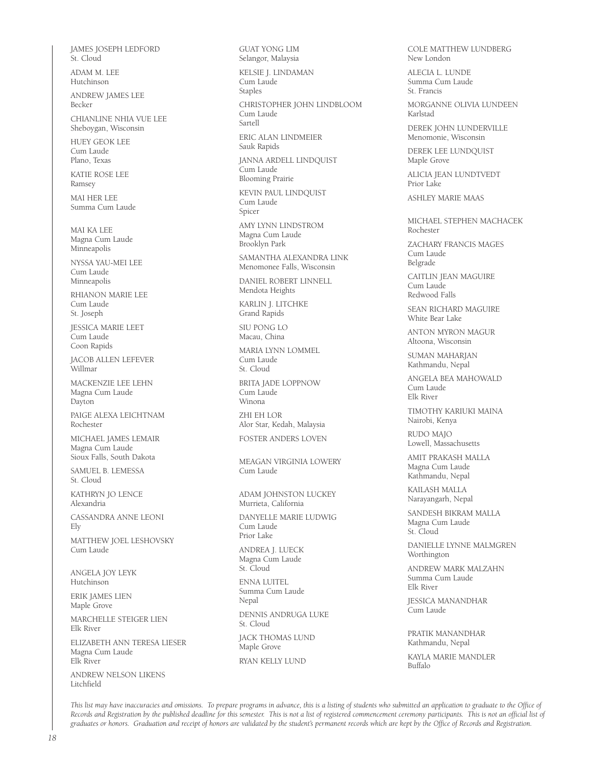JAMES JOSEPH LEDFORD
St. Cloud

ADAM M. LEE
Hutchinson

ANDREW JAMES LEE
Becker

CHIANLINE NHIA VUE LEE
Sheboygan, Wisconsin

HUEY GEOK LEE
Cum Laude
Plano, Texas

KATIE ROSE LEE
Ramsey

MAI HER LEE
Summa Cum Laude

MAI KA LEE
Magna Cum Laude
Minneapolis

NYSSA YAU-MEI LEE
Cum Laude
Minneapolis

RHIANON MARIE LEE
Cum Laude
St. Joseph

JESSICA MARIE LEET
Cum Laude
Coon Rapids

JACOB ALLEN LEFEVER
Willmar

MACKENZIE LEE LEHN
Magna Cum Laude
Dayton

PAIGE ALEXA LEICHTNAM
Rochester

MICHAEL JAMES LEMAIR
Magna Cum Laude
Sioux Falls, South Dakota

SAMUEL B. LEMESSA
St. Cloud

KATHRYN JO LENCE
Alexandria

CASSANDRA ANNE LEONI
Ely

MATTHEW JOEL LESHOVSKY
Cum Laude

ANGELA JOY LEYK
Hutchinson

ERIK JAMES LIEN
Maple Grove

MARCHELLE STEIGER LIEN
Elk River

ELIZABETH ANN TERESA LIESER
Magna Cum Laude
Elk River

ANDREW NELSON LIKENS
Litchfield

GUAT YONG LIM
Selangor, Malaysia

KELSIE J. LINDAMAN
Cum Laude
Staples

CHRISTOPHER JOHN LINDBLOOM
Cum Laude
Sartell

ERIC ALAN LINDMEIER
Sauk Rapids

JANNA ARDELL LINDQUIST
Cum Laude
Blooming Prairie

KEVIN PAUL LINDQUIST
Cum Laude
Spicer

AMY LYNN LINDSTROM
Magna Cum Laude
Brooklyn Park

SAMANTHA ALEXANDRA LINK
Menomonee Falls, Wisconsin

DANIEL ROBERT LINNELL
Mendota Heights

KARLIN J. LITCHKE
Grand Rapids

SIU PONG LO
Macau, China

MARIA LYNN LOMMEL
Cum Laude
St. Cloud

BRITA JADE LOPPNOW
Cum Laude
Winona

ZHI EH LOR
Alor Star, Kedah, Malaysia

FOSTER ANDERS LOVEN

MEAGAN VIRGINIA LOWERY
Cum Laude

ADAM JOHNSTON LUCKEY
Murrieta, California

DANYELLE MARIE LUDWIG
Cum Laude
Prior Lake

ANDREA J. LUECK
Magna Cum Laude
St. Cloud

ENNA LUITEL
Summa Cum Laude
Nepal

DENNIS ANDRUGA LUKE
St. Cloud

JACK THOMAS LUND
Maple Grove

RYAN KELLY LUND

COLE MATTHEW LUNDBERG
New London

ALECIA L. LUNDE
Summa Cum Laude
St. Francis

MORGANNE OLIVIA LUNDEEN
Karlstad

DEREK JOHN LUNDERVILLE
Menomonie, Wisconsin

DEREK LEE LUNDQUIST
Maple Grove

ALICIA JEAN LUNDTVEDT
Prior Lake

ASHLEY MARIE MAAS

MICHAEL STEPHEN MACHACEK
Rochester

ZACHARY FRANCIS MAGES
Cum Laude
Belgrade

CAITLIN JEAN MAGUIRE
Cum Laude
Redwood Falls

SEAN RICHARD MAGUIRE
White Bear Lake

ANTON MYRON MAGUR
Altoona, Wisconsin

SUMAN MAHARJAN
Kathmandu, Nepal

ANGELA BEA MAHOWALD
Cum Laude
Elk River

TIMOTHY KARIUKI MAINA
Nairobi, Kenya

RUDO MAJO
Lowell, Massachusetts

AMIT PRAKASH MALLA
Magna Cum Laude
Kathmandu, Nepal

KAILASH MALLA
Narayangarh, Nepal

SANDESH BIKRAM MALLA
Magna Cum Laude
St. Cloud

DANIELLE LYNNE MALMGREN
Worthington

ANDREW MARK MALZAHN
Summa Cum Laude
Elk River

JESSICA MANANDHAR
Cum Laude

PRATIK MANANDHAR
Kathmandu, Nepal

KAYLA MARIE MANDLER
Buffalo

*This list may have inaccuracies and omissions. To prepare programs in advance, this is a listing of students who submitted an application to graduate to the Office of Records and Registration by the published deadline for this semester. This is not a list of registered commencement ceremony participants. This is not an official list of graduates or honors. Graduation and receipt of honors are validated by the student's permanent records which are kept by the Office of Records and Registration.*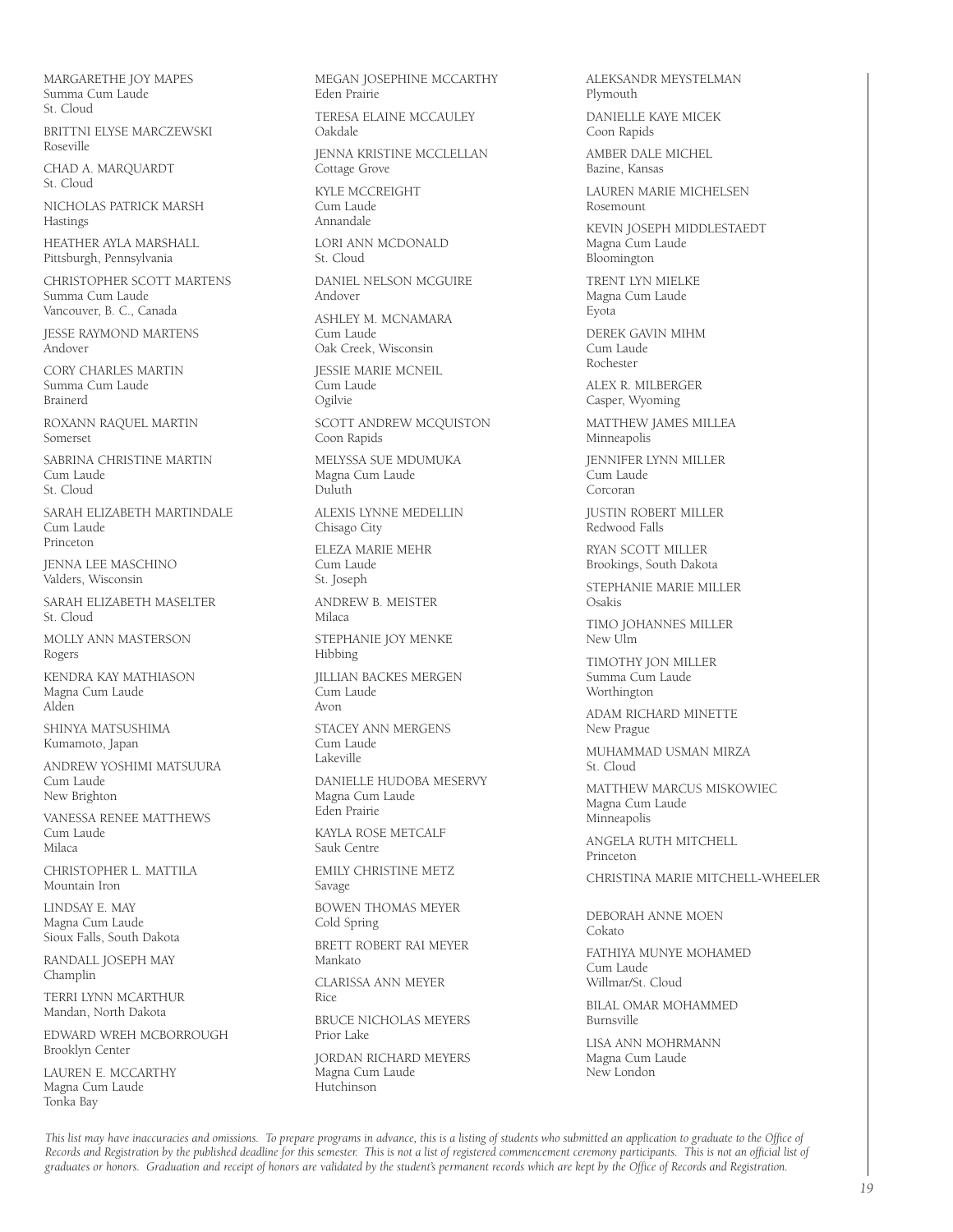MARGARETHE JOY MAPES
Summa Cum Laude
St. Cloud

BRITTNI ELYSE MARCZEWSKI
Roseville

CHAD A. MARQUARDT
St. Cloud

NICHOLAS PATRICK MARSH
Hastings

HEATHER AYLA MARSHALL
Pittsburgh, Pennsylvania

CHRISTOPHER SCOTT MARTENS
Summa Cum Laude
Vancouver, B. C., Canada

JESSE RAYMOND MARTENS
Andover

CORY CHARLES MARTIN
Summa Cum Laude
Brainerd

ROXANN RAQUEL MARTIN
Somerset

SABRINA CHRISTINE MARTIN
Cum Laude
St. Cloud

SARAH ELIZABETH MARTINDALE
Cum Laude
Princeton

JENNA LEE MASCHINO
Valders, Wisconsin

SARAH ELIZABETH MASELTER
St. Cloud

MOLLY ANN MASTERSON
Rogers

KENDRA KAY MATHIASON
Magna Cum Laude
Alden

SHINYA MATSUSHIMA
Kumamoto, Japan

ANDREW YOSHIMI MATSUURA
Cum Laude
New Brighton

VANESSA RENEE MATTHEWS
Cum Laude
Milaca

CHRISTOPHER L. MATTILA
Mountain Iron

LINDSAY E. MAY
Magna Cum Laude
Sioux Falls, South Dakota

RANDALL JOSEPH MAY
Champlin

TERRI LYNN MCARTHUR
Mandan, North Dakota

EDWARD WREH MCBORROUGH
Brooklyn Center

LAUREN E. MCCARTHY
Magna Cum Laude
Tonka Bay

MEGAN JOSEPHINE MCCARTHY
Eden Prairie

TERESA ELAINE MCCAULEY
Oakdale

JENNA KRISTINE MCCLELLAN
Cottage Grove

KYLE MCCREIGHT
Cum Laude
Annandale

LORI ANN MCDONALD
St. Cloud

DANIEL NELSON MCGUIRE
Andover

ASHLEY M. MCNAMARA
Cum Laude
Oak Creek, Wisconsin

JESSIE MARIE MCNEIL
Cum Laude
Ogilvie

SCOTT ANDREW MCQUISTON
Coon Rapids

MELYSSA SUE MDUMUKA
Magna Cum Laude
Duluth

ALEXIS LYNNE MEDELLIN
Chisago City

ELEZA MARIE MEHR
Cum Laude
St. Joseph

ANDREW B. MEISTER
Milaca

STEPHANIE JOY MENKE
Hibbing

JILLIAN BACKES MERGEN
Cum Laude
Avon

STACEY ANN MERGENS
Cum Laude
Lakeville

DANIELLE HUDOBA MESERVY
Magna Cum Laude
Eden Prairie

KAYLA ROSE METCALF
Sauk Centre

EMILY CHRISTINE METZ
Savage

BOWEN THOMAS MEYER
Cold Spring

BRETT ROBERT RAI MEYER
Mankato

CLARISSA ANN MEYER
Rice

BRUCE NICHOLAS MEYERS
Prior Lake

JORDAN RICHARD MEYERS
Magna Cum Laude
Hutchinson

ALEKSANDR MEYSTELMAN
Plymouth

DANIELLE KAYE MICEK
Coon Rapids

AMBER DALE MICHEL
Bazine, Kansas

LAUREN MARIE MICHELSEN
Rosemount

KEVIN JOSEPH MIDDLESTAEDT
Magna Cum Laude
Bloomington

TRENT LYN MIELKE
Magna Cum Laude
Eyota

DEREK GAVIN MIHM
Cum Laude
Rochester

ALEX R. MILBERGER
Casper, Wyoming

MATTHEW JAMES MILLEA
Minneapolis

JENNIFER LYNN MILLER
Cum Laude
Corcoran

JUSTIN ROBERT MILLER
Redwood Falls

RYAN SCOTT MILLER
Brookings, South Dakota

STEPHANIE MARIE MILLER
Osakis

TIMO JOHANNES MILLER
New Ulm

TIMOTHY JON MILLER
Summa Cum Laude
Worthington

ADAM RICHARD MINETTE
New Prague

MUHAMMAD USMAN MIRZA
St. Cloud

MATTHEW MARCUS MISKOWIEC
Magna Cum Laude
Minneapolis

ANGELA RUTH MITCHELL
Princeton

CHRISTINA MARIE MITCHELL-WHEELER

DEBORAH ANNE MOEN
Cokato

FATHIYA MUNYE MOHAMED
Cum Laude
Willmar/St. Cloud

BILAL OMAR MOHAMMED
Burnsville

LISA ANN MOHRMANN
Magna Cum Laude
New London

*This list may have inaccuracies and omissions. To prepare programs in advance, this is a listing of students who submitted an application to graduate to the Office of Records and Registration by the published deadline for this semester. This is not a list of registered commencement ceremony participants. This is not an official list of graduates or honors. Graduation and receipt of honors are validated by the student's permanent records which are kept by the Office of Records and Registration.*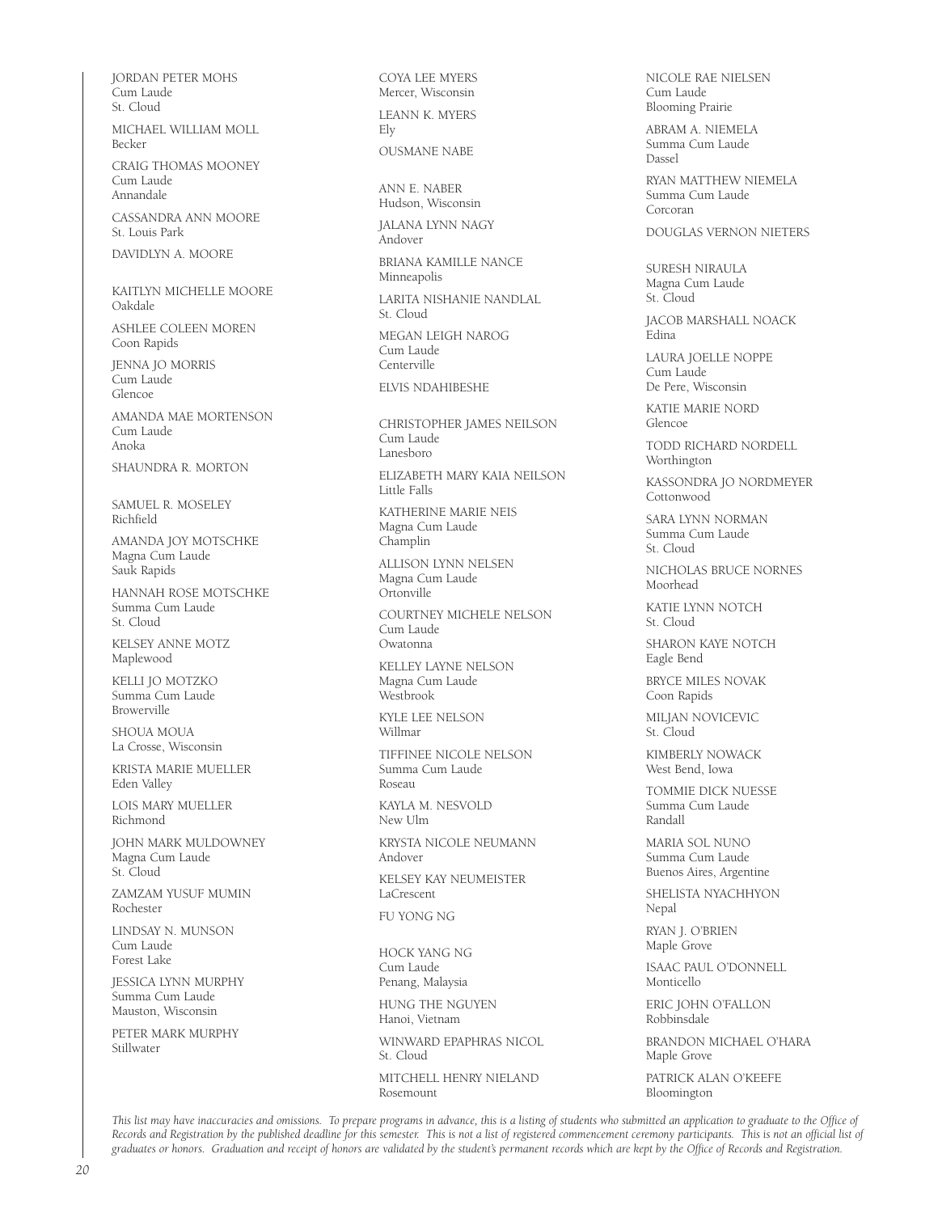JORDAN PETER MOHS
Cum Laude
St. Cloud

MICHAEL WILLIAM MOLL
Becker

CRAIG THOMAS MOONEY
Cum Laude
Annandale

CASSANDRA ANN MOORE
St. Louis Park

DAVIDLYN A. MOORE

KAITLYN MICHELLE MOORE
Oakdale

ASHLEE COLEEN MOREN
Coon Rapids

JENNA JO MORRIS
Cum Laude
Glencoe

AMANDA MAE MORTENSON
Cum Laude
Anoka

SHAUNDRA R. MORTON

SAMUEL R. MOSELEY
Richfield

AMANDA JOY MOTSCHKE
Magna Cum Laude
Sauk Rapids

HANNAH ROSE MOTSCHKE
Summa Cum Laude
St. Cloud

KELSEY ANNE MOTZ
Maplewood

KELLI JO MOTZKO
Summa Cum Laude
Browerville

SHOUA MOUA
La Crosse, Wisconsin

KRISTA MARIE MUELLER
Eden Valley

LOIS MARY MUELLER
Richmond

JOHN MARK MULDOWNEY
Magna Cum Laude
St. Cloud

ZAMZAM YUSUF MUMIN
Rochester

LINDSAY N. MUNSON
Cum Laude
Forest Lake

JESSICA LYNN MURPHY
Summa Cum Laude
Mauston, Wisconsin

PETER MARK MURPHY
Stillwater

COYA LEE MYERS
Mercer, Wisconsin

LEANN K. MYERS
Ely

OUSMANE NABE

ANN E. NABER
Hudson, Wisconsin

JALANA LYNN NAGY
Andover

BRIANA KAMILLE NANCE
Minneapolis

LARITA NISHANIE NANDLAL
St. Cloud

MEGAN LEIGH NAROG
Cum Laude
Centerville

ELVIS NDAHIBESHE

CHRISTOPHER JAMES NEILSON
Cum Laude
Lanesboro

ELIZABETH MARY KAIA NEILSON
Little Falls

KATHERINE MARIE NEIS
Magna Cum Laude
Champlin

ALLISON LYNN NELSEN
Magna Cum Laude
Ortonville

COURTNEY MICHELE NELSON
Cum Laude
Owatonna

KELLEY LAYNE NELSON
Magna Cum Laude
Westbrook

KYLE LEE NELSON
Willmar

TIFFINEE NICOLE NELSON
Summa Cum Laude
Roseau

KAYLA M. NESVOLD
New Ulm

KRYSTA NICOLE NEUMANN
Andover

KELSEY KAY NEUMEISTER
LaCrescent

FU YONG NG

HOCK YANG NG
Cum Laude
Penang, Malaysia

HUNG THE NGUYEN
Hanoi, Vietnam

WINWARD EPAPHRAS NICOL
St. Cloud

MITCHELL HENRY NIELAND
Rosemount

NICOLE RAE NIELSEN
Cum Laude
Blooming Prairie

ABRAM A. NIEMELA
Summa Cum Laude
Dassel

RYAN MATTHEW NIEMELA
Summa Cum Laude
Corcoran

DOUGLAS VERNON NIETERS

SURESH NIRAULA
Magna Cum Laude
St. Cloud

JACOB MARSHALL NOACK
Edina

LAURA JOELLE NOPPE
Cum Laude
De Pere, Wisconsin

KATIE MARIE NORD
Glencoe

TODD RICHARD NORDELL
Worthington

KASSONDRA JO NORDMEYER
Cottonwood

SARA LYNN NORMAN
Summa Cum Laude
St. Cloud

NICHOLAS BRUCE NORNES
Moorhead

KATIE LYNN NOTCH
St. Cloud

SHARON KAYE NOTCH
Eagle Bend

BRYCE MILES NOVAK
Coon Rapids

MILJAN NOVICEVIC
St. Cloud

KIMBERLY NOWACK
West Bend, Iowa

TOMMIE DICK NUESSE
Summa Cum Laude
Randall

MARIA SOL NUNO
Summa Cum Laude
Buenos Aires, Argentine

SHELISTA NYACHHYON
Nepal

RYAN J. O'BRIEN
Maple Grove

ISAAC PAUL O'DONNELL
Monticello

ERIC JOHN O'FALLON
Robbinsdale

BRANDON MICHAEL O'HARA
Maple Grove

PATRICK ALAN O'KEEFE
Bloomington

*This list may have inaccuracies and omissions. To prepare programs in advance, this is a listing of students who submitted an application to graduate to the Office of Records and Registration by the published deadline for this semester. This is not a list of registered commencement ceremony participants. This is not an official list of graduates or honors. Graduation and receipt of honors are validated by the student's permanent records which are kept by the Office of Records and Registration.*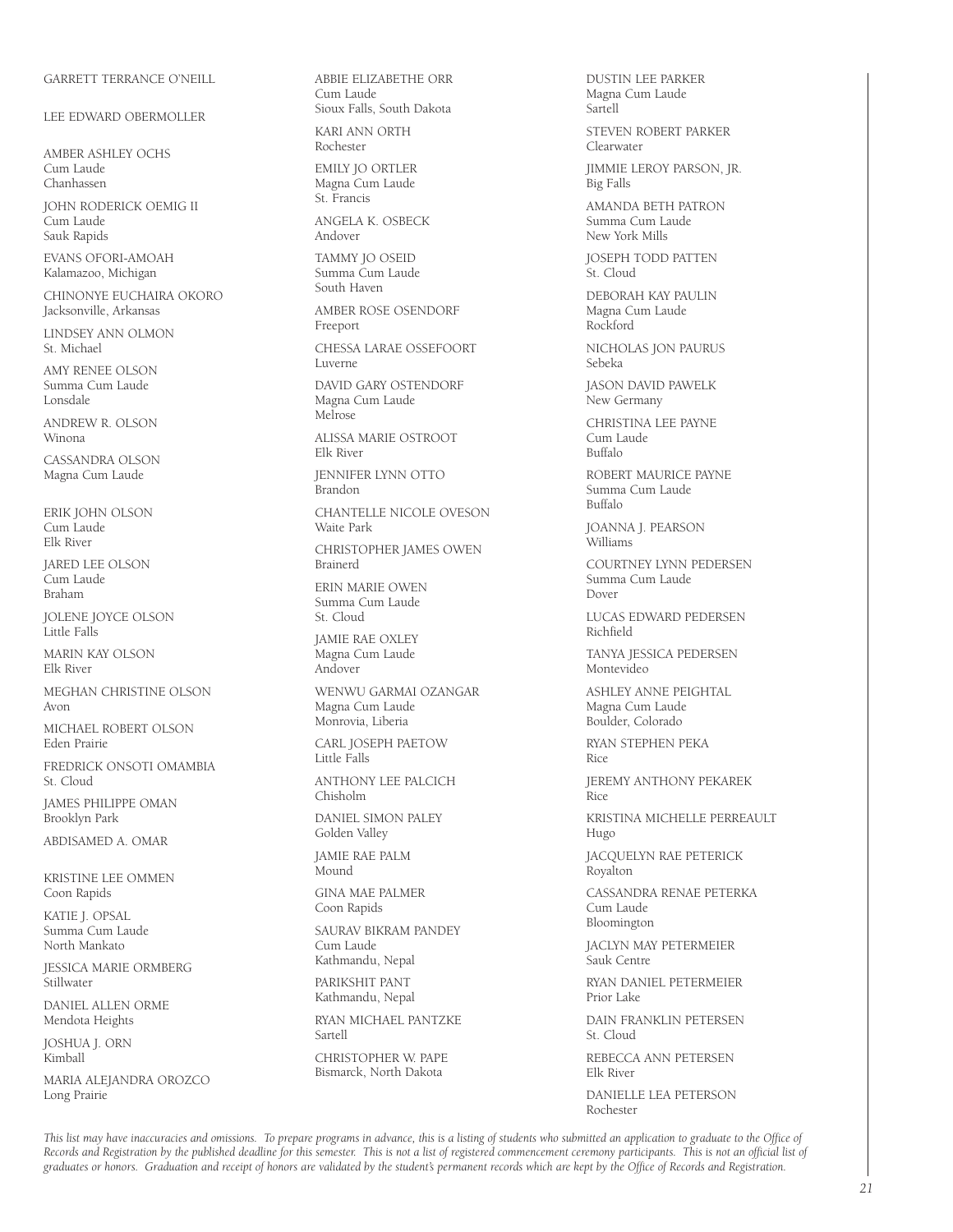GARRETT TERRANCE O'NEILL

LEE EDWARD OBERMOLLER

AMBER ASHLEY OCHS
Cum Laude
Chanhassen

JOHN RODERICK OEMIG II
Cum Laude
Sauk Rapids

EVANS OFORI-AMOAH
Kalamazoo, Michigan

CHINONYE EUCHAIRA OKORO
Jacksonville, Arkansas

LINDSEY ANN OLMON
St. Michael

AMY RENEE OLSON
Summa Cum Laude
Lonsdale

ANDREW R. OLSON
Winona

CASSANDRA OLSON
Magna Cum Laude

ERIK JOHN OLSON
Cum Laude
Elk River

JARED LEE OLSON
Cum Laude
Braham

JOLENE JOYCE OLSON
Little Falls

MARIN KAY OLSON
Elk River

MEGHAN CHRISTINE OLSON
Avon

MICHAEL ROBERT OLSON
Eden Prairie

FREDRICK ONSOTI OMAMBIA
St. Cloud

JAMES PHILIPPE OMAN
Brooklyn Park

ABDISAMED A. OMAR

KRISTINE LEE OMMEN
Coon Rapids

KATIE J. OPSAL
Summa Cum Laude
North Mankato

JESSICA MARIE ORMBERG
Stillwater

DANIEL ALLEN ORME
Mendota Heights

JOSHUA J. ORN
Kimball

MARIA ALEJANDRA OROZCO
Long Prairie

ABBIE ELIZABETHE ORR
Cum Laude
Sioux Falls, South Dakota

KARI ANN ORTH
Rochester

EMILY JO ORTLER
Magna Cum Laude
St. Francis

ANGELA K. OSBECK
Andover

TAMMY JO OSEID
Summa Cum Laude
South Haven

AMBER ROSE OSENDORF
Freeport

CHESSA LARAE OSSEFOORT
Luverne

DAVID GARY OSTENDORF
Magna Cum Laude
Melrose

ALISSA MARIE OSTROOT
Elk River

JENNIFER LYNN OTTO
Brandon

CHANTELLE NICOLE OVESON
Waite Park

CHRISTOPHER JAMES OWEN
Brainerd

ERIN MARIE OWEN
Summa Cum Laude
St. Cloud

JAMIE RAE OXLEY
Magna Cum Laude
Andover

WENWU GARMAI OZANGAR
Magna Cum Laude
Monrovia, Liberia

CARL JOSEPH PAETOW
Little Falls

ANTHONY LEE PALCICH
Chisholm

DANIEL SIMON PALEY
Golden Valley

JAMIE RAE PALM
Mound

GINA MAE PALMER
Coon Rapids

SAURAV BIKRAM PANDEY
Cum Laude
Kathmandu, Nepal

PARIKSHIT PANT
Kathmandu, Nepal

RYAN MICHAEL PANTZKE
Sartell

CHRISTOPHER W. PAPE
Bismarck, North Dakota

DUSTIN LEE PARKER
Magna Cum Laude
Sartell

STEVEN ROBERT PARKER
Clearwater

JIMMIE LEROY PARSON, JR.
Big Falls

AMANDA BETH PATRON
Summa Cum Laude
New York Mills

JOSEPH TODD PATTEN
St. Cloud

DEBORAH KAY PAULIN
Magna Cum Laude
Rockford

NICHOLAS JON PAURUS
Sebeka

JASON DAVID PAWELK
New Germany

CHRISTINA LEE PAYNE
Cum Laude
Buffalo

ROBERT MAURICE PAYNE
Summa Cum Laude
Buffalo

JOANNA J. PEARSON
Williams

COURTNEY LYNN PEDERSEN
Summa Cum Laude
Dover

LUCAS EDWARD PEDERSEN
Richfield

TANYA JESSICA PEDERSEN
Montevideo

ASHLEY ANNE PEIGHTAL
Magna Cum Laude
Boulder, Colorado

RYAN STEPHEN PEKA
Rice

JEREMY ANTHONY PEKAREK
Rice

KRISTINA MICHELLE PERREAULT
Hugo

JACQUELYN RAE PETERICK
Royalton

CASSANDRA RENAE PETERKA
Cum Laude
Bloomington

JACLYN MAY PETERMEIER
Sauk Centre

RYAN DANIEL PETERMEIER
Prior Lake

DAIN FRANKLIN PETERSEN
St. Cloud

REBECCA ANN PETERSEN
Elk River

DANIELLE LEA PETERSON
Rochester

*This list may have inaccuracies and omissions. To prepare programs in advance, this is a listing of students who submitted an application to graduate to the Office of Records and Registration by the published deadline for this semester. This is not a list of registered commencement ceremony participants. This is not an official list of graduates or honors. Graduation and receipt of honors are validated by the student's permanent records which are kept by the Office of Records and Registration.*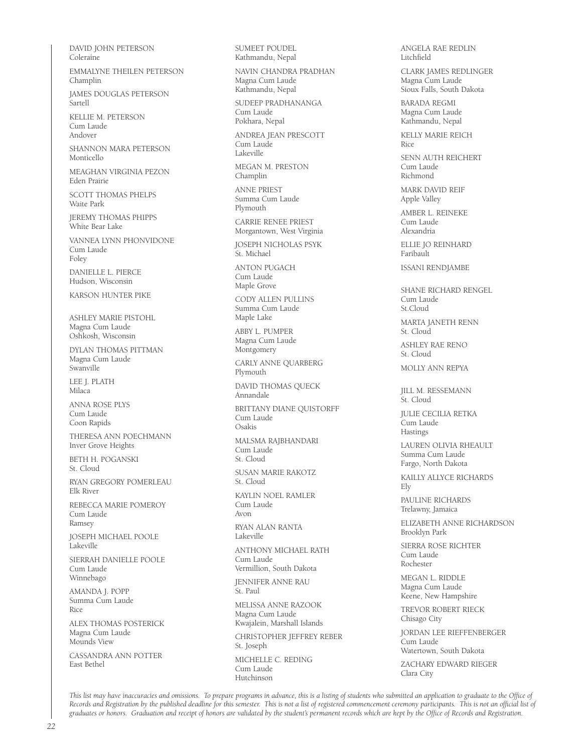DAVID JOHN PETERSON
Coleraine

EMMALYNE THEILEN PETERSON
Champlin

JAMES DOUGLAS PETERSON
Sartell

KELLIE M. PETERSON
Cum Laude
Andover

SHANNON MARA PETERSON
Monticello

MEAGHAN VIRGINIA PEZON
Eden Prairie

SCOTT THOMAS PHELPS
Waite Park

JEREMY THOMAS PHIPPS
White Bear Lake

VANNEA LYNN PHONVIDONE
Cum Laude
Foley

DANIELLE L. PIERCE
Hudson, Wisconsin

KARSON HUNTER PIKE

ASHLEY MARIE PISTOHL
Magna Cum Laude
Oshkosh, Wisconsin

DYLAN THOMAS PITTMAN
Magna Cum Laude
Swanville

LEE J. PLATH
Milaca

ANNA ROSE PLYS
Cum Laude
Coon Rapids

THERESA ANN POECHMANN
Inver Grove Heights

BETH H. POGANSKI
St. Cloud

RYAN GREGORY POMERLEAU
Elk River

REBECCA MARIE POMEROY
Cum Laude
Ramsey

JOSEPH MICHAEL POOLE
Lakeville

SIERRAH DANIELLE POOLE
Cum Laude
Winnebago

AMANDA J. POPP
Summa Cum Laude
Rice

ALEX THOMAS POSTERICK
Magna Cum Laude
Mounds View

CASSANDRA ANN POTTER
East Bethel

SUMEET POUDEL
Kathmandu, Nepal

NAVIN CHANDRA PRADHAN
Magna Cum Laude
Kathmandu, Nepal

SUDEEP PRADHANANGA
Cum Laude
Pokhara, Nepal

ANDREA JEAN PRESCOTT
Cum Laude
Lakeville

MEGAN M. PRESTON
Champlin

ANNE PRIEST
Summa Cum Laude
Plymouth

CARRIE RENEE PRIEST
Morgantown, West Virginia

JOSEPH NICHOLAS PSYK
St. Michael

ANTON PUGACH
Cum Laude
Maple Grove

CODY ALLEN PULLINS
Summa Cum Laude
Maple Lake

ABBY L. PUMPER
Magna Cum Laude
Montgomery

CARLY ANNE QUARBERG
Plymouth

DAVID THOMAS QUECK
Annandale

BRITTANY DIANE QUISTORFF
Cum Laude
Osakis

MALSMA RAJBHANDARI
Cum Laude
St. Cloud

SUSAN MARIE RAKOTZ
St. Cloud

KAYLIN NOEL RAMLER
Cum Laude
Avon

RYAN ALAN RANTA
Lakeville

ANTHONY MICHAEL RATH
Cum Laude
Vermillion, South Dakota

JENNIFER ANNE RAU
St. Paul

MELISSA ANNE RAZOOK
Magna Cum Laude
Kwajalein, Marshall Islands

CHRISTOPHER JEFFREY REBER
St. Joseph

MICHELLE C. REDING
Cum Laude
Hutchinson

ANGELA RAE REDLIN
Litchfield

CLARK JAMES REDLINGER
Magna Cum Laude
Sioux Falls, South Dakota

BARADA REGMI
Magna Cum Laude
Kathmandu, Nepal

KELLY MARIE REICH
Rice

SENN AUTH REICHERT
Cum Laude
Richmond

MARK DAVID REIF
Apple Valley

AMBER L. REINEKE
Cum Laude
Alexandria

ELLIE JO REINHARD
Faribault

ISSANI RENDJAMBE

SHANE RICHARD RENGEL
Cum Laude
St.Cloud

MARTA JANETH RENN
St. Cloud

ASHLEY RAE RENO
St. Cloud

MOLLY ANN REPYA

JILL M. RESSEMANN
St. Cloud

JULIE CECILIA RETKA
Cum Laude
Hastings

LAUREN OLIVIA RHEAULT
Summa Cum Laude
Fargo, North Dakota

KAILLY ALLYCE RICHARDS
Ely

PAULINE RICHARDS
Trelawny, Jamaica

ELIZABETH ANNE RICHARDSON
Brooklyn Park

SIERRA ROSE RICHTER
Cum Laude
Rochester

MEGAN L. RIDDLE
Magna Cum Laude
Keene, New Hampshire

TREVOR ROBERT RIECK
Chisago City

JORDAN LEE RIEFFENBERGER
Cum Laude
Watertown, South Dakota

ZACHARY EDWARD RIEGER
Clara City

*This list may have inaccuracies and omissions. To prepare programs in advance, this is a listing of students who submitted an application to graduate to the Office of Records and Registration by the published deadline for this semester. This is not a list of registered commencement ceremony participants. This is not an official list of graduates or honors. Graduation and receipt of honors are validated by the student's permanent records which are kept by the Office of Records and Registration.*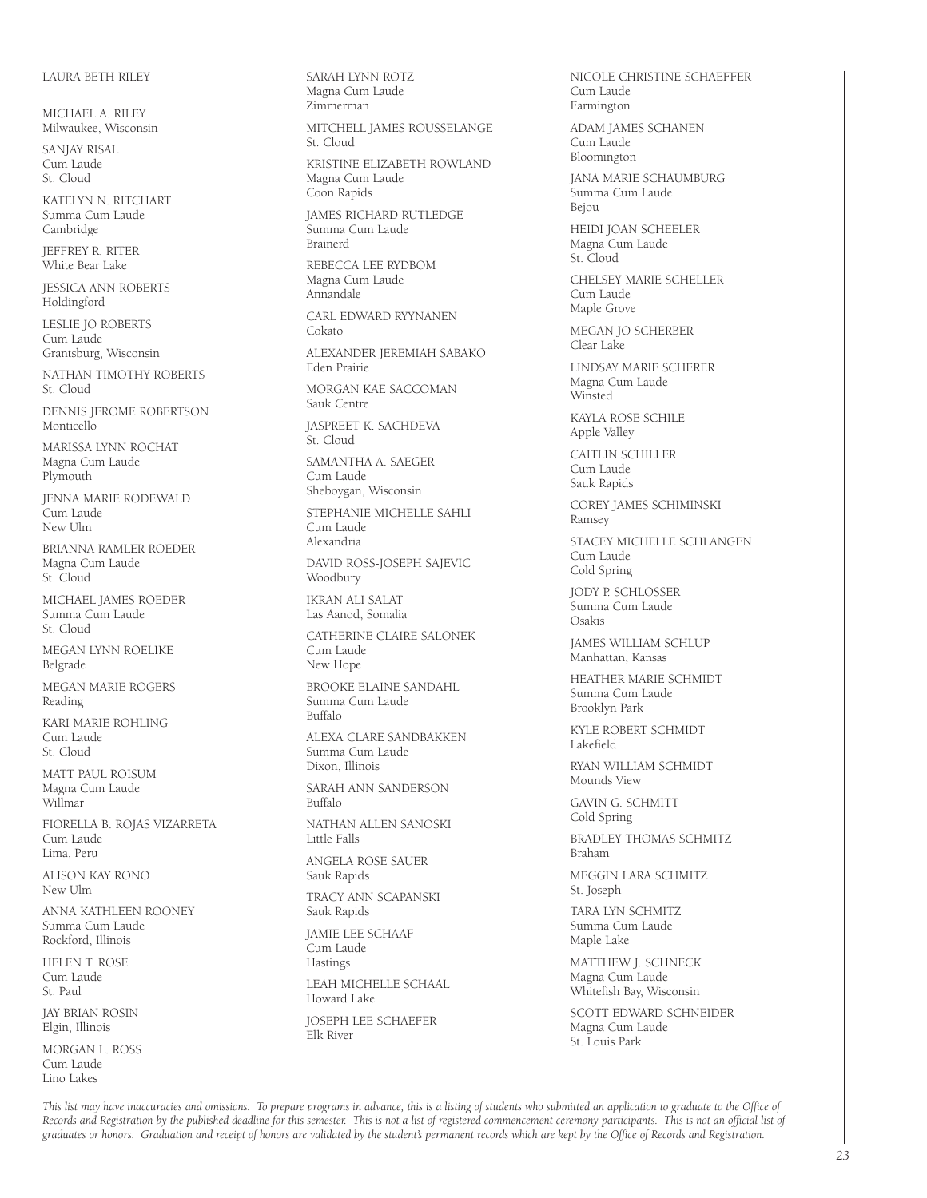LAURA BETH RILEY

MICHAEL A. RILEY
Milwaukee, Wisconsin

SANJAY RISAL
Cum Laude
St. Cloud

KATELYN N. RITCHART
Summa Cum Laude
Cambridge

JEFFREY R. RITER
White Bear Lake

JESSICA ANN ROBERTS
Holdingford

LESLIE JO ROBERTS
Cum Laude
Grantsburg, Wisconsin

NATHAN TIMOTHY ROBERTS
St. Cloud

DENNIS JEROME ROBERTSON
Monticello

MARISSA LYNN ROCHAT
Magna Cum Laude
Plymouth

JENNA MARIE RODEWALD
Cum Laude
New Ulm

BRIANNA RAMLER ROEDER
Magna Cum Laude
St. Cloud

MICHAEL JAMES ROEDER
Summa Cum Laude
St. Cloud

MEGAN LYNN ROELIKE
Belgrade

MEGAN MARIE ROGERS
Reading

KARI MARIE ROHLING
Cum Laude
St. Cloud

MATT PAUL ROISUM
Magna Cum Laude
Willmar

FIORELLA B. ROJAS VIZARRETA
Cum Laude
Lima, Peru

ALISON KAY RONO
New Ulm

ANNA KATHLEEN ROONEY
Summa Cum Laude
Rockford, Illinois

HELEN T. ROSE
Cum Laude
St. Paul

JAY BRIAN ROSIN
Elgin, Illinois

MORGAN L. ROSS
Cum Laude
Lino Lakes

SARAH LYNN ROTZ
Magna Cum Laude
Zimmerman

MITCHELL JAMES ROUSSELANGE
St. Cloud

KRISTINE ELIZABETH ROWLAND
Magna Cum Laude
Coon Rapids

JAMES RICHARD RUTLEDGE
Summa Cum Laude
Brainerd

REBECCA LEE RYDBOM
Magna Cum Laude
Annandale

CARL EDWARD RYYNANEN
Cokato

ALEXANDER JEREMIAH SABAKO
Eden Prairie

MORGAN KAE SACCOMAN
Sauk Centre

JASPREET K. SACHDEVA
St. Cloud

SAMANTHA A. SAEGER
Cum Laude
Sheboygan, Wisconsin

STEPHANIE MICHELLE SAHLI
Cum Laude
Alexandria

DAVID ROSS-JOSEPH SAJEVIC
Woodbury

IKRAN ALI SALAT
Las Aanod, Somalia

CATHERINE CLAIRE SALONEK
Cum Laude
New Hope

BROOKE ELAINE SANDAHL
Summa Cum Laude
Buffalo

ALEXA CLARE SANDBAKKEN
Summa Cum Laude
Dixon, Illinois

SARAH ANN SANDERSON
Buffalo

NATHAN ALLEN SANOSKI
Little Falls

ANGELA ROSE SAUER
Sauk Rapids

TRACY ANN SCAPANSKI
Sauk Rapids

JAMIE LEE SCHAAF
Cum Laude
Hastings

LEAH MICHELLE SCHAAL
Howard Lake

JOSEPH LEE SCHAEFER
Elk River

NICOLE CHRISTINE SCHAEFFER
Cum Laude
Farmington

ADAM JAMES SCHANEN
Cum Laude
Bloomington

JANA MARIE SCHAUMBURG
Summa Cum Laude
Bejou

HEIDI JOAN SCHEELER
Magna Cum Laude
St. Cloud

CHELSEY MARIE SCHELLER
Cum Laude
Maple Grove

MEGAN JO SCHERBER
Clear Lake

LINDSAY MARIE SCHERER
Magna Cum Laude
Winsted

KAYLA ROSE SCHILE
Apple Valley

CAITLIN SCHILLER
Cum Laude
Sauk Rapids

COREY JAMES SCHIMINSKI
Ramsey

STACEY MICHELLE SCHLANGEN
Cum Laude
Cold Spring

JODY P. SCHLOSSER
Summa Cum Laude
Osakis

JAMES WILLIAM SCHLUP
Manhattan, Kansas

HEATHER MARIE SCHMIDT
Summa Cum Laude
Brooklyn Park

KYLE ROBERT SCHMIDT
Lakefield

RYAN WILLIAM SCHMIDT
Mounds View

GAVIN G. SCHMITT
Cold Spring

BRADLEY THOMAS SCHMITZ
Braham

MEGGIN LARA SCHMITZ
St. Joseph

TARA LYN SCHMITZ
Summa Cum Laude
Maple Lake

MATTHEW J. SCHNECK
Magna Cum Laude
Whitefish Bay, Wisconsin

SCOTT EDWARD SCHNEIDER
Magna Cum Laude
St. Louis Park

*This list may have inaccuracies and omissions. To prepare programs in advance, this is a listing of students who submitted an application to graduate to the Office of Records and Registration by the published deadline for this semester. This is not a list of registered commencement ceremony participants. This is not an official list of graduates or honors. Graduation and receipt of honors are validated by the student's permanent records which are kept by the Office of Records and Registration.*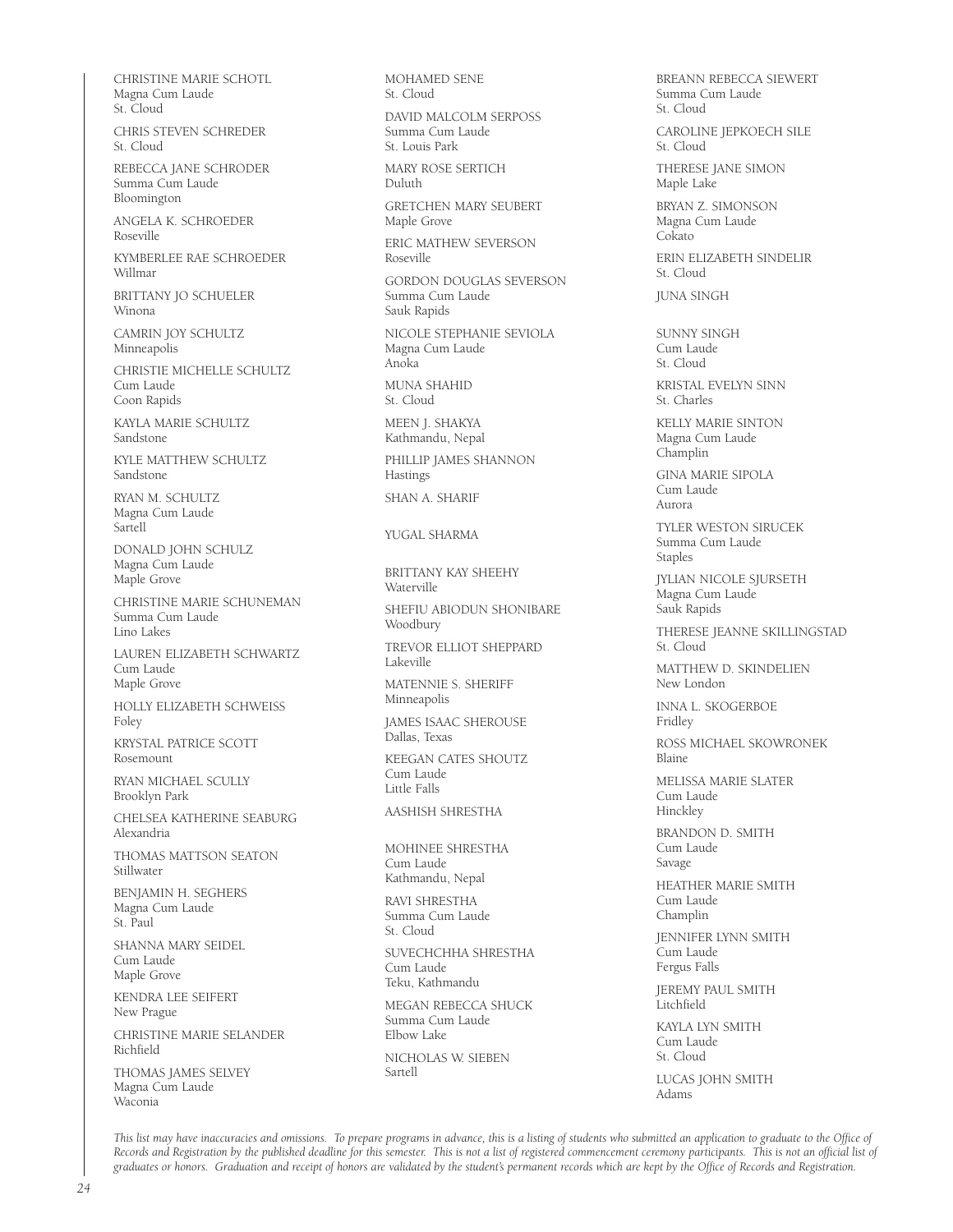CHRISTINE MARIE SCHOTL
Magna Cum Laude
St. Cloud

CHRIS STEVEN SCHREDER
St. Cloud

REBECCA JANE SCHRODER
Summa Cum Laude
Bloomington

ANGELA K. SCHROEDER
Roseville

KYMBERLEE RAE SCHROEDER
Willmar

BRITTANY JO SCHUELER
Winona

CAMRIN JOY SCHULTZ
Minneapolis

CHRISTIE MICHELLE SCHULTZ
Cum Laude
Coon Rapids

KAYLA MARIE SCHULTZ
Sandstone

KYLE MATTHEW SCHULTZ
Sandstone

RYAN M. SCHULTZ
Magna Cum Laude
Sartell

DONALD JOHN SCHULZ
Magna Cum Laude
Maple Grove

CHRISTINE MARIE SCHUNEMAN
Summa Cum Laude
Lino Lakes

LAUREN ELIZABETH SCHWARTZ
Cum Laude
Maple Grove

HOLLY ELIZABETH SCHWEISS
Foley

KRYSTAL PATRICE SCOTT
Rosemount

RYAN MICHAEL SCULLY
Brooklyn Park

CHELSEA KATHERINE SEABURG
Alexandria

THOMAS MATTSON SEATON
Stillwater

BENJAMIN H. SEGHERS
Magna Cum Laude
St. Paul

SHANNA MARY SEIDEL
Cum Laude
Maple Grove

KENDRA LEE SEIFERT
New Prague

CHRISTINE MARIE SELANDER
Richfield

THOMAS JAMES SELVEY
Magna Cum Laude
Waconia

MOHAMED SENE
St. Cloud

DAVID MALCOLM SERPOSS
Summa Cum Laude
St. Louis Park

MARY ROSE SERTICH
Duluth

GRETCHEN MARY SEUBERT
Maple Grove

ERIC MATHEW SEVERSON
Roseville

GORDON DOUGLAS SEVERSON
Summa Cum Laude
Sauk Rapids

NICOLE STEPHANIE SEVIOLA
Magna Cum Laude
Anoka

MUNA SHAHID
St. Cloud

MEEN J. SHAKYA
Kathmandu, Nepal

PHILLIP JAMES SHANNON
Hastings

SHAN A. SHARIF

YUGAL SHARMA

BRITTANY KAY SHEEHY
Waterville

SHEFIU ABIODUN SHONIBARE
Woodbury

TREVOR ELLIOT SHEPPARD
Lakeville

MATENNIE S. SHERIFF
Minneapolis

JAMES ISAAC SHEROUSE
Dallas, Texas

KEEGAN CATES SHOUTZ
Cum Laude
Little Falls

AASHISH SHRESTHA

MOHINEE SHRESTHA
Cum Laude
Kathmandu, Nepal

RAVI SHRESTHA
Summa Cum Laude
St. Cloud

SUVECHCHHA SHRESTHA
Cum Laude
Teku, Kathmandu

MEGAN REBECCA SHUCK
Summa Cum Laude
Elbow Lake

NICHOLAS W. SIEBEN
Sartell

BREANN REBECCA SIEWERT
Summa Cum Laude
St. Cloud

CAROLINE JEPKOECH SILE
St. Cloud

THERESE JANE SIMON
Maple Lake

BRYAN Z. SIMONSON
Magna Cum Laude
Cokato

ERIN ELIZABETH SINDELIR
St. Cloud

JUNA SINGH

SUNNY SINGH
Cum Laude
St. Cloud

KRISTAL EVELYN SINN
St. Charles

KELLY MARIE SINTON
Magna Cum Laude
Champlin

GINA MARIE SIPOLA
Cum Laude
Aurora

TYLER WESTON SIRUCEK
Summa Cum Laude
Staples

JYLIAN NICOLE SJURSETH
Magna Cum Laude
Sauk Rapids

THERESE JEANNE SKILLINGSTAD
St. Cloud

MATTHEW D. SKINDELIEN
New London

INNA L. SKOGERBOE
Fridley

ROSS MICHAEL SKOWRONEK
Blaine

MELISSA MARIE SLATER
Cum Laude
Hinckley

BRANDON D. SMITH
Cum Laude
Savage

HEATHER MARIE SMITH
Cum Laude
Champlin

JENNIFER LYNN SMITH
Cum Laude
Fergus Falls

JEREMY PAUL SMITH
Litchfield

KAYLA LYN SMITH
Cum Laude
St. Cloud

LUCAS JOHN SMITH
Adams

*This list may have inaccuracies and omissions. To prepare programs in advance, this is a listing of students who submitted an application to graduate to the Office of Records and Registration by the published deadline for this semester. This is not a list of registered commencement ceremony participants. This is not an official list of graduates or honors. Graduation and receipt of honors are validated by the student's permanent records which are kept by the Office of Records and Registration.*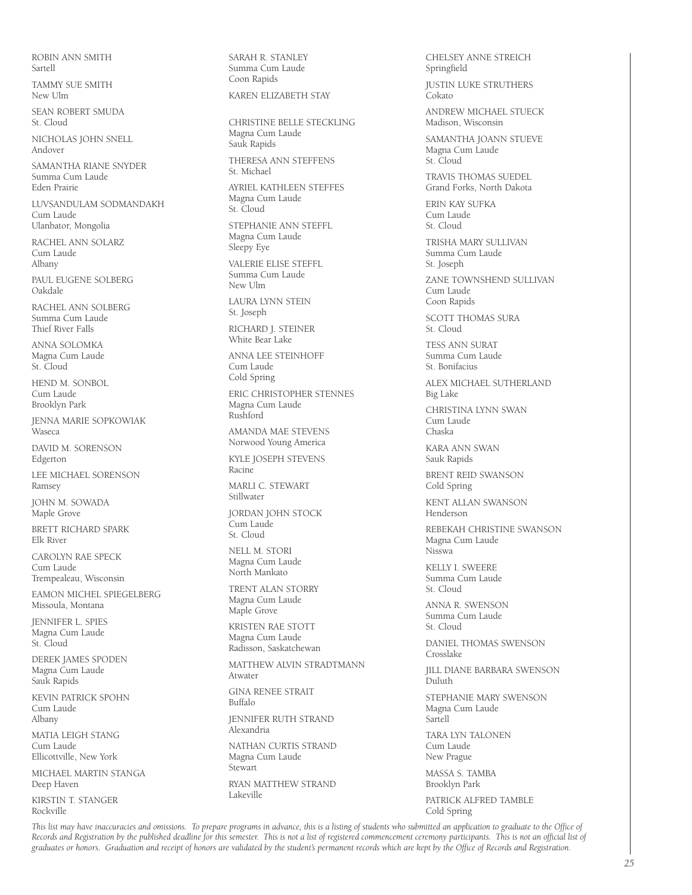ROBIN ANN SMITH
Sartell

TAMMY SUE SMITH
New Ulm

SEAN ROBERT SMUDA
St. Cloud

NICHOLAS JOHN SNELL
Andover

SAMANTHA RIANE SNYDER
Summa Cum Laude
Eden Prairie

LUVSANDULAM SODMANDAKH
Cum Laude
Ulanbator, Mongolia

RACHEL ANN SOLARZ
Cum Laude
Albany

PAUL EUGENE SOLBERG
Oakdale

RACHEL ANN SOLBERG
Summa Cum Laude
Thief River Falls

ANNA SOLOMKA
Magna Cum Laude
St. Cloud

HEND M. SONBOL
Cum Laude
Brooklyn Park

JENNA MARIE SOPKOWIAK
Waseca

DAVID M. SORENSON
Edgerton

LEE MICHAEL SORENSON
Ramsey

JOHN M. SOWADA
Maple Grove

BRETT RICHARD SPARK
Elk River

CAROLYN RAE SPECK
Cum Laude
Trempealeau, Wisconsin

EAMON MICHEL SPIEGELBERG
Missoula, Montana

JENNIFER L. SPIES
Magna Cum Laude
St. Cloud

DEREK JAMES SPODEN
Magna Cum Laude
Sauk Rapids

KEVIN PATRICK SPOHN
Cum Laude
Albany

MATIA LEIGH STANG
Cum Laude
Ellicottville, New York

MICHAEL MARTIN STANGA
Deep Haven

KIRSTIN T. STANGER
Rockville

SARAH R. STANLEY
Summa Cum Laude
Coon Rapids

KAREN ELIZABETH STAY

CHRISTINE BELLE STECKLING
Magna Cum Laude
Sauk Rapids

THERESA ANN STEFFENS
St. Michael

AYRIEL KATHLEEN STEFFES
Magna Cum Laude
St. Cloud

STEPHANIE ANN STEFFL
Magna Cum Laude
Sleepy Eye

VALERIE ELISE STEFFL
Summa Cum Laude
New Ulm

LAURA LYNN STEIN
St. Joseph

RICHARD J. STEINER
White Bear Lake

ANNA LEE STEINHOFF
Cum Laude
Cold Spring

ERIC CHRISTOPHER STENNES
Magna Cum Laude
Rushford

AMANDA MAE STEVENS
Norwood Young America

KYLE JOSEPH STEVENS
Racine

MARLI C. STEWART
Stillwater

JORDAN JOHN STOCK
Cum Laude
St. Cloud

NELL M. STORI
Magna Cum Laude
North Mankato

TRENT ALAN STORRY
Magna Cum Laude
Maple Grove

KRISTEN RAE STOTT
Magna Cum Laude
Radisson, Saskatchewan

MATTHEW ALVIN STRADTMANN
Atwater

GINA RENEE STRAIT
Buffalo

JENNIFER RUTH STRAND
Alexandria

NATHAN CURTIS STRAND
Magna Cum Laude
Stewart

RYAN MATTHEW STRAND
Lakeville

CHELSEY ANNE STREICH
Springfield

JUSTIN LUKE STRUTHERS
Cokato

ANDREW MICHAEL STUECK
Madison, Wisconsin

SAMANTHA JOANN STUEVE
Magna Cum Laude
St. Cloud

TRAVIS THOMAS SUEDEL
Grand Forks, North Dakota

ERIN KAY SUFKA
Cum Laude
St. Cloud

TRISHA MARY SULLIVAN
Summa Cum Laude
St. Joseph

ZANE TOWNSHEND SULLIVAN
Cum Laude
Coon Rapids

SCOTT THOMAS SURA
St. Cloud

TESS ANN SURAT
Summa Cum Laude
St. Bonifacius

ALEX MICHAEL SUTHERLAND
Big Lake

CHRISTINA LYNN SWAN
Cum Laude
Chaska

KARA ANN SWAN
Sauk Rapids

BRENT REID SWANSON
Cold Spring

KENT ALLAN SWANSON
Henderson

REBEKAH CHRISTINE SWANSON
Magna Cum Laude
Nisswa

KELLY I. SWEERE
Summa Cum Laude
St. Cloud

ANNA R. SWENSON
Summa Cum Laude
St. Cloud

DANIEL THOMAS SWENSON
Crosslake

JILL DIANE BARBARA SWENSON
Duluth

STEPHANIE MARY SWENSON
Magna Cum Laude
Sartell

TARA LYN TALONEN
Cum Laude
New Prague

MASSA S. TAMBA
Brooklyn Park

PATRICK ALFRED TAMBLE
Cold Spring

*This list may have inaccuracies and omissions. To prepare programs in advance, this is a listing of students who submitted an application to graduate to the Office of Records and Registration by the published deadline for this semester. This is not a list of registered commencement ceremony participants. This is not an official list of graduates or honors. Graduation and receipt of honors are validated by the student's permanent records which are kept by the Office of Records and Registration.*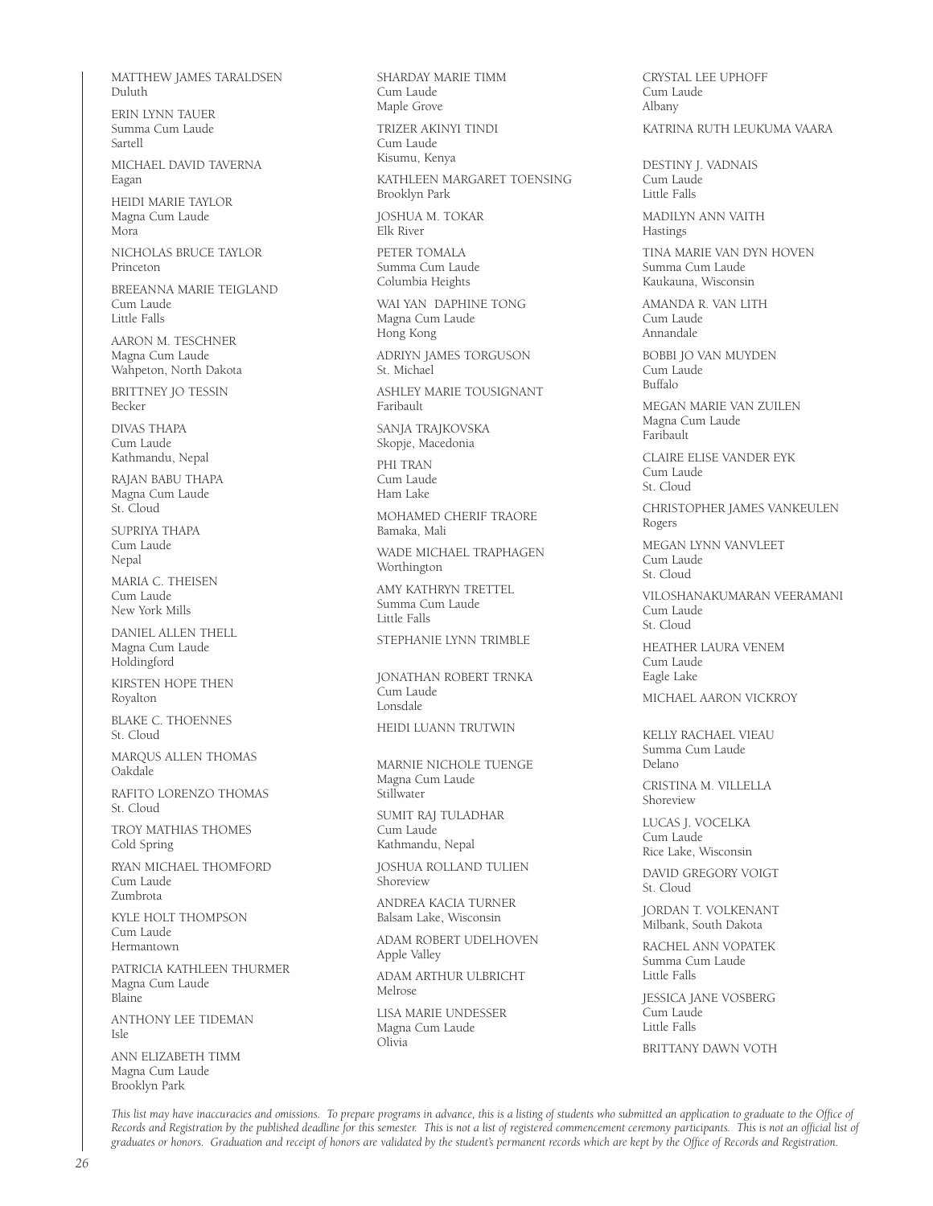MATTHEW JAMES TARALDSEN
Duluth

ERIN LYNN TAUER
Summa Cum Laude
Sartell

MICHAEL DAVID TAVERNA
Eagan

HEIDI MARIE TAYLOR
Magna Cum Laude
Mora

NICHOLAS BRUCE TAYLOR
Princeton

BREEANNA MARIE TEIGLAND
Cum Laude
Little Falls

AARON M. TESCHNER
Magna Cum Laude
Wahpeton, North Dakota

BRITTNEY JO TESSIN
Becker

DIVAS THAPA
Cum Laude
Kathmandu, Nepal

RAJAN BABU THAPA
Magna Cum Laude
St. Cloud

SUPRIYA THAPA
Cum Laude
Nepal

MARIA C. THEISEN
Cum Laude
New York Mills

DANIEL ALLEN THELL
Magna Cum Laude
Holdingford

KIRSTEN HOPE THEN
Royalton

BLAKE C. THOENNES
St. Cloud

MARQUS ALLEN THOMAS
Oakdale

RAFITO LORENZO THOMAS
St. Cloud

TROY MATHIAS THOMES
Cold Spring

RYAN MICHAEL THOMFORD
Cum Laude
Zumbrota

KYLE HOLT THOMPSON
Cum Laude
Hermantown

PATRICIA KATHLEEN THURMER
Magna Cum Laude
Blaine

ANTHONY LEE TIDEMAN
Isle

ANN ELIZABETH TIMM
Magna Cum Laude
Brooklyn Park

SHARDAY MARIE TIMM
Cum Laude
Maple Grove

TRIZER AKINYI TINDI
Cum Laude
Kisumu, Kenya

KATHLEEN MARGARET TOENSING
Brooklyn Park

JOSHUA M. TOKAR
Elk River

PETER TOMALA
Summa Cum Laude
Columbia Heights

WAI YAN DAPHINE TONG
Magna Cum Laude
Hong Kong

ADRIYN JAMES TORGUSON
St. Michael

ASHLEY MARIE TOUSIGNANT
Faribault

SANJA TRAJKOVSKA
Skopje, Macedonia

PHI TRAN
Cum Laude
Ham Lake

MOHAMED CHERIF TRAORE
Bamaka, Mali

WADE MICHAEL TRAPHAGEN
Worthington

AMY KATHRYN TRETTEL
Summa Cum Laude
Little Falls

STEPHANIE LYNN TRIMBLE

JONATHAN ROBERT TRNKA
Cum Laude
Lonsdale

HEIDI LUANN TRUTWIN

MARNIE NICHOLE TUENGE
Magna Cum Laude
Stillwater

SUMIT RAJ TULADHAR
Cum Laude
Kathmandu, Nepal

JOSHUA ROLLAND TULIEN
Shoreview

ANDREA KACIA TURNER
Balsam Lake, Wisconsin

ADAM ROBERT UDELHOVEN
Apple Valley

ADAM ARTHUR ULBRICHT
Melrose

LISA MARIE UNDESSER
Magna Cum Laude
Olivia

CRYSTAL LEE UPHOFF
Cum Laude
Albany

KATRINA RUTH LEUKUMA VAARA

DESTINY J. VADNAIS
Cum Laude
Little Falls

MADILYN ANN VAITH
Hastings

TINA MARIE VAN DYN HOVEN
Summa Cum Laude
Kaukauna, Wisconsin

AMANDA R. VAN LITH
Cum Laude
Annandale

BOBBI JO VAN MUYDEN
Cum Laude
Buffalo

MEGAN MARIE VAN ZUILEN
Magna Cum Laude
Faribault

CLAIRE ELISE VANDER EYK
Cum Laude
St. Cloud

CHRISTOPHER JAMES VANKEULEN
Rogers

MEGAN LYNN VANVLEET
Cum Laude
St. Cloud

VILOSHANAKUMARAN VEERAMANI
Cum Laude
St. Cloud

HEATHER LAURA VENEM
Cum Laude
Eagle Lake

MICHAEL AARON VICKROY

KELLY RACHAEL VIEAU
Summa Cum Laude
Delano

CRISTINA M. VILLELLA
Shoreview

LUCAS J. VOCELKA
Cum Laude
Rice Lake, Wisconsin

DAVID GREGORY VOIGT
St. Cloud

JORDAN T. VOLKENANT
Milbank, South Dakota

RACHEL ANN VOPATEK
Summa Cum Laude
Little Falls

JESSICA JANE VOSBERG
Cum Laude
Little Falls

BRITTANY DAWN VOTH

*This list may have inaccuracies and omissions. To prepare programs in advance, this is a listing of students who submitted an application to graduate to the Office of Records and Registration by the published deadline for this semester. This is not a list of registered commencement ceremony participants. This is not an official list of graduates or honors. Graduation and receipt of honors are validated by the student's permanent records which are kept by the Office of Records and Registration.*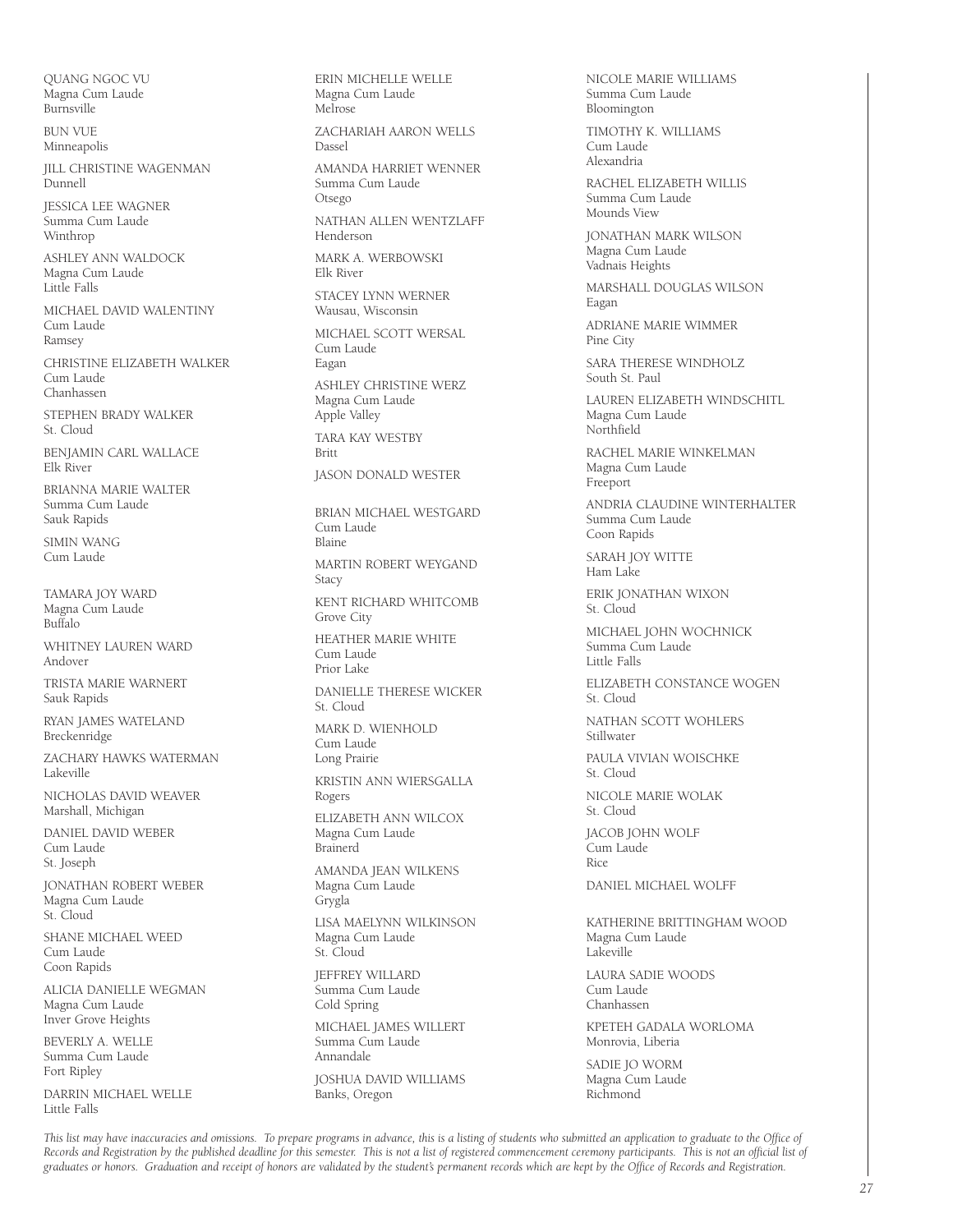QUANG NGOC VU
Magna Cum Laude
Burnsville

BUN VUE
Minneapolis

JILL CHRISTINE WAGENMAN
Dunnell

JESSICA LEE WAGNER
Summa Cum Laude
Winthrop

ASHLEY ANN WALDOCK
Magna Cum Laude
Little Falls

MICHAEL DAVID WALENTINY
Cum Laude
Ramsey

CHRISTINE ELIZABETH WALKER
Cum Laude
Chanhassen

STEPHEN BRADY WALKER
St. Cloud

BENJAMIN CARL WALLACE
Elk River

BRIANNA MARIE WALTER
Summa Cum Laude
Sauk Rapids

SIMIN WANG
Cum Laude

TAMARA JOY WARD
Magna Cum Laude
Buffalo

WHITNEY LAUREN WARD
Andover

TRISTA MARIE WARNERT
Sauk Rapids

RYAN JAMES WATELAND
Breckenridge

ZACHARY HAWKS WATERMAN
Lakeville

NICHOLAS DAVID WEAVER
Marshall, Michigan

DANIEL DAVID WEBER
Cum Laude
St. Joseph

JONATHAN ROBERT WEBER
Magna Cum Laude
St. Cloud

SHANE MICHAEL WEED
Cum Laude
Coon Rapids

ALICIA DANIELLE WEGMAN
Magna Cum Laude
Inver Grove Heights

BEVERLY A. WELLE
Summa Cum Laude
Fort Ripley

DARRIN MICHAEL WELLE
Little Falls

ERIN MICHELLE WELLE
Magna Cum Laude
Melrose

ZACHARIAH AARON WELLS
Dassel

AMANDA HARRIET WENNER
Summa Cum Laude
Otsego

NATHAN ALLEN WENTZLAFF
Henderson

MARK A. WERBOWSKI
Elk River

STACEY LYNN WERNER
Wausau, Wisconsin

MICHAEL SCOTT WERSAL
Cum Laude
Eagan

ASHLEY CHRISTINE WERZ
Magna Cum Laude
Apple Valley

TARA KAY WESTBY
Britt

JASON DONALD WESTER

BRIAN MICHAEL WESTGARD
Cum Laude
Blaine

MARTIN ROBERT WEYGAND
Stacy

KENT RICHARD WHITCOMB
Grove City

HEATHER MARIE WHITE
Cum Laude
Prior Lake

DANIELLE THERESE WICKER
St. Cloud

MARK D. WIENHOLD
Cum Laude
Long Prairie

KRISTIN ANN WIERSGALLA
Rogers

ELIZABETH ANN WILCOX
Magna Cum Laude
Brainerd

AMANDA JEAN WILKENS
Magna Cum Laude
Grygla

LISA MAELYNN WILKINSON
Magna Cum Laude
St. Cloud

JEFFREY WILLARD
Summa Cum Laude
Cold Spring

MICHAEL JAMES WILLERT
Summa Cum Laude
Annandale

JOSHUA DAVID WILLIAMS
Banks, Oregon

NICOLE MARIE WILLIAMS
Summa Cum Laude
Bloomington

TIMOTHY K. WILLIAMS
Cum Laude
Alexandria

RACHEL ELIZABETH WILLIS
Summa Cum Laude
Mounds View

JONATHAN MARK WILSON
Magna Cum Laude
Vadnais Heights

MARSHALL DOUGLAS WILSON
Eagan

ADRIANE MARIE WIMMER
Pine City

SARA THERESE WINDHOLZ
South St. Paul

LAUREN ELIZABETH WINDSCHITL
Magna Cum Laude
Northfield

RACHEL MARIE WINKELMAN
Magna Cum Laude
Freeport

ANDRIA CLAUDINE WINTERHALTER
Summa Cum Laude
Coon Rapids

SARAH JOY WITTE
Ham Lake

ERIK JONATHAN WIXON
St. Cloud

MICHAEL JOHN WOCHNICK
Summa Cum Laude
Little Falls

ELIZABETH CONSTANCE WOGEN
St. Cloud

NATHAN SCOTT WOHLERS
Stillwater

PAULA VIVIAN WOISCHKE
St. Cloud

NICOLE MARIE WOLAK
St. Cloud

JACOB JOHN WOLF
Cum Laude
Rice

DANIEL MICHAEL WOLFF

KATHERINE BRITTINGHAM WOOD
Magna Cum Laude
Lakeville

LAURA SADIE WOODS
Cum Laude
Chanhassen

KPETEH GADALA WORLOMA
Monrovia, Liberia

SADIE JO WORM
Magna Cum Laude
Richmond

*This list may have inaccuracies and omissions. To prepare programs in advance, this is a listing of students who submitted an application to graduate to the Office of Records and Registration by the published deadline for this semester. This is not a list of registered commencement ceremony participants. This is not an official list of graduates or honors. Graduation and receipt of honors are validated by the student's permanent records which are kept by the Office of Records and Registration.*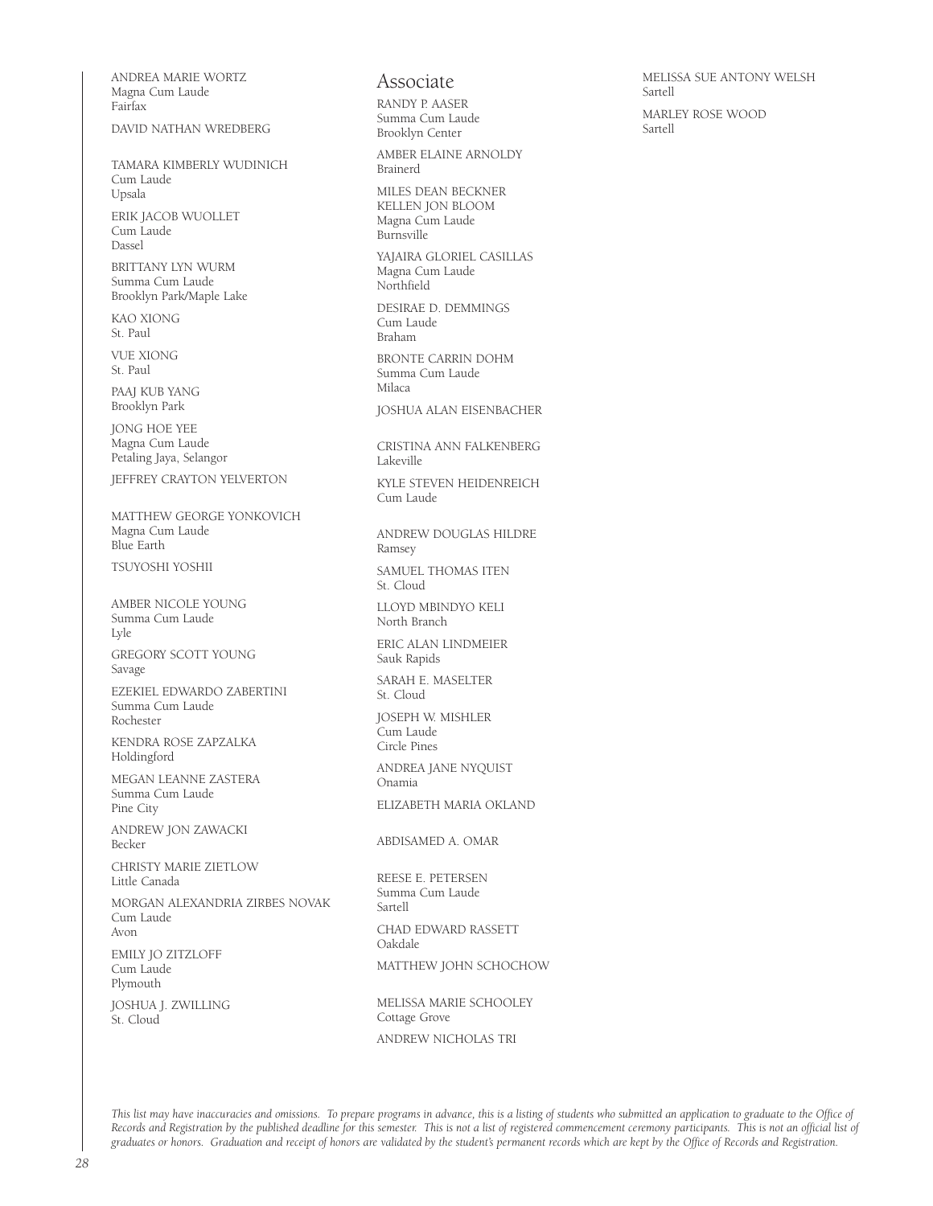ANDREA MARIE WORTZ
Magna Cum Laude
Fairfax

DAVID NATHAN WREDBERG

TAMARA KIMBERLY WUDINICH
Cum Laude
Upsala

ERIK JACOB WUOLLET
Cum Laude
Dassel

BRITTANY LYN WURM
Summa Cum Laude
Brooklyn Park/Maple Lake

KAO XIONG
St. Paul

VUE XIONG
St. Paul

PAAJ KUB YANG
Brooklyn Park

JONG HOE YEE
Magna Cum Laude
Petaling Jaya, Selangor

JEFFREY CRAYTON YELVERTON

MATTHEW GEORGE YONKOVICH
Magna Cum Laude
Blue Earth

TSUYOSHI YOSHII

AMBER NICOLE YOUNG
Summa Cum Laude
Lyle

GREGORY SCOTT YOUNG
Savage

EZEKIEL EDWARDO ZABERTINI
Summa Cum Laude
Rochester

KENDRA ROSE ZAPZALKA
Holdingford

MEGAN LEANNE ZASTERA
Summa Cum Laude
Pine City

ANDREW JON ZAWACKI
Becker

CHRISTY MARIE ZIETLOW
Little Canada

MORGAN ALEXANDRIA ZIRBES NOVAK
Cum Laude
Avon

EMILY JO ZITZLOFF
Cum Laude
Plymouth

JOSHUA J. ZWILLING
St. Cloud

## Associate

RANDY P. AASER
Summa Cum Laude
Brooklyn Center

AMBER ELAINE ARNOLDY
Brainerd

MILES DEAN BECKNER

KELLEN JON BLOOM
Magna Cum Laude
Burnsville

YAJAIRA GLORIEL CASILLAS
Magna Cum Laude
Northfield

DESIRAE D. DEMMINGS
Cum Laude
Braham

BRONTE CARRIN DOHM
Summa Cum Laude
Milaca

JOSHUA ALAN EISENBACHER

CRISTINA ANN FALKENBERG
Lakeville

KYLE STEVEN HEIDENREICH
Cum Laude

ANDREW DOUGLAS HILDRE
Ramsey

SAMUEL THOMAS ITEN
St. Cloud

LLOYD MBINDYO KELI
North Branch

ERIC ALAN LINDMEIER
Sauk Rapids

SARAH E. MASELTER
St. Cloud

JOSEPH W. MISHLER
Cum Laude
Circle Pines

ANDREA JANE NYQUIST
Onamia

ELIZABETH MARIA OKLAND

ABDISAMED A. OMAR

REESE E. PETERSEN
Summa Cum Laude
Sartell

CHAD EDWARD RASSETT
Oakdale

MATTHEW JOHN SCHOCHOW

MELISSA MARIE SCHOOLEY
Cottage Grove

ANDREW NICHOLAS TRI

MELISSA SUE ANTONY WELSH
Sartell

MARLEY ROSE WOOD
Sartell

*This list may have inaccuracies and omissions. To prepare programs in advance, this is a listing of students who submitted an application to graduate to the Office of Records and Registration by the published deadline for this semester. This is not a list of registered commencement ceremony participants. This is not an official list of graduates or honors. Graduation and receipt of honors are validated by the student's permanent records which are kept by the Office of Records and Registration.*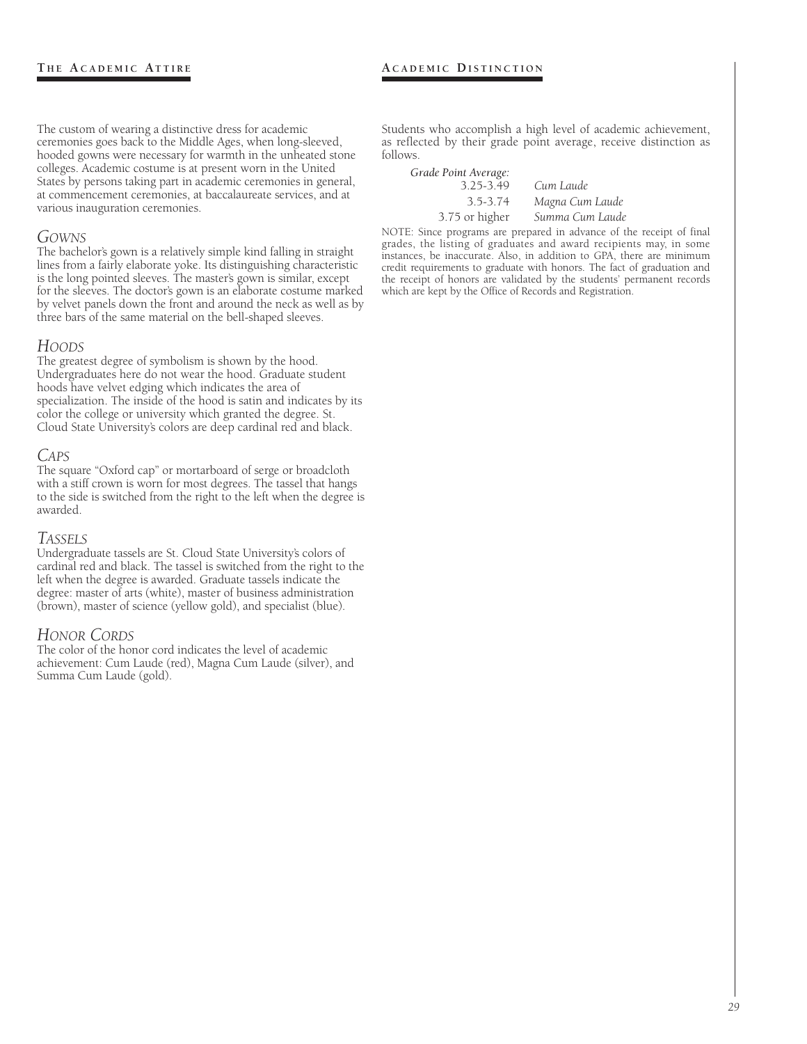## The Academic Attire

The custom of wearing a distinctive dress for academic ceremonies goes back to the Middle Ages, when long-sleeved, hooded gowns were necessary for warmth in the unheated stone colleges. Academic costume is at present worn in the United States by persons taking part in academic ceremonies in general, at commencement ceremonies, at baccalaureate services, and at various inauguration ceremonies.

### *Gowns*

The bachelor's gown is a relatively simple kind falling in straight lines from a fairly elaborate yoke. Its distinguishing characteristic is the long pointed sleeves. The master's gown is similar, except for the sleeves. The doctor's gown is an elaborate costume marked by velvet panels down the front and around the neck as well as by three bars of the same material on the bell-shaped sleeves.

### *Hoods*

The greatest degree of symbolism is shown by the hood. Undergraduates here do not wear the hood. Graduate student hoods have velvet edging which indicates the area of specialization. The inside of the hood is satin and indicates by its color the college or university which granted the degree. St. Cloud State University's colors are deep cardinal red and black.

### *Caps*

The square "Oxford cap" or mortarboard of serge or broadcloth with a stiff crown is worn for most degrees. The tassel that hangs to the side is switched from the right to the left when the degree is awarded.

### *Tassels*

Undergraduate tassels are St. Cloud State University's colors of cardinal red and black. The tassel is switched from the right to the left when the degree is awarded. Graduate tassels indicate the degree: master of arts (white), master of business administration (brown), master of science (yellow gold), and specialist (blue).

### *Honor Cords*

The color of the honor cord indicates the level of academic achievement: Cum Laude (red), Magna Cum Laude (silver), and Summa Cum Laude (gold).

## Academic Distinction

Students who accomplish a high level of academic achievement, as reflected by their grade point average, receive distinction as follows.

| *Grade Point Average:* | |
|---|---|
| 3.25-3.49 | *Cum Laude* |
| 3.5-3.74 | *Magna Cum Laude* |
| 3.75 or higher | *Summa Cum Laude* |

NOTE: Since programs are prepared in advance of the receipt of final grades, the listing of graduates and award recipients may, in some instances, be inaccurate. Also, in addition to GPA, there are minimum credit requirements to graduate with honors. The fact of graduation and the receipt of honors are validated by the students' permanent records which are kept by the Office of Records and Registration.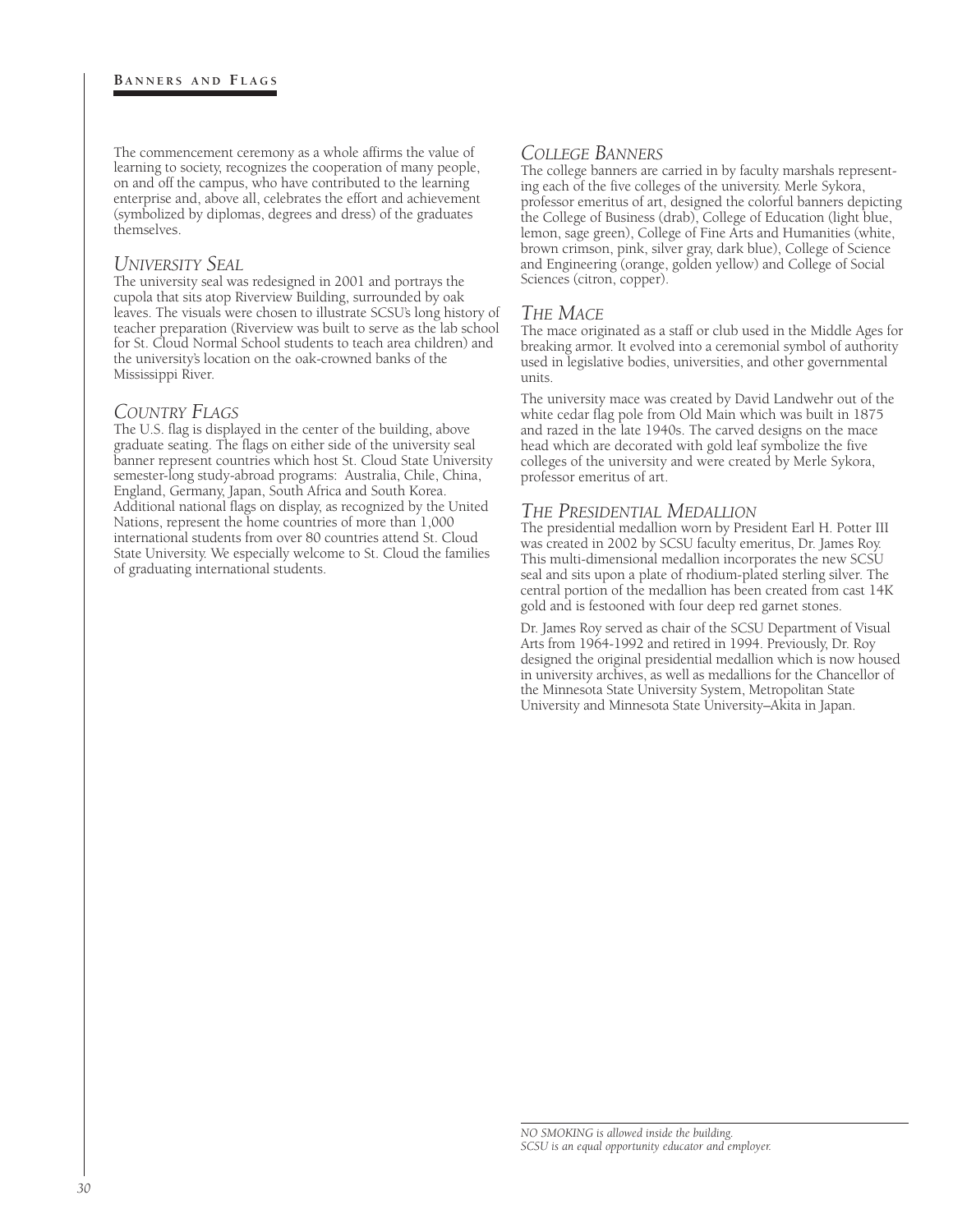The commencement ceremony as a whole affirms the value of learning to society, recognizes the cooperation of many people, on and off the campus, who have contributed to the learning enterprise and, above all, celebrates the effort and achievement (symbolized by diplomas, degrees and dress) of the graduates themselves.

## *University Seal*

The university seal was redesigned in 2001 and portrays the cupola that sits atop Riverview Building, surrounded by oak leaves. The visuals were chosen to illustrate SCSU's long history of teacher preparation (Riverview was built to serve as the lab school for St. Cloud Normal School students to teach area children) and the university's location on the oak-crowned banks of the Mississippi River.

## *Country Flags*

The U.S. flag is displayed in the center of the building, above graduate seating. The flags on either side of the university seal banner represent countries which host St. Cloud State University semester-long study-abroad programs: Australia, Chile, China, England, Germany, Japan, South Africa and South Korea. Additional national flags on display, as recognized by the United Nations, represent the home countries of more than 1,000 international students from over 80 countries attend St. Cloud State University. We especially welcome to St. Cloud the families of graduating international students.

## *College Banners*

The college banners are carried in by faculty marshals representing each of the five colleges of the university. Merle Sykora, professor emeritus of art, designed the colorful banners depicting the College of Business (drab), College of Education (light blue, lemon, sage green), College of Fine Arts and Humanities (white, brown crimson, pink, silver gray, dark blue), College of Science and Engineering (orange, golden yellow) and College of Social Sciences (citron, copper).

## *The Mace*

The mace originated as a staff or club used in the Middle Ages for breaking armor. It evolved into a ceremonial symbol of authority used in legislative bodies, universities, and other governmental units.

The university mace was created by David Landwehr out of the white cedar flag pole from Old Main which was built in 1875 and razed in the late 1940s. The carved designs on the mace head which are decorated with gold leaf symbolize the five colleges of the university and were created by Merle Sykora, professor emeritus of art.

## *The Presidential Medallion*

The presidential medallion worn by President Earl H. Potter III was created in 2002 by SCSU faculty emeritus, Dr. James Roy. This multi-dimensional medallion incorporates the new SCSU seal and sits upon a plate of rhodium-plated sterling silver. The central portion of the medallion has been created from cast 14K gold and is festooned with four deep red garnet stones.

Dr. James Roy served as chair of the SCSU Department of Visual Arts from 1964-1992 and retired in 1994. Previously, Dr. Roy designed the original presidential medallion which is now housed in university archives, as well as medallions for the Chancellor of the Minnesota State University System, Metropolitan State University and Minnesota State University–Akita in Japan.

*NO SMOKING is allowed inside the building.*
*SCSU is an equal opportunity educator and employer.*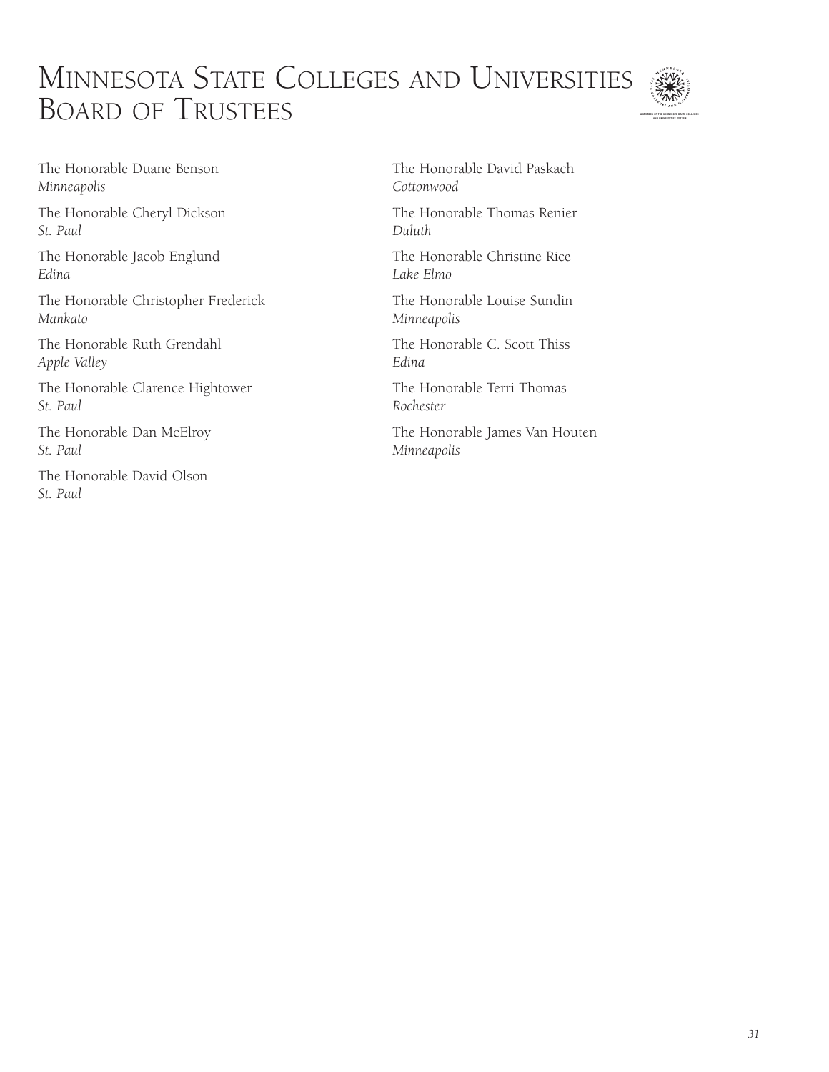# Minnesota State Colleges and Universities Board of Trustees

The Honorable Duane Benson
*Minneapolis*

The Honorable Cheryl Dickson
*St. Paul*

The Honorable Jacob Englund
*Edina*

The Honorable Christopher Frederick
*Mankato*

The Honorable Ruth Grendahl
*Apple Valley*

The Honorable Clarence Hightower
*St. Paul*

The Honorable Dan McElroy
*St. Paul*

The Honorable David Olson
*St. Paul*

The Honorable David Paskach
*Cottonwood*

The Honorable Thomas Renier
*Duluth*

The Honorable Christine Rice
*Lake Elmo*

The Honorable Louise Sundin
*Minneapolis*

The Honorable C. Scott Thiss
*Edina*

The Honorable Terri Thomas
*Rochester*

The Honorable James Van Houten
*Minneapolis*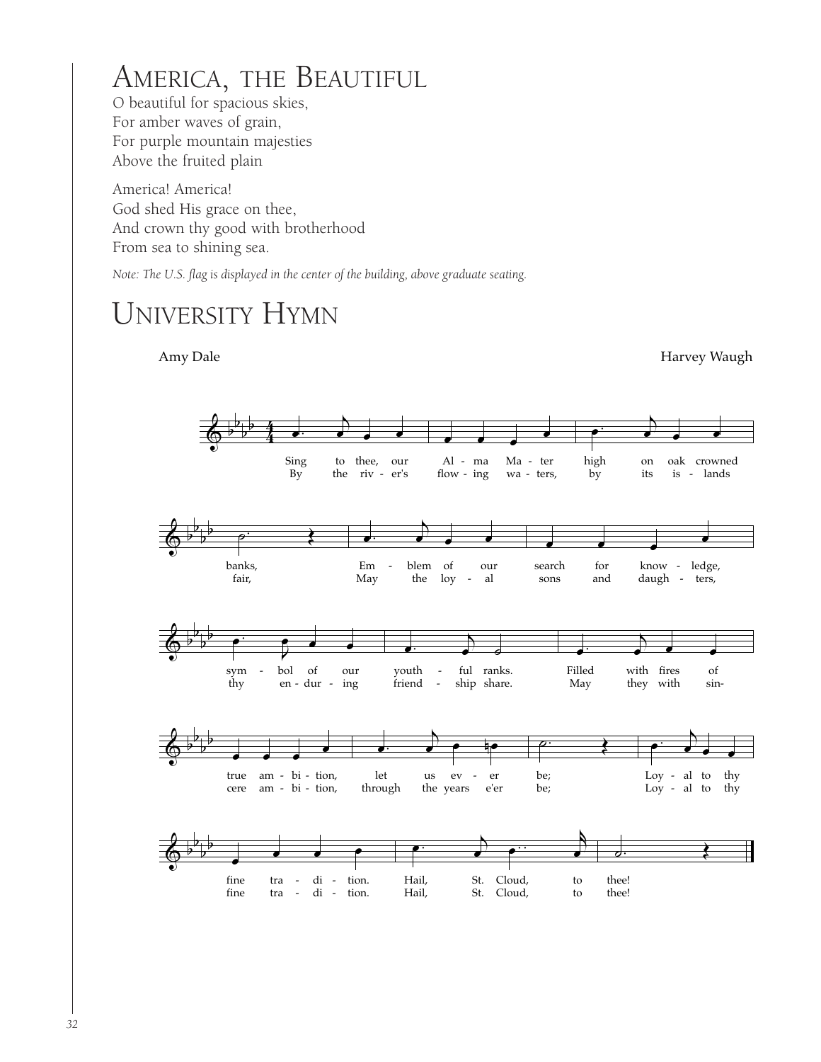# America, the Beautiful

O beautiful for spacious skies,
For amber waves of grain,
For purple mountain majesties
Above the fruited plain

America! America!
God shed His grace on thee,
And crown thy good with brotherhood
From sea to shining sea.

*Note: The U.S. flag is displayed in the center of the building, above graduate seating.*

# University Hymn

Amy Dale

Harvey Waugh

Sing to thee, our Alma Mater high on oak crowned banks,
Emblem of our search for knowledge, symbol of our youthful ranks.
Filled with fires of true ambition, let us ever be;
Loyal to thy fine tradition. Hail, St. Cloud, to thee!

By the river's flowing waters, by its islands fair,
May the loyal sons and daughters, thy enduring friendship share.
May they with sincere ambition, through the years e'er be;
Loyal to thy fine tradition. Hail, St. Cloud, to thee!